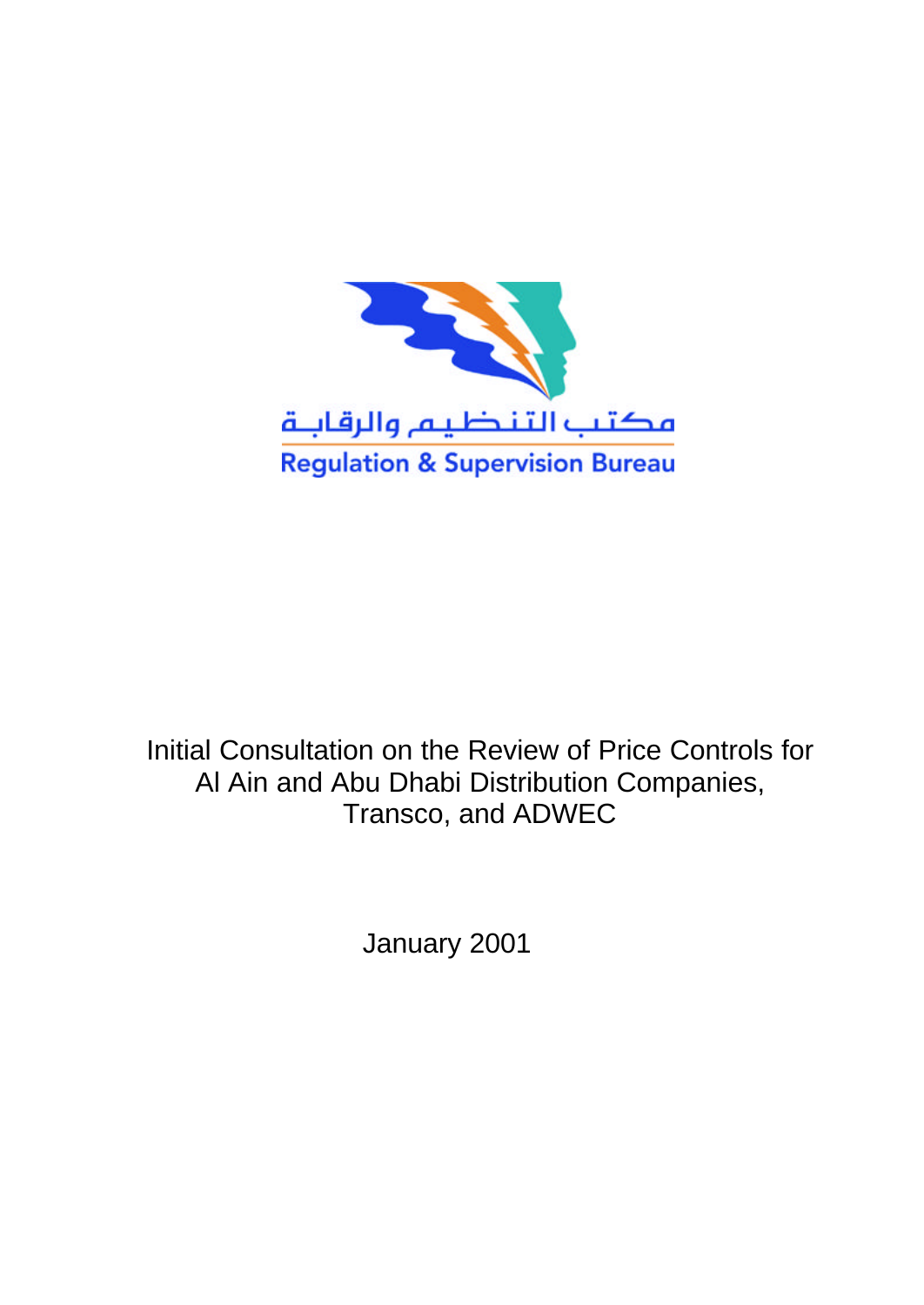مكتب التنظيم والرقابة

Regulation & Supervision Bureau

# Initial Consultation on the Review of Price Controls for Al Ain and Abu Dhabi Distribution Companies, Transco, and ADWEC

January 2001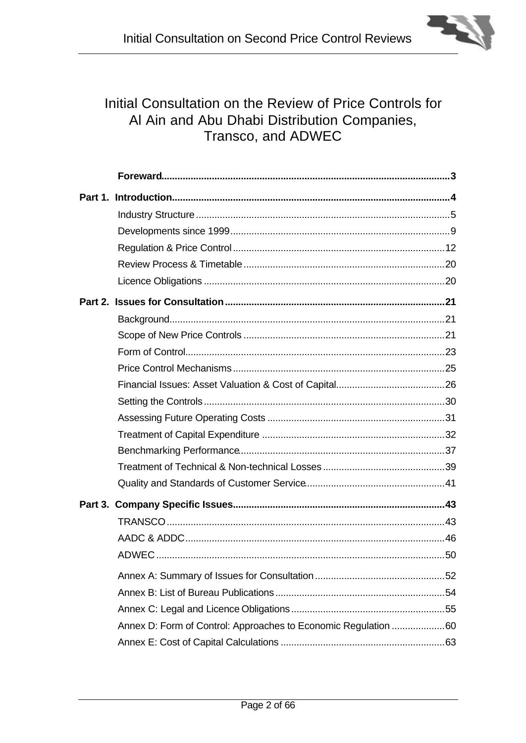# Initial Consultation on the Review of Price Controls for Al Ain and Abu Dhabi Distribution Companies, Transco, and ADWEC

**Foreward** ........................................................................................................ **3**

**Part 1. Introduction** ........................................................................................ **4**

- Industry Structure ........................................................................................ 5
- Developments since 1999 ............................................................................ 9
- Regulation & Price Control ......................................................................... 12
- Review Process & Timetable ...................................................................... 20
- Licence Obligations ..................................................................................... 20

**Part 2. Issues for Consultation** ..................................................................... **21**

- Background .................................................................................................. 21
- Scope of New Price Controls ...................................................................... 21
- Form of Control ............................................................................................ 23
- Price Control Mechanisms .......................................................................... 25
- Financial Issues: Asset Valuation & Cost of Capital .................................... 26
- Setting the Controls ..................................................................................... 30
- Assessing Future Operating Costs .............................................................. 31
- Treatment of Capital Expenditure ............................................................... 32
- Benchmarking Performance ........................................................................ 37
- Treatment of Technical & Non-technical Losses ......................................... 39
- Quality and Standards of Customer Service ................................................ 41

**Part 3. Company Specific Issues** .................................................................. **43**

- TRANSCO .................................................................................................... 43
- AADC & ADDC ............................................................................................ 46
- ADWEC ........................................................................................................ 50
- Annex A: Summary of Issues for Consultation ............................................ 52
- Annex B: List of Bureau Publications .......................................................... 54
- Annex C: Legal and Licence Obligations ..................................................... 55
- Annex D: Form of Control: Approaches to Economic Regulation ................ 60
- Annex E: Cost of Capital Calculations ......................................................... 63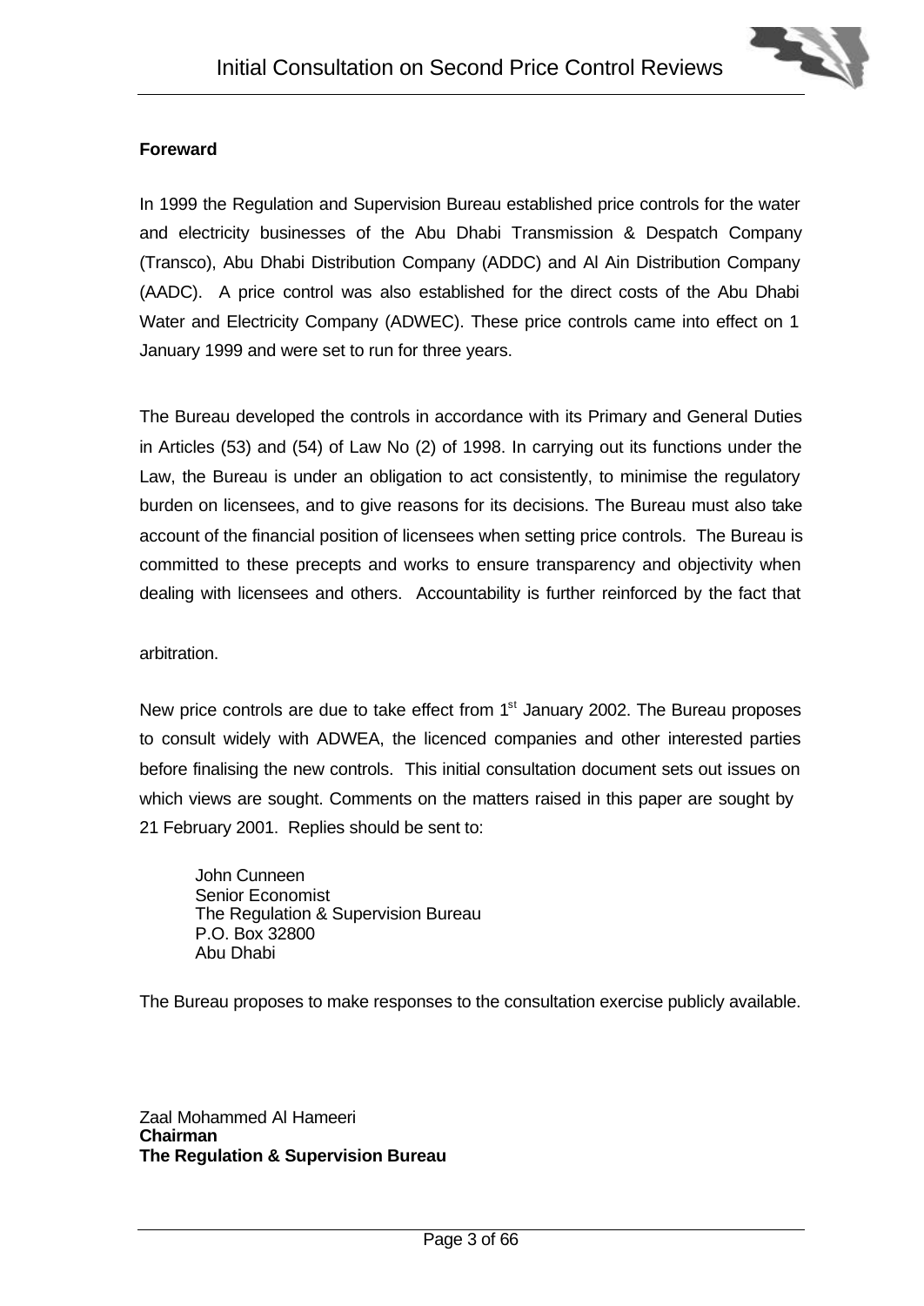**Foreward**

In 1999 the Regulation and Supervision Bureau established price controls for the water and electricity businesses of the Abu Dhabi Transmission & Despatch Company (Transco), Abu Dhabi Distribution Company (ADDC) and Al Ain Distribution Company (AADC). A price control was also established for the direct costs of the Abu Dhabi Water and Electricity Company (ADWEC). These price controls came into effect on 1 January 1999 and were set to run for three years.

The Bureau developed the controls in accordance with its Primary and General Duties in Articles (53) and (54) of Law No (2) of 1998. In carrying out its functions under the Law, the Bureau is under an obligation to act consistently, to minimise the regulatory burden on licensees, and to give reasons for its decisions. The Bureau must also take account of the financial position of licensees when setting price controls. The Bureau is committed to these precepts and works to ensure transparency and objectivity when dealing with licensees and others. Accountability is further reinforced by the fact that

arbitration.

New price controls are due to take effect from 1st January 2002. The Bureau proposes to consult widely with ADWEA, the licenced companies and other interested parties before finalising the new controls. This initial consultation document sets out issues on which views are sought. Comments on the matters raised in this paper are sought by 21 February 2001. Replies should be sent to:

John Cunneen  
Senior Economist  
The Regulation & Supervision Bureau  
P.O. Box 32800  
Abu Dhabi

The Bureau proposes to make responses to the consultation exercise publicly available.

Zaal Mohammed Al Hameeri  
**Chairman**  
**The Regulation & Supervision Bureau**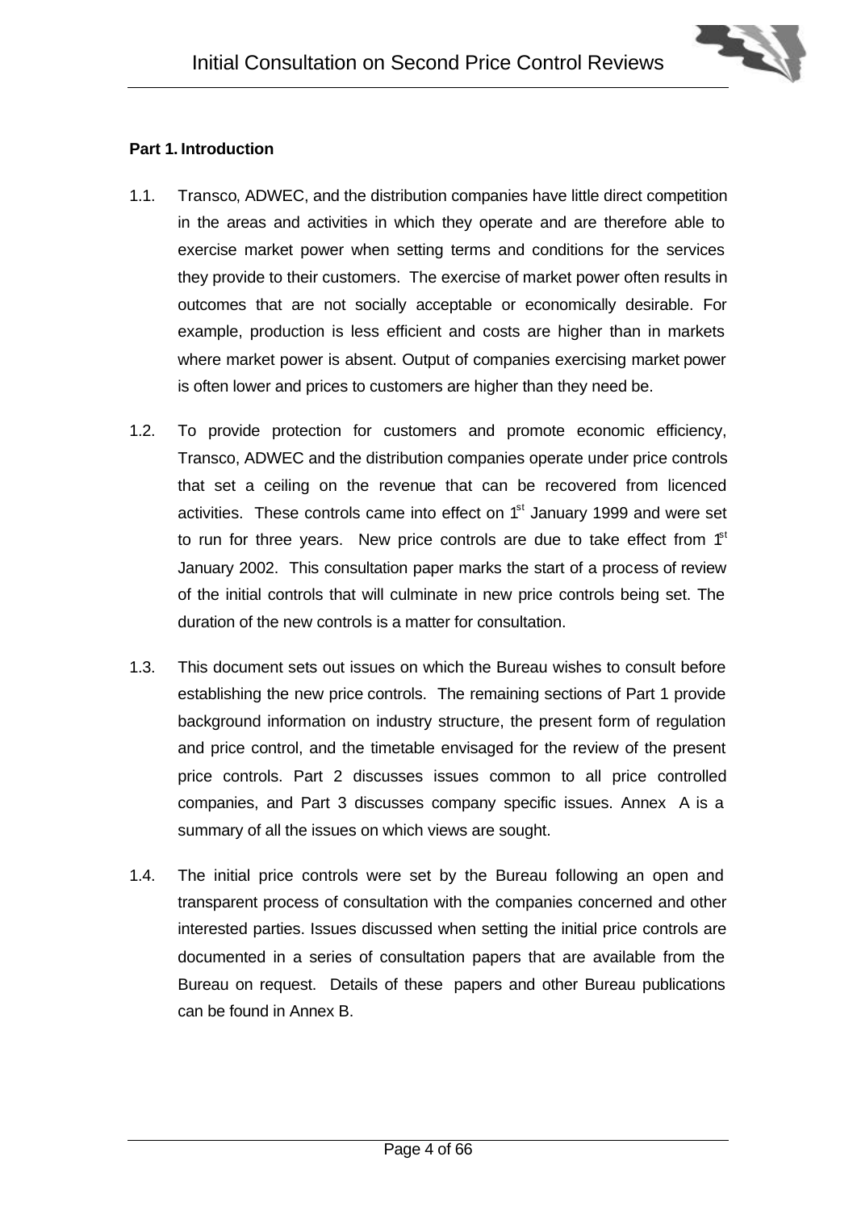**Part 1. Introduction**

1.1. Transco, ADWEC, and the distribution companies have little direct competition in the areas and activities in which they operate and are therefore able to exercise market power when setting terms and conditions for the services they provide to their customers. The exercise of market power often results in outcomes that are not socially acceptable or economically desirable. For example, production is less efficient and costs are higher than in markets where market power is absent. Output of companies exercising market power is often lower and prices to customers are higher than they need be.

1.2. To provide protection for customers and promote economic efficiency, Transco, ADWEC and the distribution companies operate under price controls that set a ceiling on the revenue that can be recovered from licenced activities. These controls came into effect on 1st January 1999 and were set to run for three years. New price controls are due to take effect from 1st January 2002. This consultation paper marks the start of a process of review of the initial controls that will culminate in new price controls being set. The duration of the new controls is a matter for consultation.

1.3. This document sets out issues on which the Bureau wishes to consult before establishing the new price controls. The remaining sections of Part 1 provide background information on industry structure, the present form of regulation and price control, and the timetable envisaged for the review of the present price controls. Part 2 discusses issues common to all price controlled companies, and Part 3 discusses company specific issues. Annex A is a summary of all the issues on which views are sought.

1.4. The initial price controls were set by the Bureau following an open and transparent process of consultation with the companies concerned and other interested parties. Issues discussed when setting the initial price controls are documented in a series of consultation papers that are available from the Bureau on request. Details of these papers and other Bureau publications can be found in Annex B.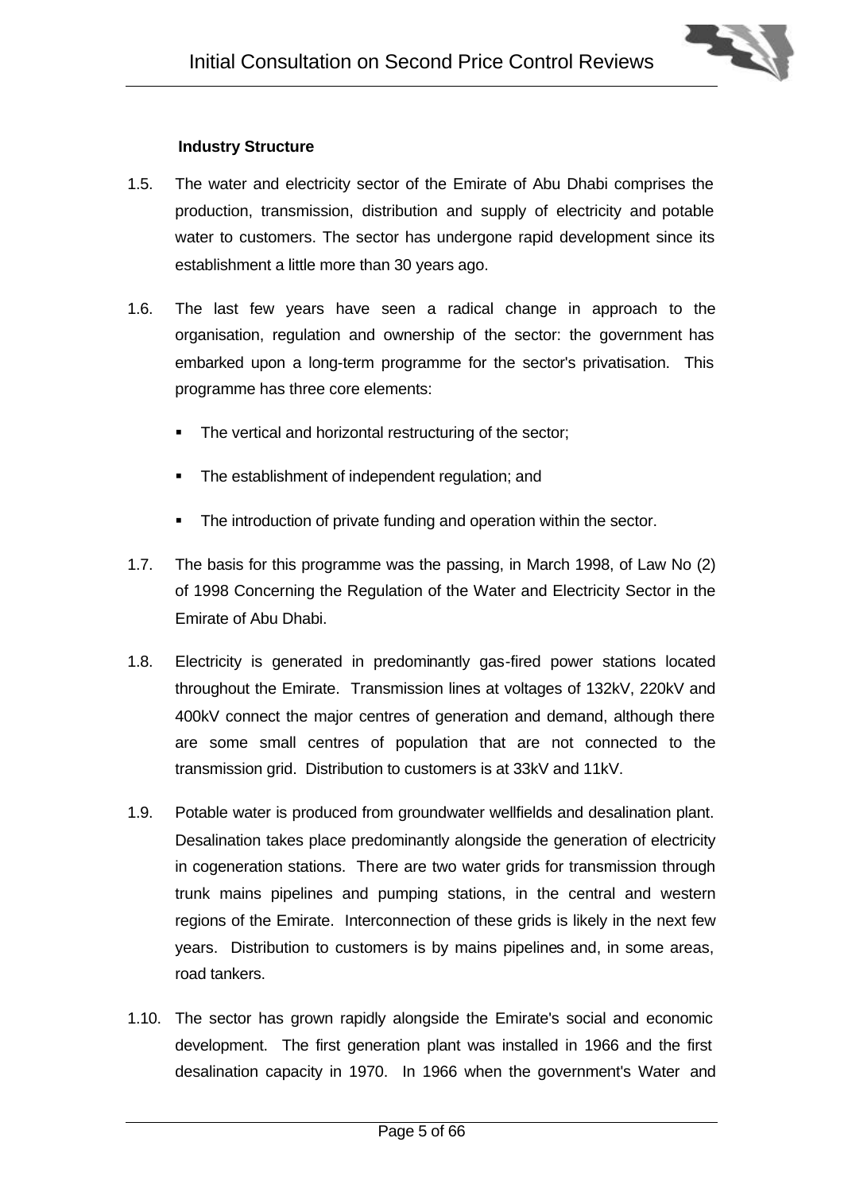### Industry Structure

1.5. The water and electricity sector of the Emirate of Abu Dhabi comprises the production, transmission, distribution and supply of electricity and potable water to customers. The sector has undergone rapid development since its establishment a little more than 30 years ago.

1.6. The last few years have seen a radical change in approach to the organisation, regulation and ownership of the sector: the government has embarked upon a long-term programme for the sector's privatisation. This programme has three core elements:

- The vertical and horizontal restructuring of the sector;
- The establishment of independent regulation; and
- The introduction of private funding and operation within the sector.

1.7. The basis for this programme was the passing, in March 1998, of Law No (2) of 1998 Concerning the Regulation of the Water and Electricity Sector in the Emirate of Abu Dhabi.

1.8. Electricity is generated in predominantly gas-fired power stations located throughout the Emirate. Transmission lines at voltages of 132kV, 220kV and 400kV connect the major centres of generation and demand, although there are some small centres of population that are not connected to the transmission grid. Distribution to customers is at 33kV and 11kV.

1.9. Potable water is produced from groundwater wellfields and desalination plant. Desalination takes place predominantly alongside the generation of electricity in cogeneration stations. There are two water grids for transmission through trunk mains pipelines and pumping stations, in the central and western regions of the Emirate. Interconnection of these grids is likely in the next few years. Distribution to customers is by mains pipelines and, in some areas, road tankers.

1.10. The sector has grown rapidly alongside the Emirate's social and economic development. The first generation plant was installed in 1966 and the first desalination capacity in 1970. In 1966 when the government's Water and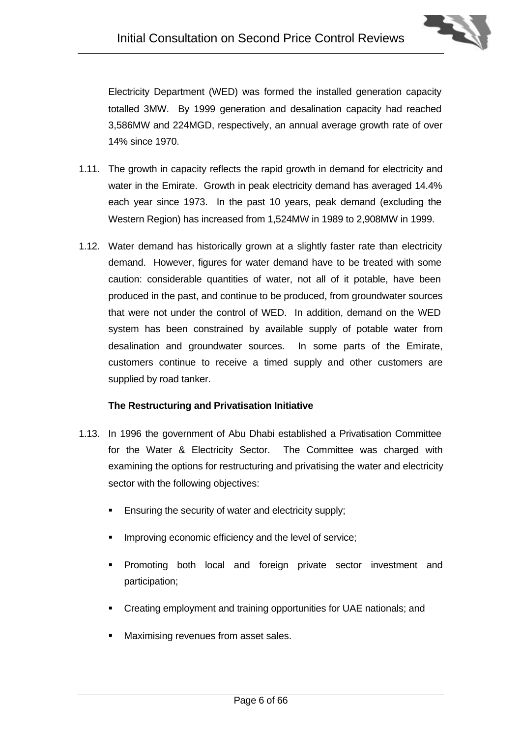Electricity Department (WED) was formed the installed generation capacity totalled 3MW. By 1999 generation and desalination capacity had reached 3,586MW and 224MGD, respectively, an annual average growth rate of over 14% since 1970.

1.11. The growth in capacity reflects the rapid growth in demand for electricity and water in the Emirate. Growth in peak electricity demand has averaged 14.4% each year since 1973. In the past 10 years, peak demand (excluding the Western Region) has increased from 1,524MW in 1989 to 2,908MW in 1999.

1.12. Water demand has historically grown at a slightly faster rate than electricity demand. However, figures for water demand have to be treated with some caution: considerable quantities of water, not all of it potable, have been produced in the past, and continue to be produced, from groundwater sources that were not under the control of WED. In addition, demand on the WED system has been constrained by available supply of potable water from desalination and groundwater sources. In some parts of the Emirate, customers continue to receive a timed supply and other customers are supplied by road tanker.

**The Restructuring and Privatisation Initiative**

1.13. In 1996 the government of Abu Dhabi established a Privatisation Committee for the Water & Electricity Sector. The Committee was charged with examining the options for restructuring and privatising the water and electricity sector with the following objectives:

- Ensuring the security of water and electricity supply;
- Improving economic efficiency and the level of service;
- Promoting both local and foreign private sector investment and participation;
- Creating employment and training opportunities for UAE nationals; and
- Maximising revenues from asset sales.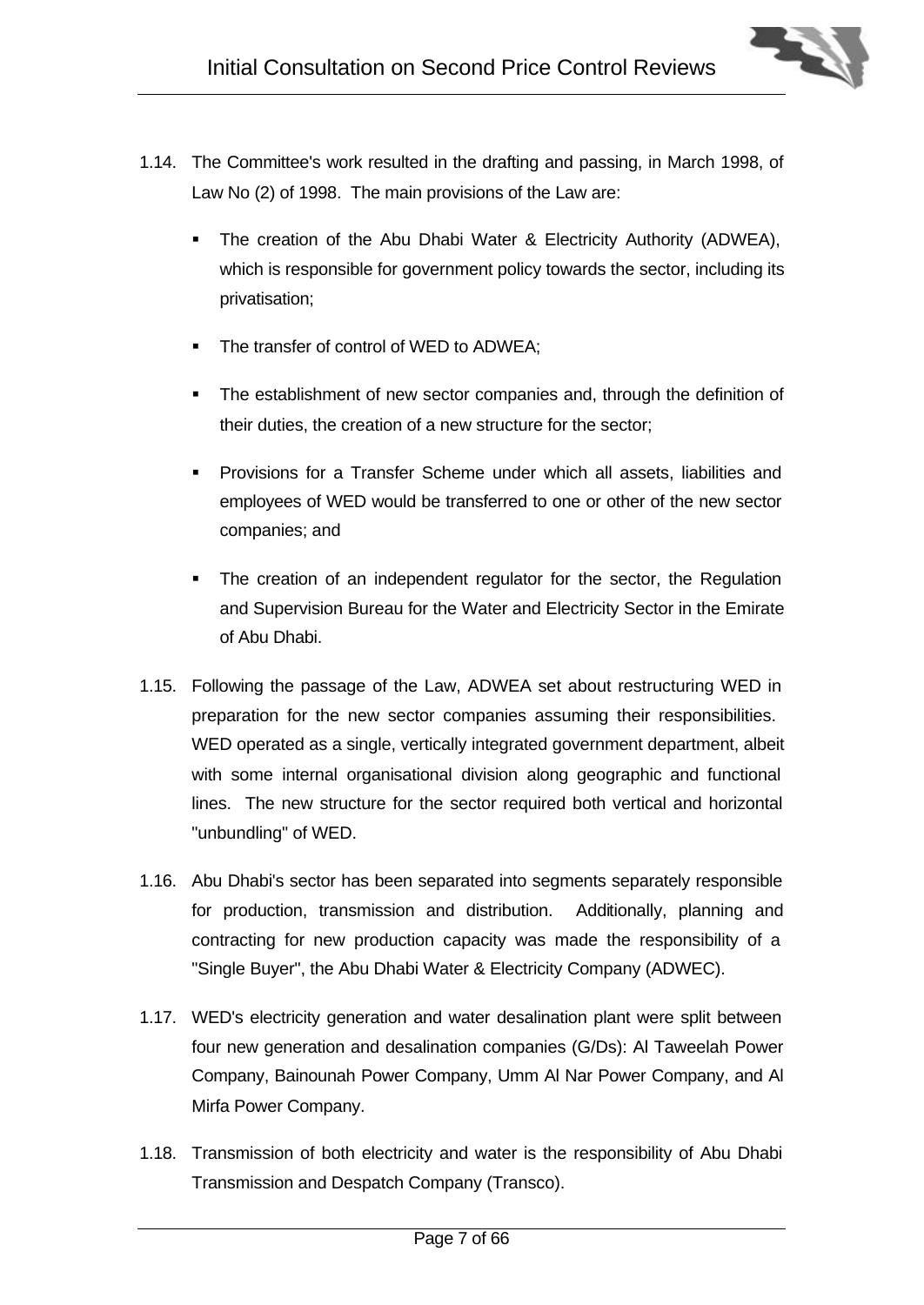1.14. The Committee's work resulted in the drafting and passing, in March 1998, of Law No (2) of 1998. The main provisions of the Law are:

- The creation of the Abu Dhabi Water & Electricity Authority (ADWEA), which is responsible for government policy towards the sector, including its privatisation;
- The transfer of control of WED to ADWEA;
- The establishment of new sector companies and, through the definition of their duties, the creation of a new structure for the sector;
- Provisions for a Transfer Scheme under which all assets, liabilities and employees of WED would be transferred to one or other of the new sector companies; and
- The creation of an independent regulator for the sector, the Regulation and Supervision Bureau for the Water and Electricity Sector in the Emirate of Abu Dhabi.

1.15. Following the passage of the Law, ADWEA set about restructuring WED in preparation for the new sector companies assuming their responsibilities. WED operated as a single, vertically integrated government department, albeit with some internal organisational division along geographic and functional lines. The new structure for the sector required both vertical and horizontal "unbundling" of WED.

1.16. Abu Dhabi's sector has been separated into segments separately responsible for production, transmission and distribution. Additionally, planning and contracting for new production capacity was made the responsibility of a "Single Buyer", the Abu Dhabi Water & Electricity Company (ADWEC).

1.17. WED's electricity generation and water desalination plant were split between four new generation and desalination companies (G/Ds): Al Taweelah Power Company, Bainounah Power Company, Umm Al Nar Power Company, and Al Mirfa Power Company.

1.18. Transmission of both electricity and water is the responsibility of Abu Dhabi Transmission and Despatch Company (Transco).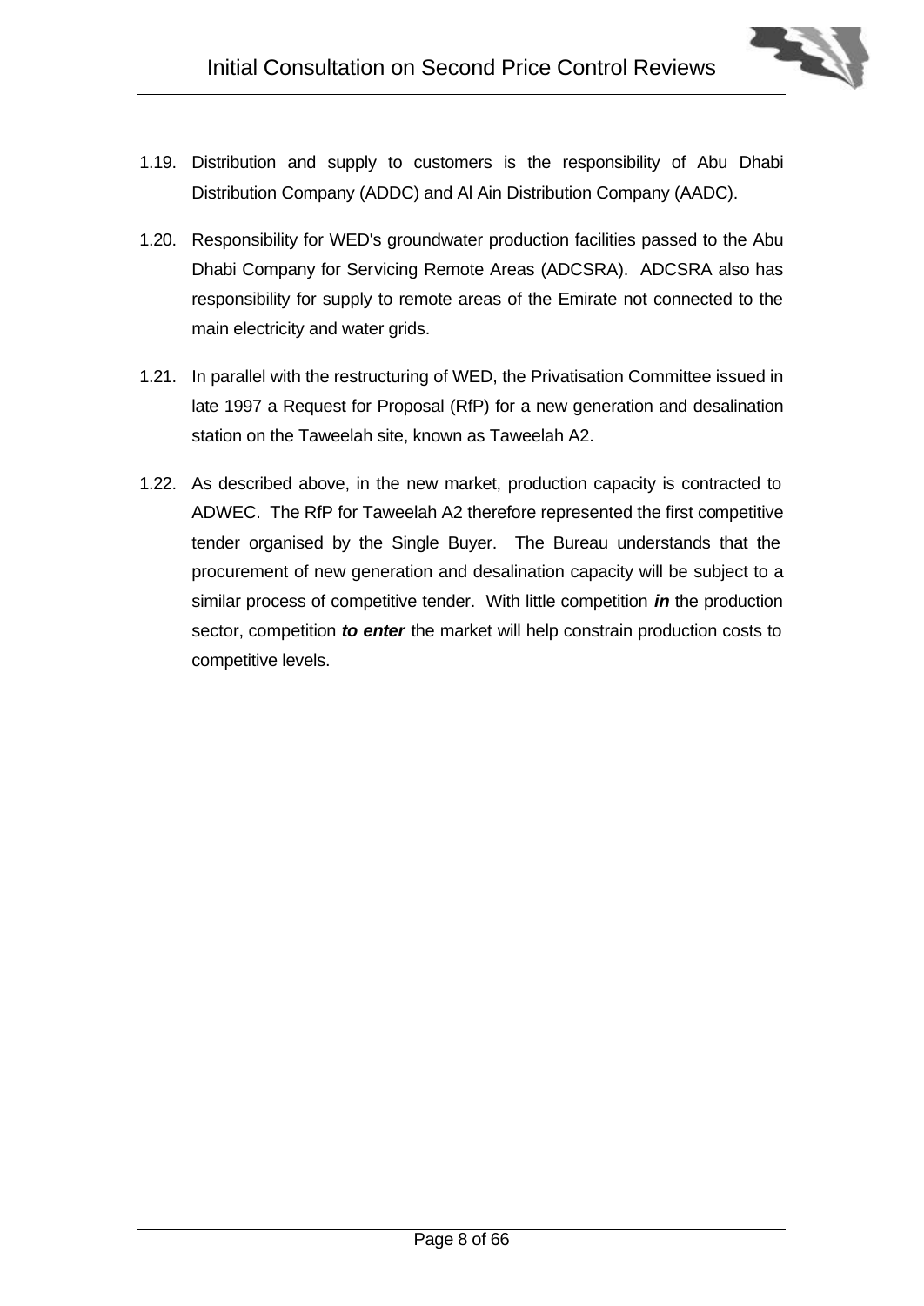1.19. Distribution and supply to customers is the responsibility of Abu Dhabi Distribution Company (ADDC) and Al Ain Distribution Company (AADC).

1.20. Responsibility for WED's groundwater production facilities passed to the Abu Dhabi Company for Servicing Remote Areas (ADCSRA). ADCSRA also has responsibility for supply to remote areas of the Emirate not connected to the main electricity and water grids.

1.21. In parallel with the restructuring of WED, the Privatisation Committee issued in late 1997 a Request for Proposal (RfP) for a new generation and desalination station on the Taweelah site, known as Taweelah A2.

1.22. As described above, in the new market, production capacity is contracted to ADWEC. The RfP for Taweelah A2 therefore represented the first competitive tender organised by the Single Buyer. The Bureau understands that the procurement of new generation and desalination capacity will be subject to a similar process of competitive tender. With little competition ***in*** the production sector, competition ***to enter*** the market will help constrain production costs to competitive levels.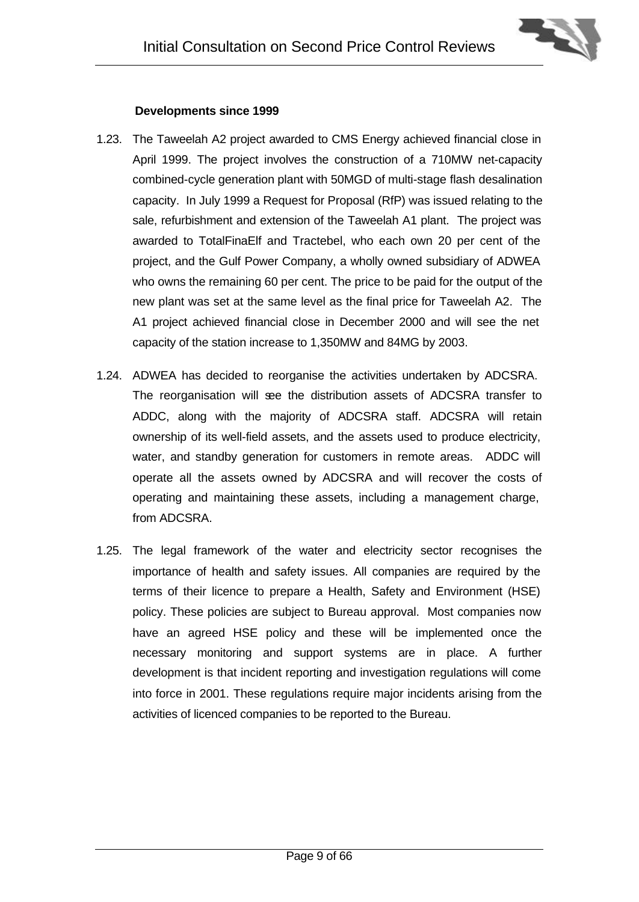**Developments since 1999**

1.23. The Taweelah A2 project awarded to CMS Energy achieved financial close in April 1999. The project involves the construction of a 710MW net-capacity combined-cycle generation plant with 50MGD of multi-stage flash desalination capacity. In July 1999 a Request for Proposal (RfP) was issued relating to the sale, refurbishment and extension of the Taweelah A1 plant. The project was awarded to TotalFinaElf and Tractebel, who each own 20 per cent of the project, and the Gulf Power Company, a wholly owned subsidiary of ADWEA who owns the remaining 60 per cent. The price to be paid for the output of the new plant was set at the same level as the final price for Taweelah A2. The A1 project achieved financial close in December 2000 and will see the net capacity of the station increase to 1,350MW and 84MG by 2003.

1.24. ADWEA has decided to reorganise the activities undertaken by ADCSRA. The reorganisation will see the distribution assets of ADCSRA transfer to ADDC, along with the majority of ADCSRA staff. ADCSRA will retain ownership of its well-field assets, and the assets used to produce electricity, water, and standby generation for customers in remote areas. ADDC will operate all the assets owned by ADCSRA and will recover the costs of operating and maintaining these assets, including a management charge, from ADCSRA.

1.25. The legal framework of the water and electricity sector recognises the importance of health and safety issues. All companies are required by the terms of their licence to prepare a Health, Safety and Environment (HSE) policy. These policies are subject to Bureau approval. Most companies now have an agreed HSE policy and these will be implemented once the necessary monitoring and support systems are in place. A further development is that incident reporting and investigation regulations will come into force in 2001. These regulations require major incidents arising from the activities of licenced companies to be reported to the Bureau.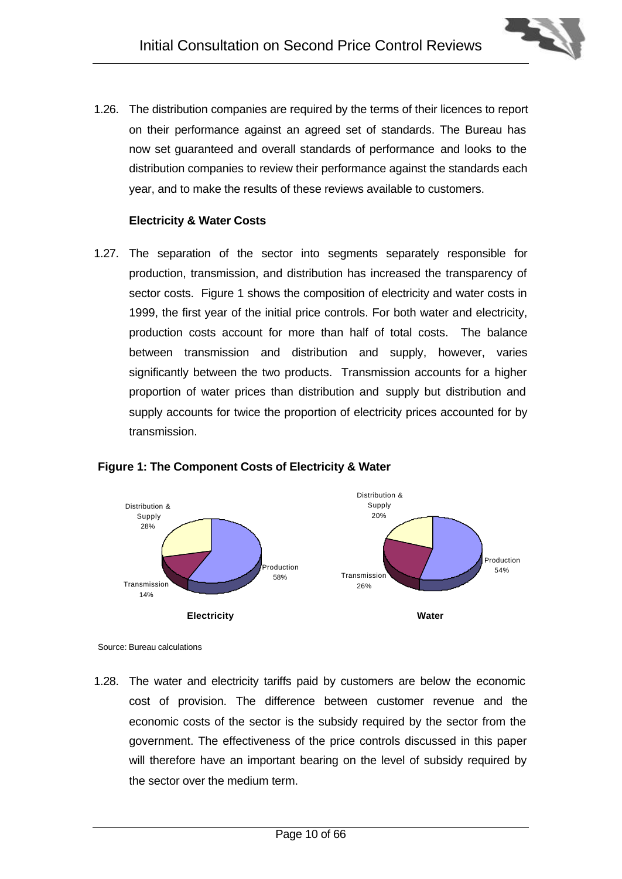1.26. The distribution companies are required by the terms of their licences to report on their performance against an agreed set of standards. The Bureau has now set guaranteed and overall standards of performance and looks to the distribution companies to review their performance against the standards each year, and to make the results of these reviews available to customers.

**Electricity & Water Costs**

1.27. The separation of the sector into segments separately responsible for production, transmission, and distribution has increased the transparency of sector costs. Figure 1 shows the composition of electricity and water costs in 1999, the first year of the initial price controls. For both water and electricity, production costs account for more than half of total costs. The balance between transmission and distribution and supply, however, varies significantly between the two products. Transmission accounts for a higher proportion of water prices than distribution and supply but distribution and supply accounts for twice the proportion of electricity prices accounted for by transmission.

**Figure 1: The Component Costs of Electricity & Water**

| Component | Electricity | Water |
| --- | --- | --- |
| Production | 58% | 54% |
| Transmission | 14% | 26% |
| Distribution & Supply | 28% | 20% |

Source: Bureau calculations

1.28. The water and electricity tariffs paid by customers are below the economic cost of provision. The difference between customer revenue and the economic costs of the sector is the subsidy required by the sector from the government. The effectiveness of the price controls discussed in this paper will therefore have an important bearing on the level of subsidy required by the sector over the medium term.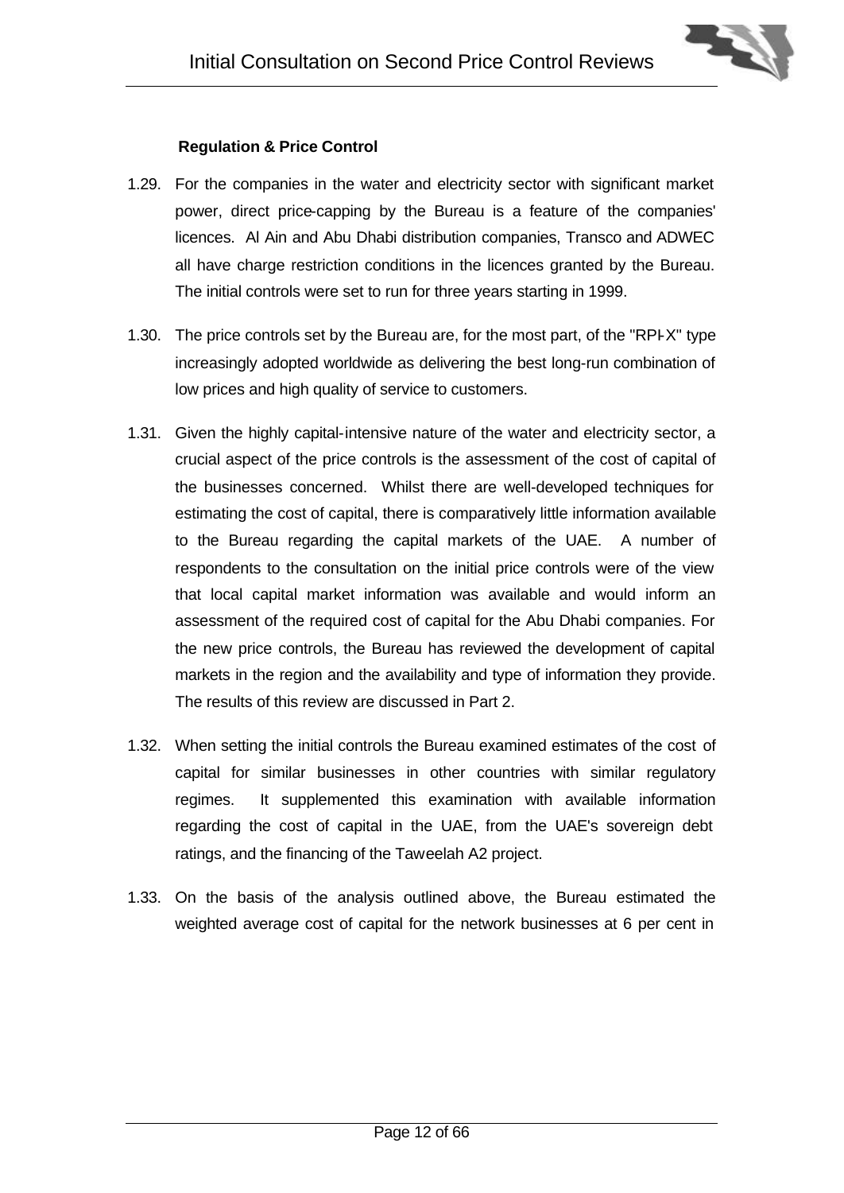### Regulation & Price Control

1.29. For the companies in the water and electricity sector with significant market power, direct price-capping by the Bureau is a feature of the companies' licences. Al Ain and Abu Dhabi distribution companies, Transco and ADWEC all have charge restriction conditions in the licences granted by the Bureau. The initial controls were set to run for three years starting in 1999.

1.30. The price controls set by the Bureau are, for the most part, of the "RPI-X" type increasingly adopted worldwide as delivering the best long-run combination of low prices and high quality of service to customers.

1.31. Given the highly capital-intensive nature of the water and electricity sector, a crucial aspect of the price controls is the assessment of the cost of capital of the businesses concerned. Whilst there are well-developed techniques for estimating the cost of capital, there is comparatively little information available to the Bureau regarding the capital markets of the UAE. A number of respondents to the consultation on the initial price controls were of the view that local capital market information was available and would inform an assessment of the required cost of capital for the Abu Dhabi companies. For the new price controls, the Bureau has reviewed the development of capital markets in the region and the availability and type of information they provide. The results of this review are discussed in Part 2.

1.32. When setting the initial controls the Bureau examined estimates of the cost of capital for similar businesses in other countries with similar regulatory regimes. It supplemented this examination with available information regarding the cost of capital in the UAE, from the UAE's sovereign debt ratings, and the financing of the Taweelah A2 project.

1.33. On the basis of the analysis outlined above, the Bureau estimated the weighted average cost of capital for the network businesses at 6 per cent in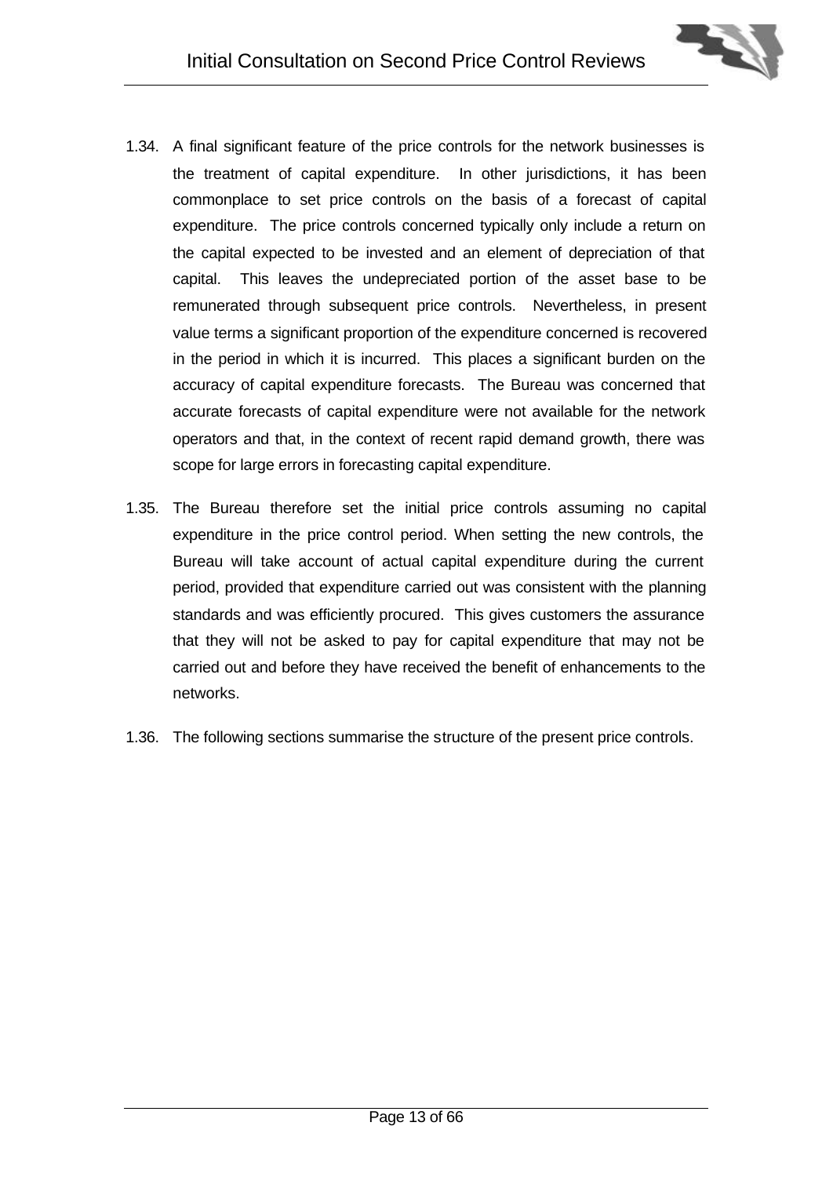1.34. A final significant feature of the price controls for the network businesses is the treatment of capital expenditure. In other jurisdictions, it has been commonplace to set price controls on the basis of a forecast of capital expenditure. The price controls concerned typically only include a return on the capital expected to be invested and an element of depreciation of that capital. This leaves the undepreciated portion of the asset base to be remunerated through subsequent price controls. Nevertheless, in present value terms a significant proportion of the expenditure concerned is recovered in the period in which it is incurred. This places a significant burden on the accuracy of capital expenditure forecasts. The Bureau was concerned that accurate forecasts of capital expenditure were not available for the network operators and that, in the context of recent rapid demand growth, there was scope for large errors in forecasting capital expenditure.

1.35. The Bureau therefore set the initial price controls assuming no capital expenditure in the price control period. When setting the new controls, the Bureau will take account of actual capital expenditure during the current period, provided that expenditure carried out was consistent with the planning standards and was efficiently procured. This gives customers the assurance that they will not be asked to pay for capital expenditure that may not be carried out and before they have received the benefit of enhancements to the networks.

1.36. The following sections summarise the structure of the present price controls.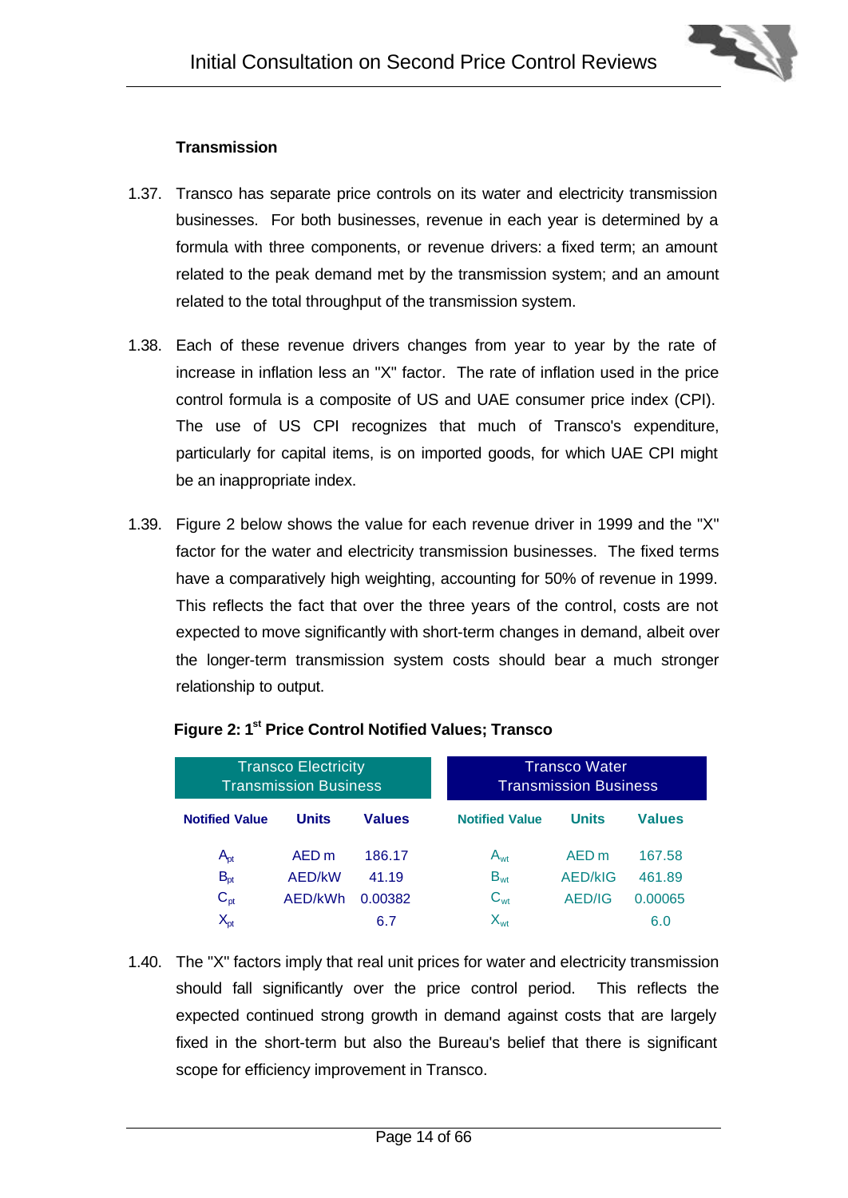### Transmission

1.37. Transco has separate price controls on its water and electricity transmission businesses. For both businesses, revenue in each year is determined by a formula with three components, or revenue drivers: a fixed term; an amount related to the peak demand met by the transmission system; and an amount related to the total throughput of the transmission system.

1.38. Each of these revenue drivers changes from year to year by the rate of increase in inflation less an "X" factor. The rate of inflation used in the price control formula is a composite of US and UAE consumer price index (CPI). The use of US CPI recognizes that much of Transco's expenditure, particularly for capital items, is on imported goods, for which UAE CPI might be an inappropriate index.

1.39. Figure 2 below shows the value for each revenue driver in 1999 and the "X" factor for the water and electricity transmission businesses. The fixed terms have a comparatively high weighting, accounting for 50% of revenue in 1999. This reflects the fact that over the three years of the control, costs are not expected to move significantly with short-term changes in demand, albeit over the longer-term transmission system costs should bear a much stronger relationship to output.

**Figure 2: 1st Price Control Notified Values; Transco**

| Transco Electricity Transmission Business | | | Transco Water Transmission Business | | |
|---|---|---|---|---|---|
| **Notified Value** | **Units** | **Values** | **Notified Value** | **Units** | **Values** |
| $A_{pt}$ | AED m | 186.17 | $A_{wt}$ | AED m | 167.58 |
| $B_{pt}$ | AED/kW | 41.19 | $B_{wt}$ | AED/kIG | 461.89 |
| $C_{pt}$ | AED/kWh | 0.00382 | $C_{wt}$ | AED/IG | 0.00065 |
| $X_{pt}$ | | 6.7 | $X_{wt}$ | | 6.0 |

1.40. The "X" factors imply that real unit prices for water and electricity transmission should fall significantly over the price control period. This reflects the expected continued strong growth in demand against costs that are largely fixed in the short-term but also the Bureau's belief that there is significant scope for efficiency improvement in Transco.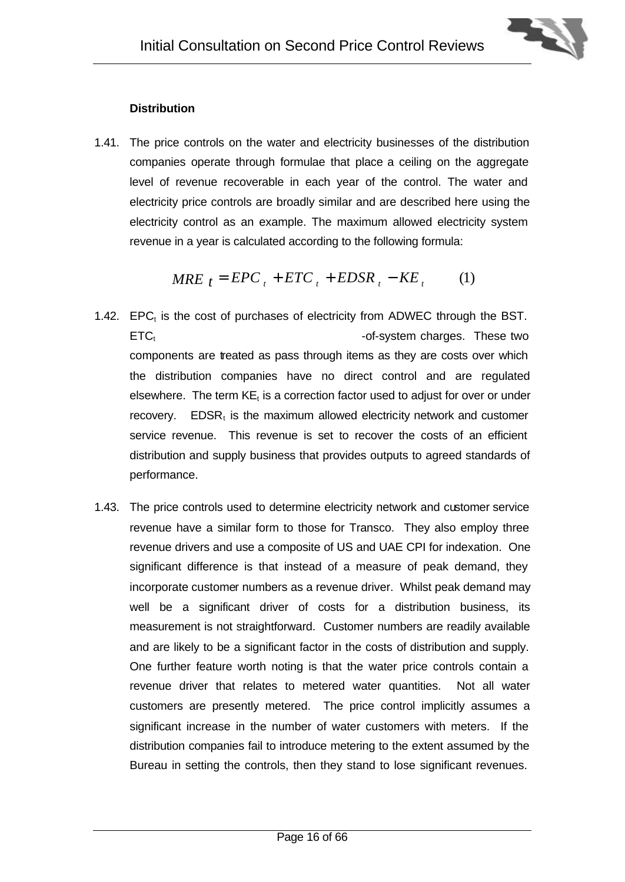**Distribution**

1.41. The price controls on the water and electricity businesses of the distribution companies operate through formulae that place a ceiling on the aggregate level of revenue recoverable in each year of the control. The water and electricity price controls are broadly similar and are described here using the electricity control as an example. The maximum allowed electricity system revenue in a year is calculated according to the following formula:

$$MRE_t = EPC_t + ETC_t + EDSR_t - KE_t \qquad (1)$$

1.42. $EPC_t$ is the cost of purchases of electricity from ADWEC through the BST. $ETC_t$ -of-system charges. These two components are treated as pass through items as they are costs over which the distribution companies have no direct control and are regulated elsewhere. The term $KE_t$ is a correction factor used to adjust for over or under recovery. $EDSR_t$ is the maximum allowed electricity network and customer service revenue. This revenue is set to recover the costs of an efficient distribution and supply business that provides outputs to agreed standards of performance.

1.43. The price controls used to determine electricity network and customer service revenue have a similar form to those for Transco. They also employ three revenue drivers and use a composite of US and UAE CPI for indexation. One significant difference is that instead of a measure of peak demand, they incorporate customer numbers as a revenue driver. Whilst peak demand may well be a significant driver of costs for a distribution business, its measurement is not straightforward. Customer numbers are readily available and are likely to be a significant factor in the costs of distribution and supply. One further feature worth noting is that the water price controls contain a revenue driver that relates to metered water quantities. Not all water customers are presently metered. The price control implicitly assumes a significant increase in the number of water customers with meters. If the distribution companies fail to introduce metering to the extent assumed by the Bureau in setting the controls, then they stand to lose significant revenues.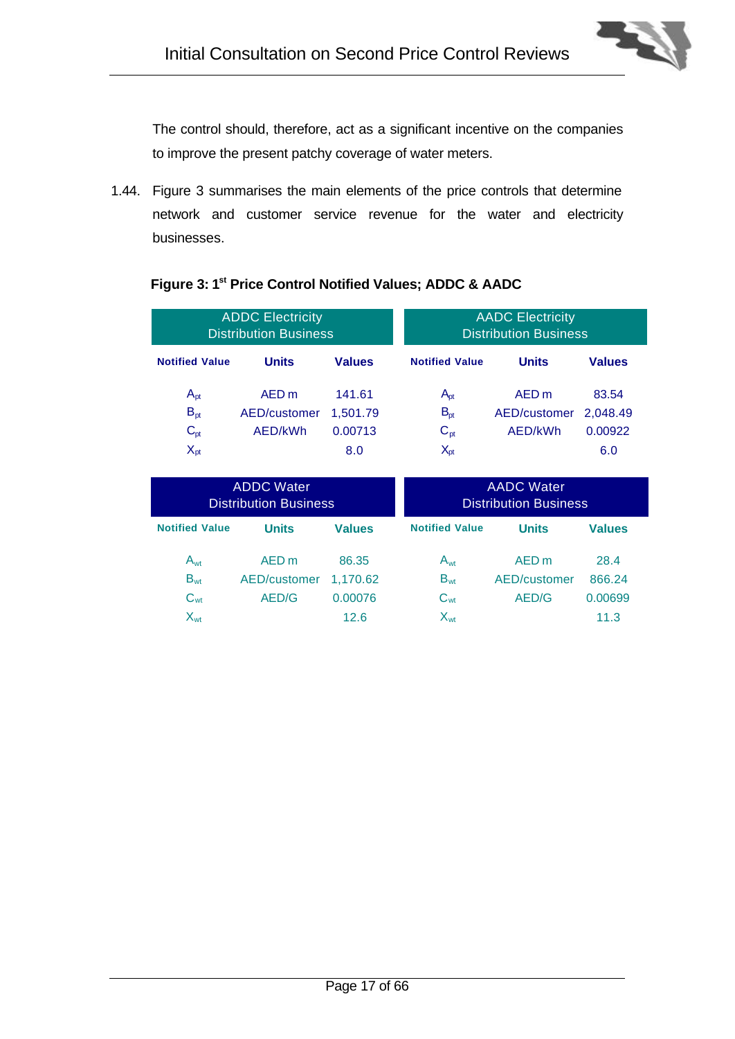The control should, therefore, act as a significant incentive on the companies to improve the present patchy coverage of water meters.

1.44. Figure 3 summarises the main elements of the price controls that determine network and customer service revenue for the water and electricity businesses.

**Figure 3: 1st Price Control Notified Values; ADDC & AADC**

| ADDC Electricity Distribution Business | | | AADC Electricity Distribution Business | | |
|---|---|---|---|---|---|
| **Notified Value** | **Units** | **Values** | **Notified Value** | **Units** | **Values** |
| $A_{pt}$ | AED m | 141.61 | $A_{pt}$ | AED m | 83.54 |
| $B_{pt}$ | AED/customer | 1,501.79 | $B_{pt}$ | AED/customer | 2,048.49 |
| $C_{pt}$ | AED/kWh | 0.00713 | $C_{pt}$ | AED/kWh | 0.00922 |
| $X_{pt}$ | | 8.0 | $X_{pt}$ | | 6.0 |

| ADDC Water Distribution Business | | | AADC Water Distribution Business | | |
|---|---|---|---|---|---|
| **Notified Value** | **Units** | **Values** | **Notified Value** | **Units** | **Values** |
| $A_{wt}$ | AED m | 86.35 | $A_{wt}$ | AED m | 28.4 |
| $B_{wt}$ | AED/customer | 1,170.62 | $B_{wt}$ | AED/customer | 866.24 |
| $C_{wt}$ | AED/G | 0.00076 | $C_{wt}$ | AED/G | 0.00699 |
| $X_{wt}$ | | 12.6 | $X_{wt}$ | | 11.3 |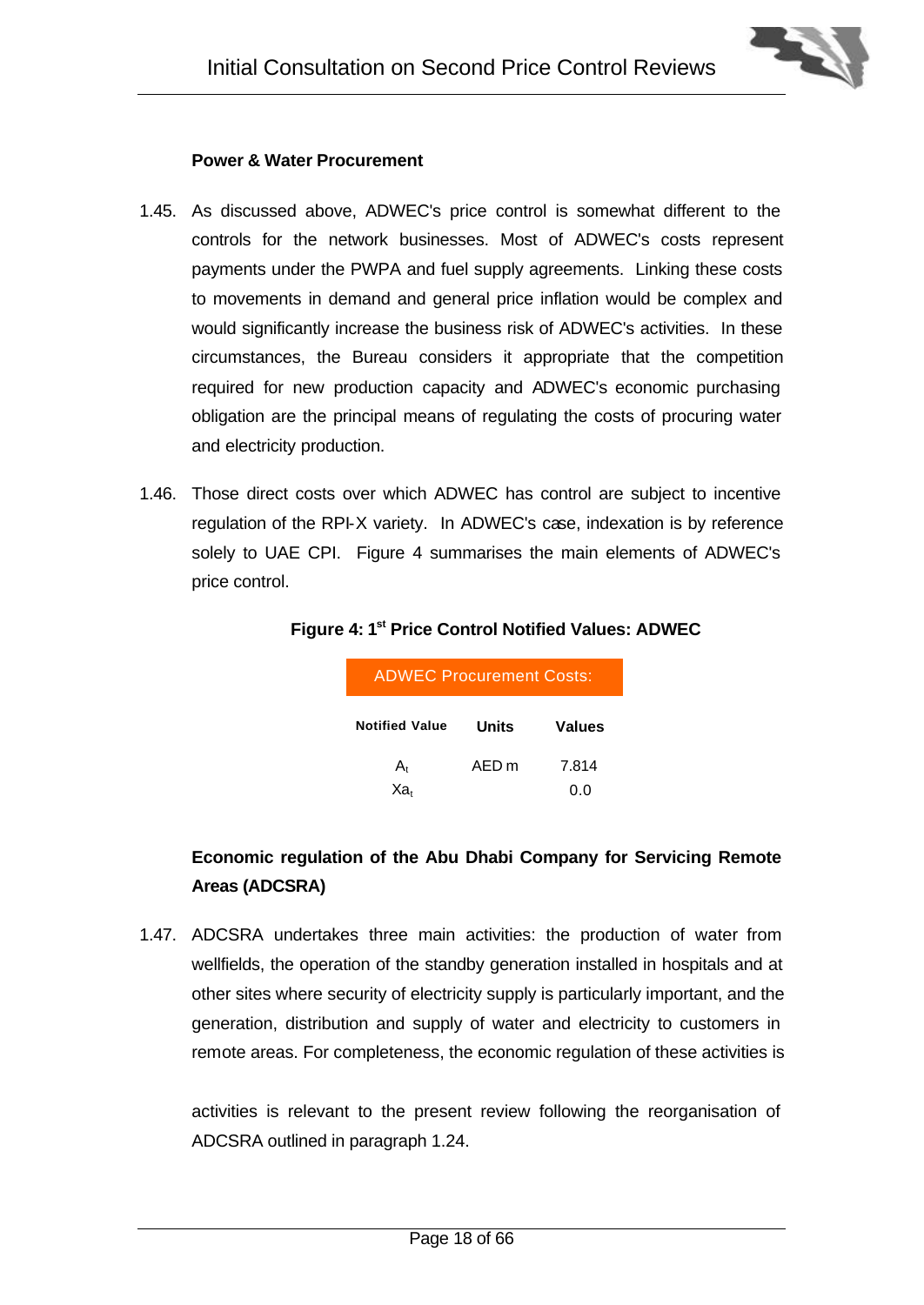**Power & Water Procurement**

1.45. As discussed above, ADWEC's price control is somewhat different to the controls for the network businesses. Most of ADWEC's costs represent payments under the PWPA and fuel supply agreements. Linking these costs to movements in demand and general price inflation would be complex and would significantly increase the business risk of ADWEC's activities. In these circumstances, the Bureau considers it appropriate that the competition required for new production capacity and ADWEC's economic purchasing obligation are the principal means of regulating the costs of procuring water and electricity production.

1.46. Those direct costs over which ADWEC has control are subject to incentive regulation of the RPI-X variety. In ADWEC's case, indexation is by reference solely to UAE CPI. Figure 4 summarises the main elements of ADWEC's price control.

**Figure 4: 1st Price Control Notified Values: ADWEC**

| ADWEC Procurement Costs: | | |
|---|---|---|
| **Notified Value** | **Units** | **Values** |
| $A_t$ | AED m | 7.814 |
| $Xa_t$ | | 0.0 |

**Economic regulation of the Abu Dhabi Company for Servicing Remote Areas (ADCSRA)**

1.47. ADCSRA undertakes three main activities: the production of water from wellfields, the operation of the standby generation installed in hospitals and at other sites where security of electricity supply is particularly important, and the generation, distribution and supply of water and electricity to customers in remote areas. For completeness, the economic regulation of these activities is

activities is relevant to the present review following the reorganisation of ADCSRA outlined in paragraph 1.24.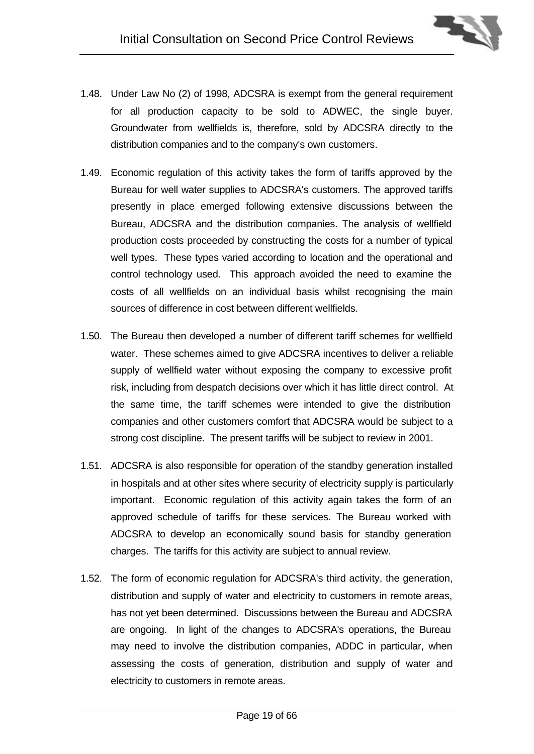1.48. Under Law No (2) of 1998, ADCSRA is exempt from the general requirement for all production capacity to be sold to ADWEC, the single buyer. Groundwater from wellfields is, therefore, sold by ADCSRA directly to the distribution companies and to the company's own customers.

1.49. Economic regulation of this activity takes the form of tariffs approved by the Bureau for well water supplies to ADCSRA's customers. The approved tariffs presently in place emerged following extensive discussions between the Bureau, ADCSRA and the distribution companies. The analysis of wellfield production costs proceeded by constructing the costs for a number of typical well types. These types varied according to location and the operational and control technology used. This approach avoided the need to examine the costs of all wellfields on an individual basis whilst recognising the main sources of difference in cost between different wellfields.

1.50. The Bureau then developed a number of different tariff schemes for wellfield water. These schemes aimed to give ADCSRA incentives to deliver a reliable supply of wellfield water without exposing the company to excessive profit risk, including from despatch decisions over which it has little direct control. At the same time, the tariff schemes were intended to give the distribution companies and other customers comfort that ADCSRA would be subject to a strong cost discipline. The present tariffs will be subject to review in 2001.

1.51. ADCSRA is also responsible for operation of the standby generation installed in hospitals and at other sites where security of electricity supply is particularly important. Economic regulation of this activity again takes the form of an approved schedule of tariffs for these services. The Bureau worked with ADCSRA to develop an economically sound basis for standby generation charges. The tariffs for this activity are subject to annual review.

1.52. The form of economic regulation for ADCSRA's third activity, the generation, distribution and supply of water and electricity to customers in remote areas, has not yet been determined. Discussions between the Bureau and ADCSRA are ongoing. In light of the changes to ADCSRA's operations, the Bureau may need to involve the distribution companies, ADDC in particular, when assessing the costs of generation, distribution and supply of water and electricity to customers in remote areas.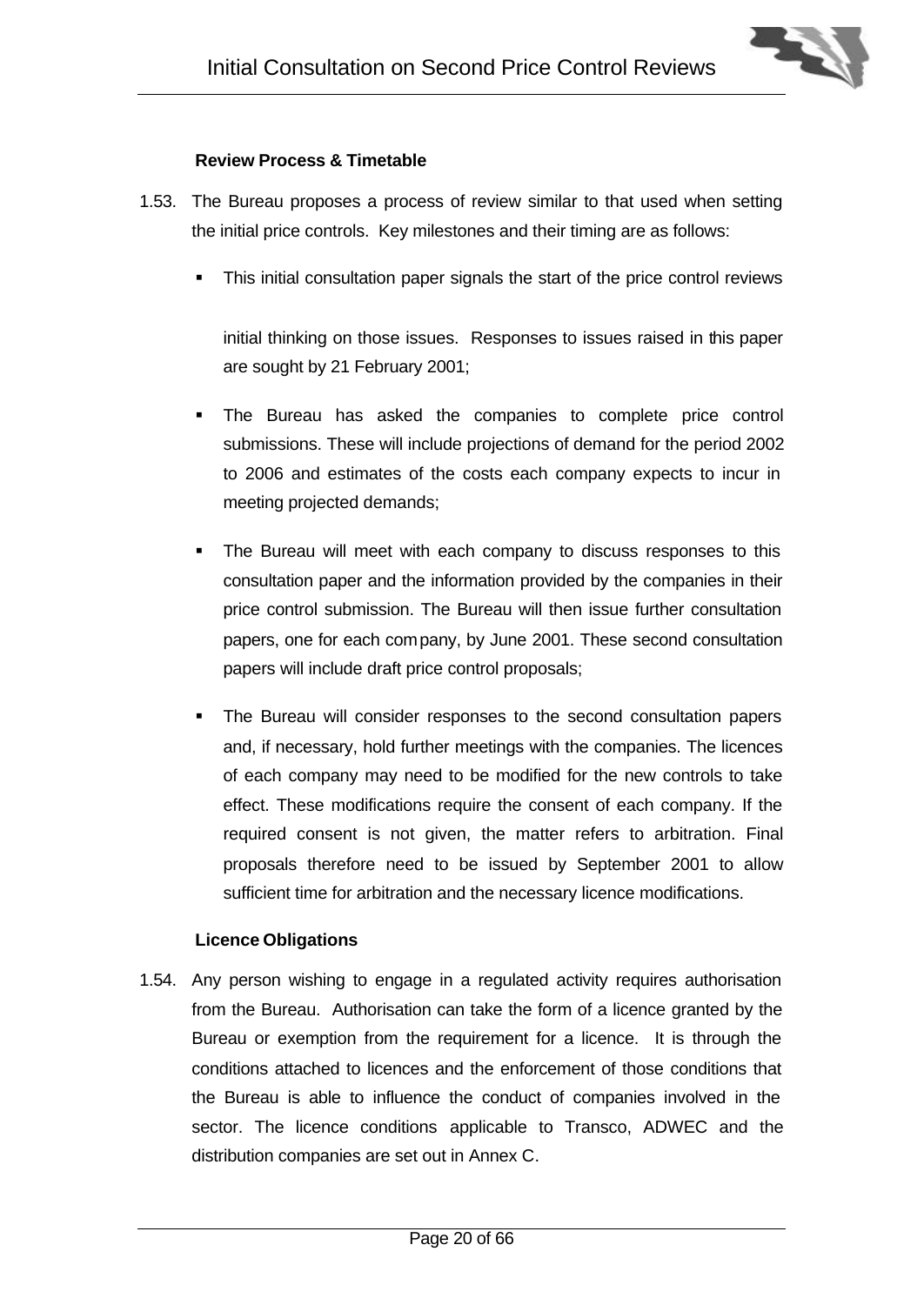### Review Process & Timetable

1.53. The Bureau proposes a process of review similar to that used when setting the initial price controls. Key milestones and their timing are as follows:

- This initial consultation paper signals the start of the price control reviews

  initial thinking on those issues. Responses to issues raised in this paper are sought by 21 February 2001;

- The Bureau has asked the companies to complete price control submissions. These will include projections of demand for the period 2002 to 2006 and estimates of the costs each company expects to incur in meeting projected demands;

- The Bureau will meet with each company to discuss responses to this consultation paper and the information provided by the companies in their price control submission. The Bureau will then issue further consultation papers, one for each company, by June 2001. These second consultation papers will include draft price control proposals;

- The Bureau will consider responses to the second consultation papers and, if necessary, hold further meetings with the companies. The licences of each company may need to be modified for the new controls to take effect. These modifications require the consent of each company. If the required consent is not given, the matter refers to arbitration. Final proposals therefore need to be issued by September 2001 to allow sufficient time for arbitration and the necessary licence modifications.

### Licence Obligations

1.54. Any person wishing to engage in a regulated activity requires authorisation from the Bureau. Authorisation can take the form of a licence granted by the Bureau or exemption from the requirement for a licence. It is through the conditions attached to licences and the enforcement of those conditions that the Bureau is able to influence the conduct of companies involved in the sector. The licence conditions applicable to Transco, ADWEC and the distribution companies are set out in Annex C.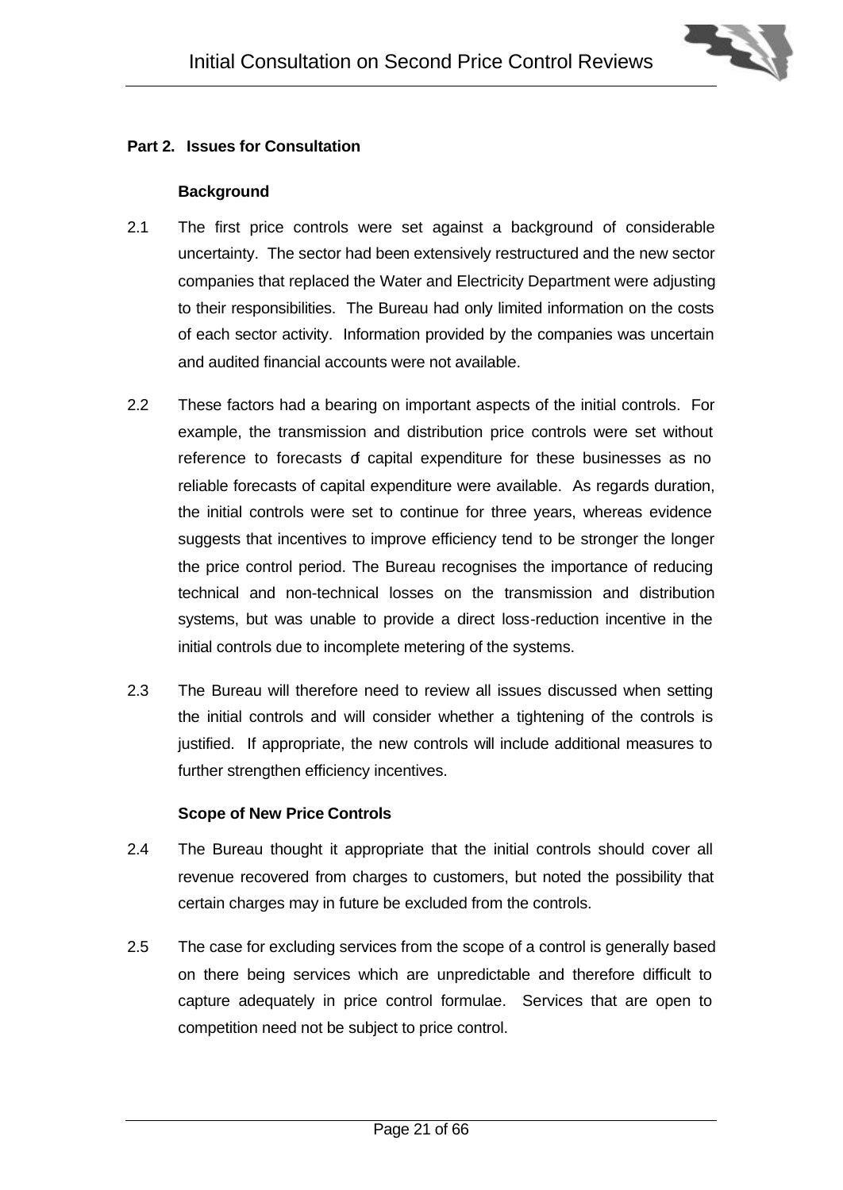## Part 2. Issues for Consultation

### Background

2.1 The first price controls were set against a background of considerable uncertainty. The sector had been extensively restructured and the new sector companies that replaced the Water and Electricity Department were adjusting to their responsibilities. The Bureau had only limited information on the costs of each sector activity. Information provided by the companies was uncertain and audited financial accounts were not available.

2.2 These factors had a bearing on important aspects of the initial controls. For example, the transmission and distribution price controls were set without reference to forecasts of capital expenditure for these businesses as no reliable forecasts of capital expenditure were available. As regards duration, the initial controls were set to continue for three years, whereas evidence suggests that incentives to improve efficiency tend to be stronger the longer the price control period. The Bureau recognises the importance of reducing technical and non-technical losses on the transmission and distribution systems, but was unable to provide a direct loss-reduction incentive in the initial controls due to incomplete metering of the systems.

2.3 The Bureau will therefore need to review all issues discussed when setting the initial controls and will consider whether a tightening of the controls is justified. If appropriate, the new controls will include additional measures to further strengthen efficiency incentives.

### Scope of New Price Controls

2.4 The Bureau thought it appropriate that the initial controls should cover all revenue recovered from charges to customers, but noted the possibility that certain charges may in future be excluded from the controls.

2.5 The case for excluding services from the scope of a control is generally based on there being services which are unpredictable and therefore difficult to capture adequately in price control formulae. Services that are open to competition need not be subject to price control.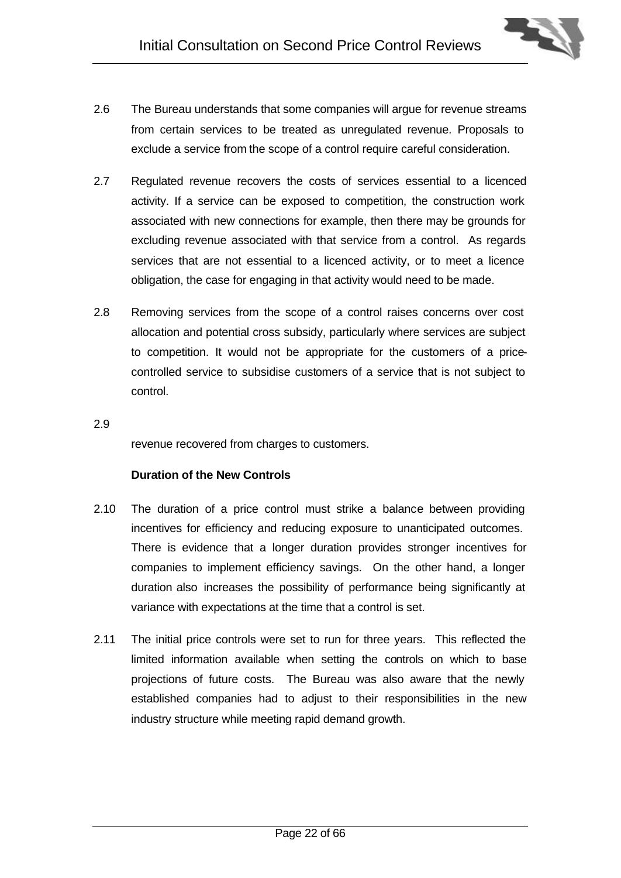2.6 The Bureau understands that some companies will argue for revenue streams from certain services to be treated as unregulated revenue. Proposals to exclude a service from the scope of a control require careful consideration.

2.7 Regulated revenue recovers the costs of services essential to a licenced activity. If a service can be exposed to competition, the construction work associated with new connections for example, then there may be grounds for excluding revenue associated with that service from a control. As regards services that are not essential to a licenced activity, or to meet a licence obligation, the case for engaging in that activity would need to be made.

2.8 Removing services from the scope of a control raises concerns over cost allocation and potential cross subsidy, particularly where services are subject to competition. It would not be appropriate for the customers of a price-controlled service to subsidise customers of a service that is not subject to control.

2.9

revenue recovered from charges to customers.

**Duration of the New Controls**

2.10 The duration of a price control must strike a balance between providing incentives for efficiency and reducing exposure to unanticipated outcomes. There is evidence that a longer duration provides stronger incentives for companies to implement efficiency savings. On the other hand, a longer duration also increases the possibility of performance being significantly at variance with expectations at the time that a control is set.

2.11 The initial price controls were set to run for three years. This reflected the limited information available when setting the controls on which to base projections of future costs. The Bureau was also aware that the newly established companies had to adjust to their responsibilities in the new industry structure while meeting rapid demand growth.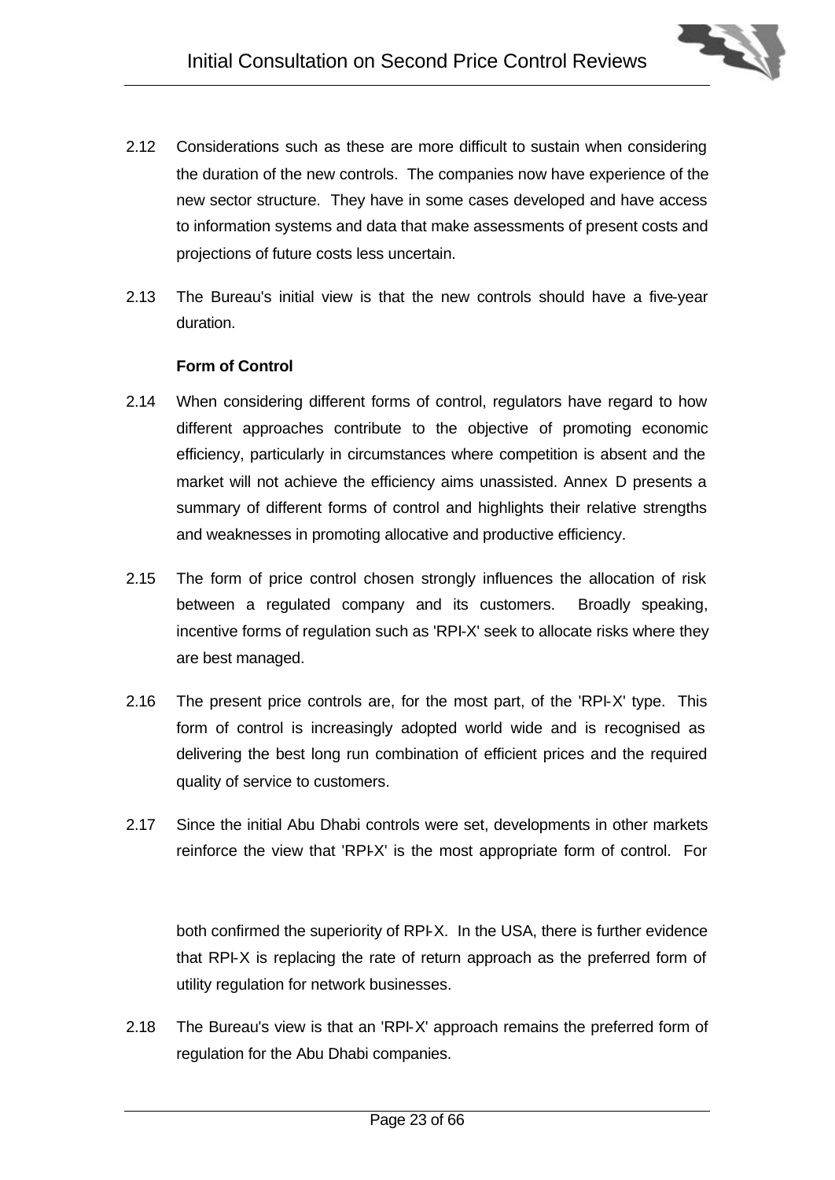2.12 Considerations such as these are more difficult to sustain when considering the duration of the new controls. The companies now have experience of the new sector structure. They have in some cases developed and have access to information systems and data that make assessments of present costs and projections of future costs less uncertain.

2.13 The Bureau's initial view is that the new controls should have a five-year duration.

**Form of Control**

2.14 When considering different forms of control, regulators have regard to how different approaches contribute to the objective of promoting economic efficiency, particularly in circumstances where competition is absent and the market will not achieve the efficiency aims unassisted. Annex D presents a summary of different forms of control and highlights their relative strengths and weaknesses in promoting allocative and productive efficiency.

2.15 The form of price control chosen strongly influences the allocation of risk between a regulated company and its customers. Broadly speaking, incentive forms of regulation such as 'RPI-X' seek to allocate risks where they are best managed.

2.16 The present price controls are, for the most part, of the 'RPI-X' type. This form of control is increasingly adopted world wide and is recognised as delivering the best long run combination of efficient prices and the required quality of service to customers.

2.17 Since the initial Abu Dhabi controls were set, developments in other markets reinforce the view that 'RPI-X' is the most appropriate form of control. For

both confirmed the superiority of RPI-X. In the USA, there is further evidence that RPI-X is replacing the rate of return approach as the preferred form of utility regulation for network businesses.

2.18 The Bureau's view is that an 'RPI-X' approach remains the preferred form of regulation for the Abu Dhabi companies.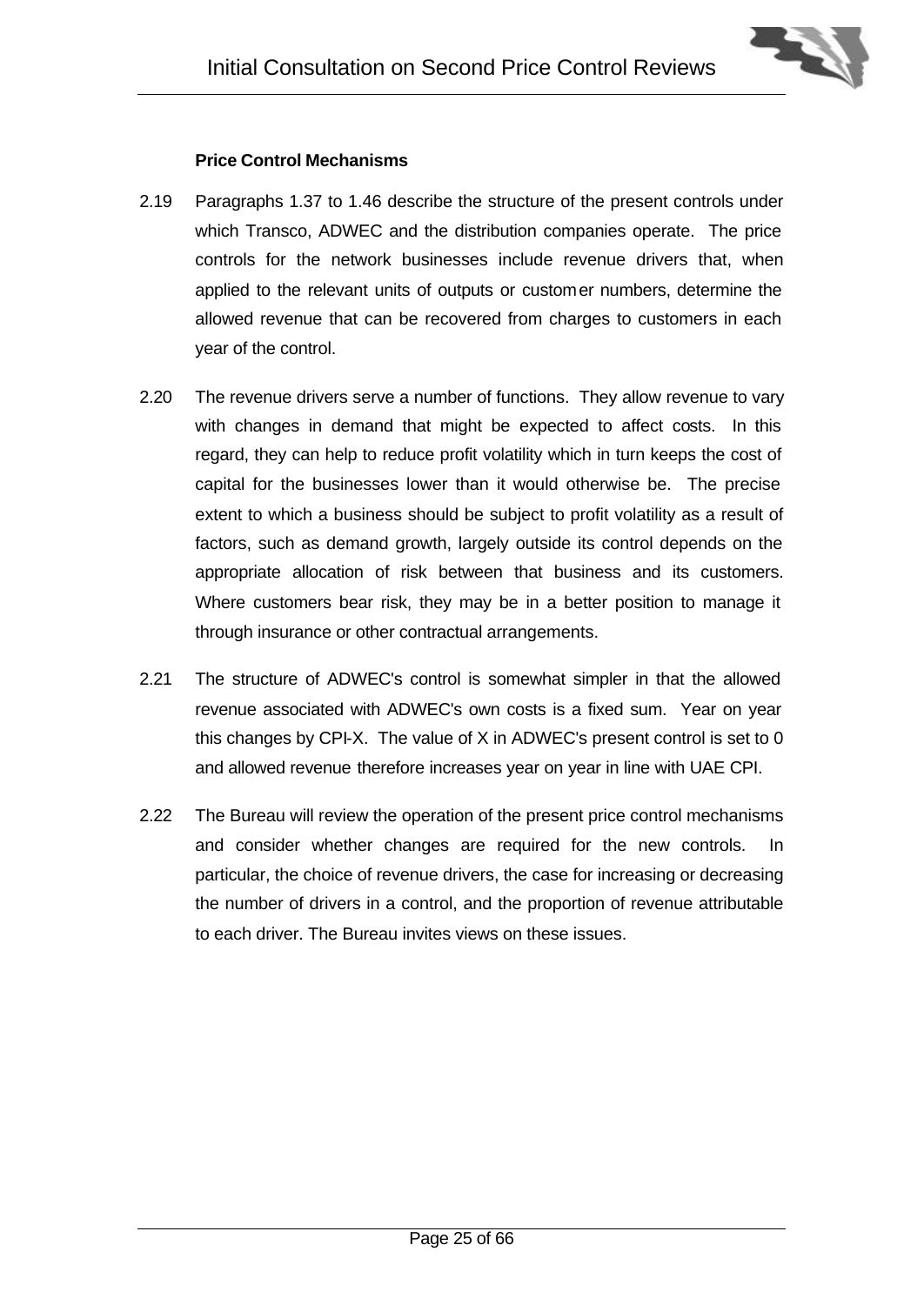### Price Control Mechanisms

2.19 Paragraphs 1.37 to 1.46 describe the structure of the present controls under which Transco, ADWEC and the distribution companies operate. The price controls for the network businesses include revenue drivers that, when applied to the relevant units of outputs or customer numbers, determine the allowed revenue that can be recovered from charges to customers in each year of the control.

2.20 The revenue drivers serve a number of functions. They allow revenue to vary with changes in demand that might be expected to affect costs. In this regard, they can help to reduce profit volatility which in turn keeps the cost of capital for the businesses lower than it would otherwise be. The precise extent to which a business should be subject to profit volatility as a result of factors, such as demand growth, largely outside its control depends on the appropriate allocation of risk between that business and its customers. Where customers bear risk, they may be in a better position to manage it through insurance or other contractual arrangements.

2.21 The structure of ADWEC's control is somewhat simpler in that the allowed revenue associated with ADWEC's own costs is a fixed sum. Year on year this changes by CPI-X. The value of X in ADWEC's present control is set to 0 and allowed revenue therefore increases year on year in line with UAE CPI.

2.22 The Bureau will review the operation of the present price control mechanisms and consider whether changes are required for the new controls. In particular, the choice of revenue drivers, the case for increasing or decreasing the number of drivers in a control, and the proportion of revenue attributable to each driver. The Bureau invites views on these issues.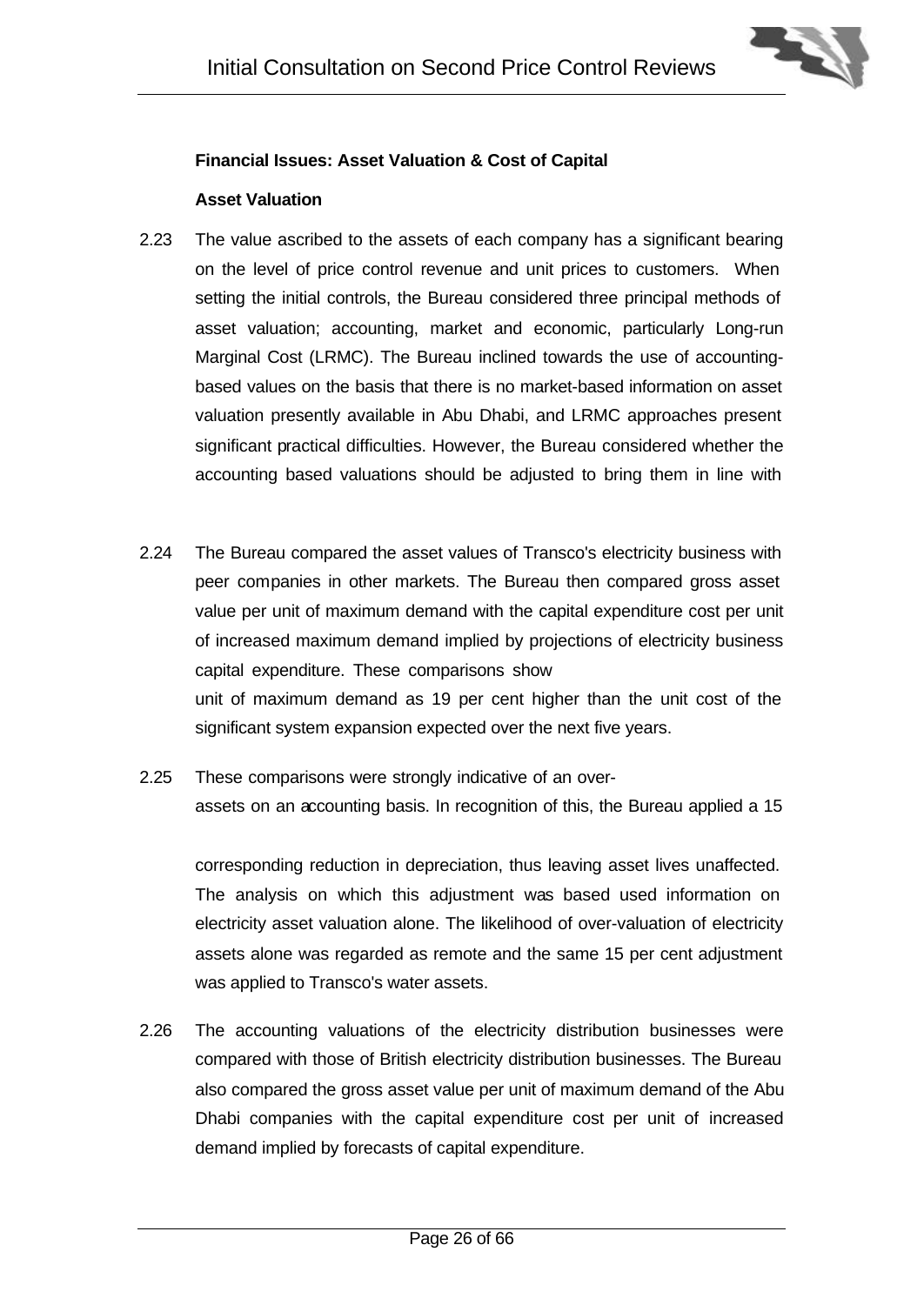**Financial Issues: Asset Valuation & Cost of Capital**

**Asset Valuation**

2.23 The value ascribed to the assets of each company has a significant bearing on the level of price control revenue and unit prices to customers. When setting the initial controls, the Bureau considered three principal methods of asset valuation; accounting, market and economic, particularly Long-run Marginal Cost (LRMC). The Bureau inclined towards the use of accounting-based values on the basis that there is no market-based information on asset valuation presently available in Abu Dhabi, and LRMC approaches present significant practical difficulties. However, the Bureau considered whether the accounting based valuations should be adjusted to bring them in line with

2.24 The Bureau compared the asset values of Transco's electricity business with peer companies in other markets. The Bureau then compared gross asset value per unit of maximum demand with the capital expenditure cost per unit of increased maximum demand implied by projections of electricity business capital expenditure. These comparisons show
unit of maximum demand as 19 per cent higher than the unit cost of the significant system expansion expected over the next five years.

2.25 These comparisons were strongly indicative of an over-
assets on an accounting basis. In recognition of this, the Bureau applied a 15

corresponding reduction in depreciation, thus leaving asset lives unaffected. The analysis on which this adjustment was based used information on electricity asset valuation alone. The likelihood of over-valuation of electricity assets alone was regarded as remote and the same 15 per cent adjustment was applied to Transco's water assets.

2.26 The accounting valuations of the electricity distribution businesses were compared with those of British electricity distribution businesses. The Bureau also compared the gross asset value per unit of maximum demand of the Abu Dhabi companies with the capital expenditure cost per unit of increased demand implied by forecasts of capital expenditure.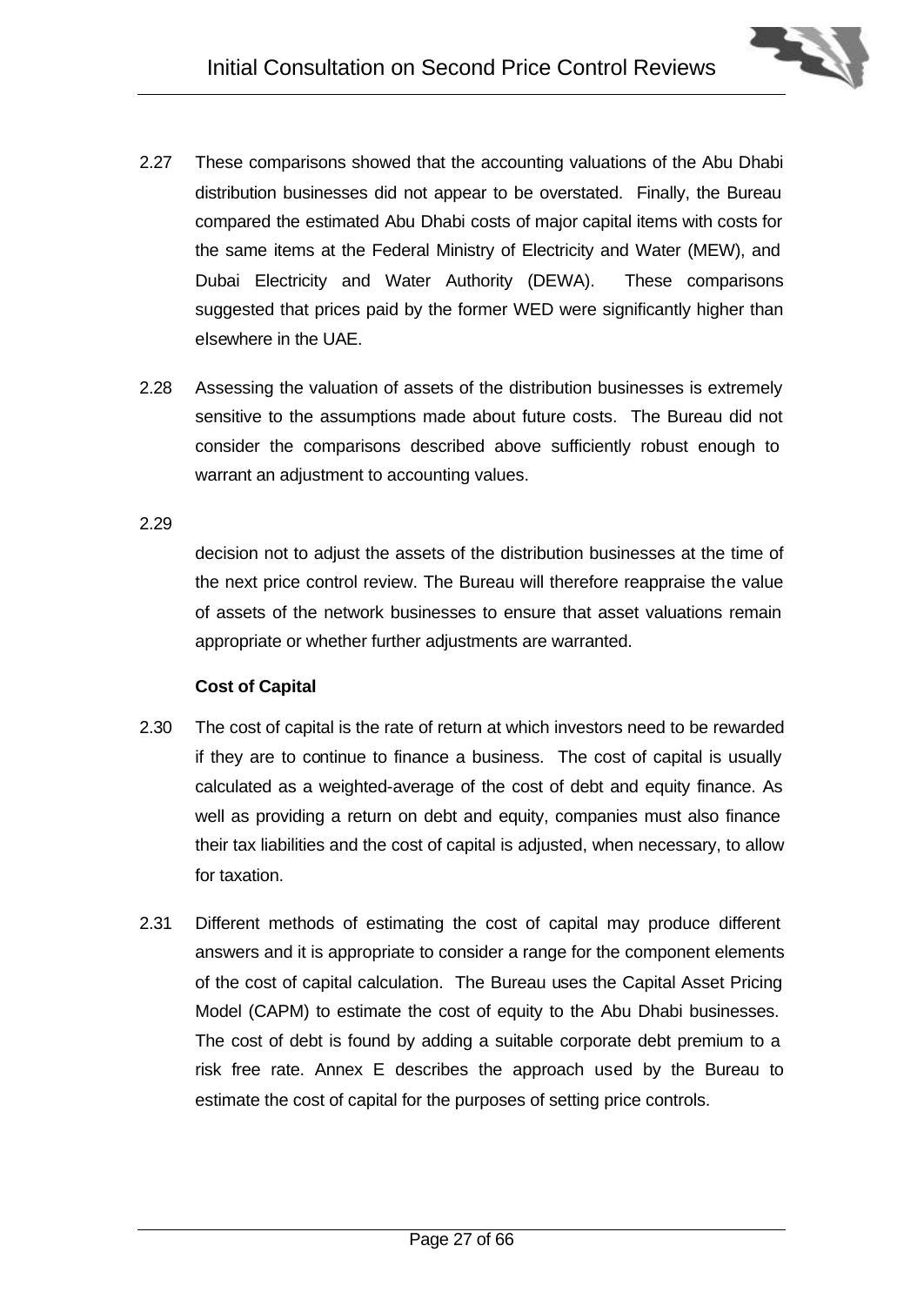2.27 These comparisons showed that the accounting valuations of the Abu Dhabi distribution businesses did not appear to be overstated. Finally, the Bureau compared the estimated Abu Dhabi costs of major capital items with costs for the same items at the Federal Ministry of Electricity and Water (MEW), and Dubai Electricity and Water Authority (DEWA). These comparisons suggested that prices paid by the former WED were significantly higher than elsewhere in the UAE.

2.28 Assessing the valuation of assets of the distribution businesses is extremely sensitive to the assumptions made about future costs. The Bureau did not consider the comparisons described above sufficiently robust enough to warrant an adjustment to accounting values.

2.29

decision not to adjust the assets of the distribution businesses at the time of the next price control review. The Bureau will therefore reappraise the value of assets of the network businesses to ensure that asset valuations remain appropriate or whether further adjustments are warranted.

**Cost of Capital**

2.30 The cost of capital is the rate of return at which investors need to be rewarded if they are to continue to finance a business. The cost of capital is usually calculated as a weighted-average of the cost of debt and equity finance. As well as providing a return on debt and equity, companies must also finance their tax liabilities and the cost of capital is adjusted, when necessary, to allow for taxation.

2.31 Different methods of estimating the cost of capital may produce different answers and it is appropriate to consider a range for the component elements of the cost of capital calculation. The Bureau uses the Capital Asset Pricing Model (CAPM) to estimate the cost of equity to the Abu Dhabi businesses. The cost of debt is found by adding a suitable corporate debt premium to a risk free rate. Annex E describes the approach used by the Bureau to estimate the cost of capital for the purposes of setting price controls.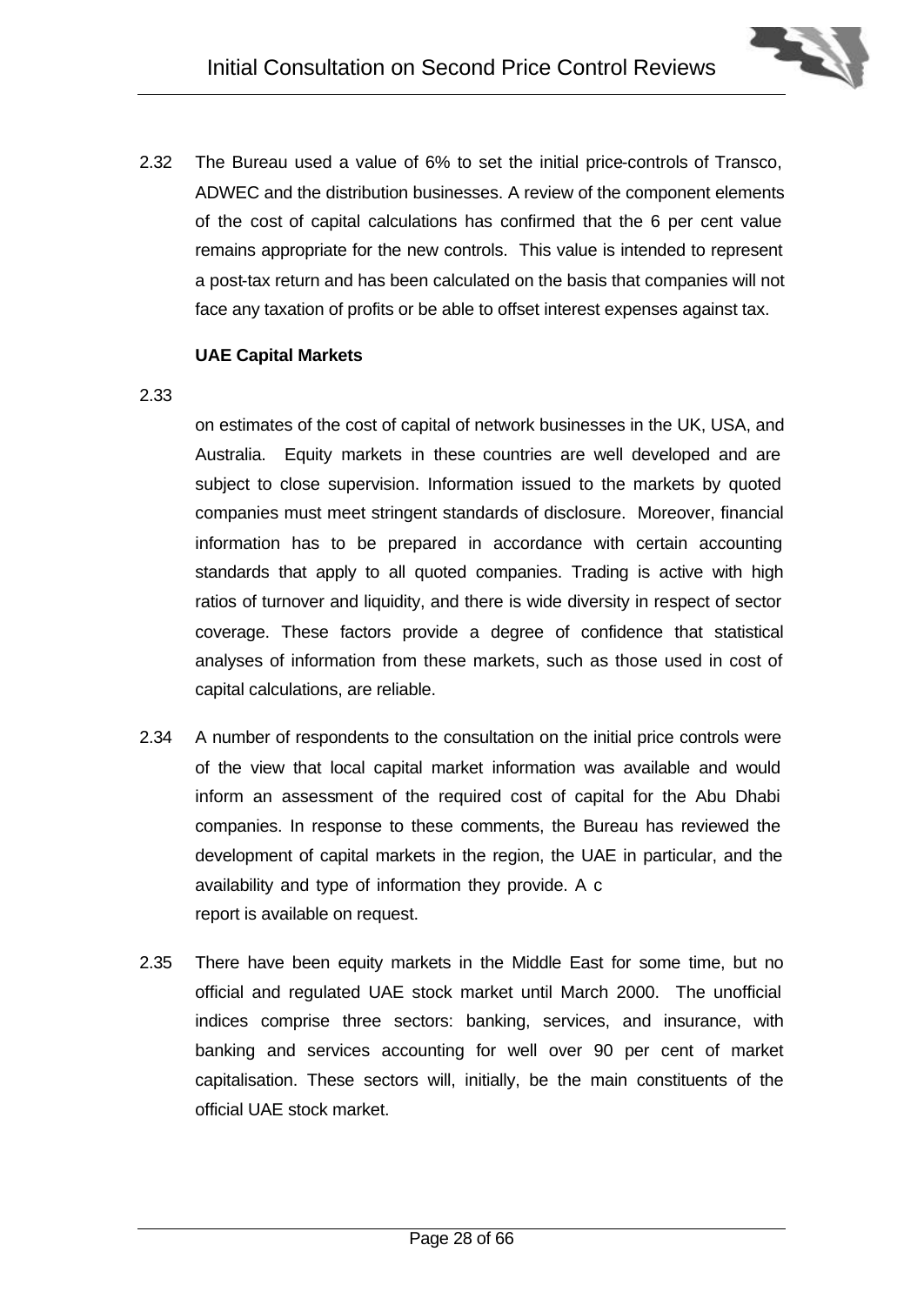2.32 The Bureau used a value of 6% to set the initial price-controls of Transco, ADWEC and the distribution businesses. A review of the component elements of the cost of capital calculations has confirmed that the 6 per cent value remains appropriate for the new controls. This value is intended to represent a post-tax return and has been calculated on the basis that companies will not face any taxation of profits or be able to offset interest expenses against tax.

**UAE Capital Markets**

2.33

on estimates of the cost of capital of network businesses in the UK, USA, and Australia. Equity markets in these countries are well developed and are subject to close supervision. Information issued to the markets by quoted companies must meet stringent standards of disclosure. Moreover, financial information has to be prepared in accordance with certain accounting standards that apply to all quoted companies. Trading is active with high ratios of turnover and liquidity, and there is wide diversity in respect of sector coverage. These factors provide a degree of confidence that statistical analyses of information from these markets, such as those used in cost of capital calculations, are reliable.

2.34 A number of respondents to the consultation on the initial price controls were of the view that local capital market information was available and would inform an assessment of the required cost of capital for the Abu Dhabi companies. In response to these comments, the Bureau has reviewed the development of capital markets in the region, the UAE in particular, and the availability and type of information they provide. A c
report is available on request.

2.35 There have been equity markets in the Middle East for some time, but no official and regulated UAE stock market until March 2000. The unofficial indices comprise three sectors: banking, services, and insurance, with banking and services accounting for well over 90 per cent of market capitalisation. These sectors will, initially, be the main constituents of the official UAE stock market.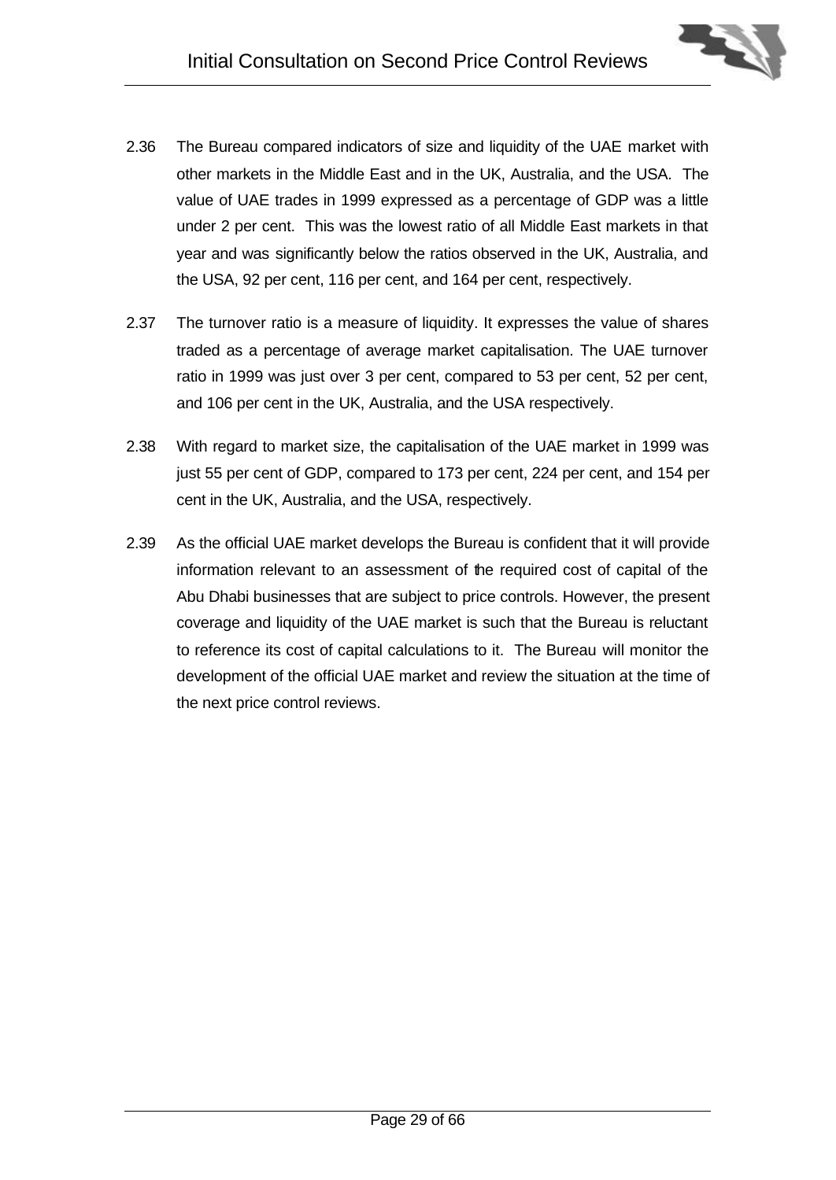2.36 The Bureau compared indicators of size and liquidity of the UAE market with other markets in the Middle East and in the UK, Australia, and the USA. The value of UAE trades in 1999 expressed as a percentage of GDP was a little under 2 per cent. This was the lowest ratio of all Middle East markets in that year and was significantly below the ratios observed in the UK, Australia, and the USA, 92 per cent, 116 per cent, and 164 per cent, respectively.

2.37 The turnover ratio is a measure of liquidity. It expresses the value of shares traded as a percentage of average market capitalisation. The UAE turnover ratio in 1999 was just over 3 per cent, compared to 53 per cent, 52 per cent, and 106 per cent in the UK, Australia, and the USA respectively.

2.38 With regard to market size, the capitalisation of the UAE market in 1999 was just 55 per cent of GDP, compared to 173 per cent, 224 per cent, and 154 per cent in the UK, Australia, and the USA, respectively.

2.39 As the official UAE market develops the Bureau is confident that it will provide information relevant to an assessment of the required cost of capital of the Abu Dhabi businesses that are subject to price controls. However, the present coverage and liquidity of the UAE market is such that the Bureau is reluctant to reference its cost of capital calculations to it. The Bureau will monitor the development of the official UAE market and review the situation at the time of the next price control reviews.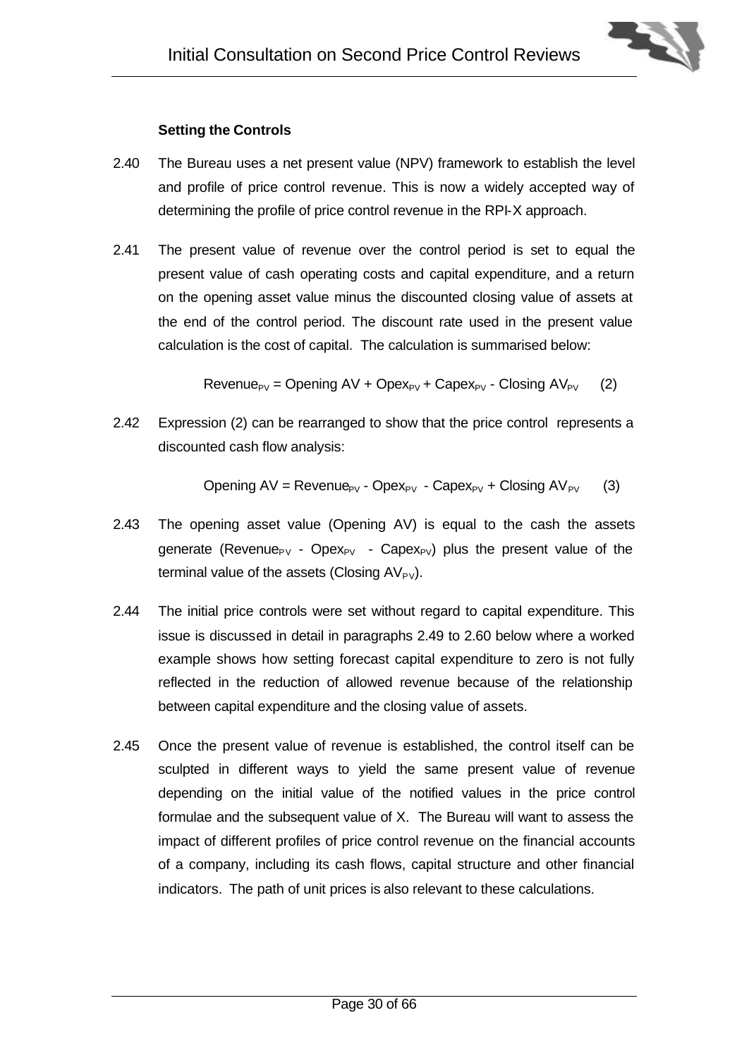### Setting the Controls

2.40 The Bureau uses a net present value (NPV) framework to establish the level and profile of price control revenue. This is now a widely accepted way of determining the profile of price control revenue in the RPI-X approach.

2.41 The present value of revenue over the control period is set to equal the present value of cash operating costs and capital expenditure, and a return on the opening asset value minus the discounted closing value of assets at the end of the control period. The discount rate used in the present value calculation is the cost of capital. The calculation is summarised below:

$$\text{Revenue}_{PV} = \text{Opening AV} + \text{Opex}_{PV} + \text{Capex}_{PV} - \text{Closing AV}_{PV} \quad (2)$$

2.42 Expression (2) can be rearranged to show that the price control represents a discounted cash flow analysis:

$$\text{Opening AV} = \text{Revenue}_{PV} - \text{Opex}_{PV} - \text{Capex}_{PV} + \text{Closing AV}_{PV} \quad (3)$$

2.43 The opening asset value (Opening AV) is equal to the cash the assets generate ($\text{Revenue}_{PV}$ - $\text{Opex}_{PV}$ - $\text{Capex}_{PV}$) plus the present value of the terminal value of the assets ($\text{Closing AV}_{PV}$).

2.44 The initial price controls were set without regard to capital expenditure. This issue is discussed in detail in paragraphs 2.49 to 2.60 below where a worked example shows how setting forecast capital expenditure to zero is not fully reflected in the reduction of allowed revenue because of the relationship between capital expenditure and the closing value of assets.

2.45 Once the present value of revenue is established, the control itself can be sculpted in different ways to yield the same present value of revenue depending on the initial value of the notified values in the price control formulae and the subsequent value of X. The Bureau will want to assess the impact of different profiles of price control revenue on the financial accounts of a company, including its cash flows, capital structure and other financial indicators. The path of unit prices is also relevant to these calculations.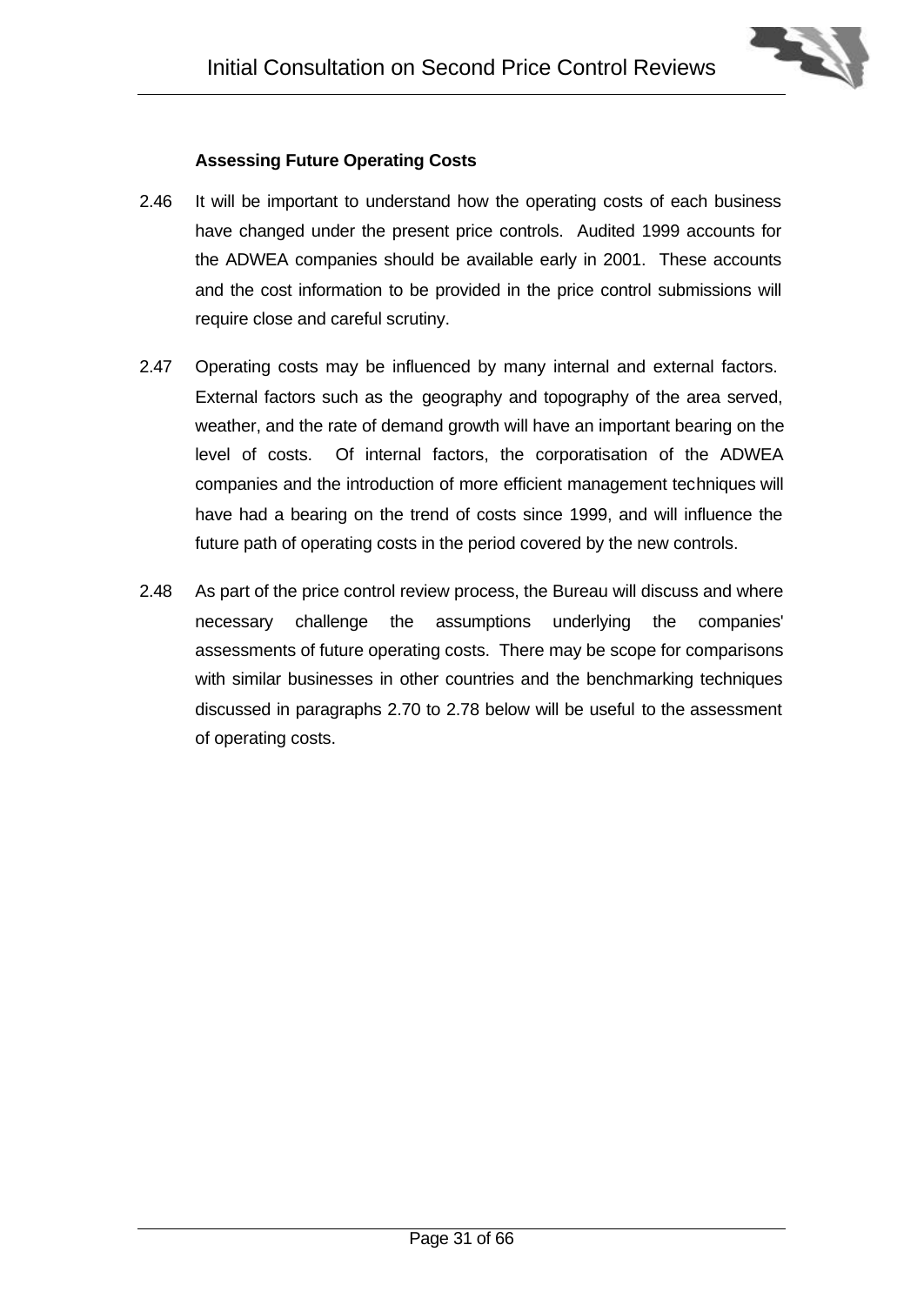### Assessing Future Operating Costs

2.46 It will be important to understand how the operating costs of each business have changed under the present price controls. Audited 1999 accounts for the ADWEA companies should be available early in 2001. These accounts and the cost information to be provided in the price control submissions will require close and careful scrutiny.

2.47 Operating costs may be influenced by many internal and external factors. External factors such as the geography and topography of the area served, weather, and the rate of demand growth will have an important bearing on the level of costs. Of internal factors, the corporatisation of the ADWEA companies and the introduction of more efficient management techniques will have had a bearing on the trend of costs since 1999, and will influence the future path of operating costs in the period covered by the new controls.

2.48 As part of the price control review process, the Bureau will discuss and where necessary challenge the assumptions underlying the companies' assessments of future operating costs. There may be scope for comparisons with similar businesses in other countries and the benchmarking techniques discussed in paragraphs 2.70 to 2.78 below will be useful to the assessment of operating costs.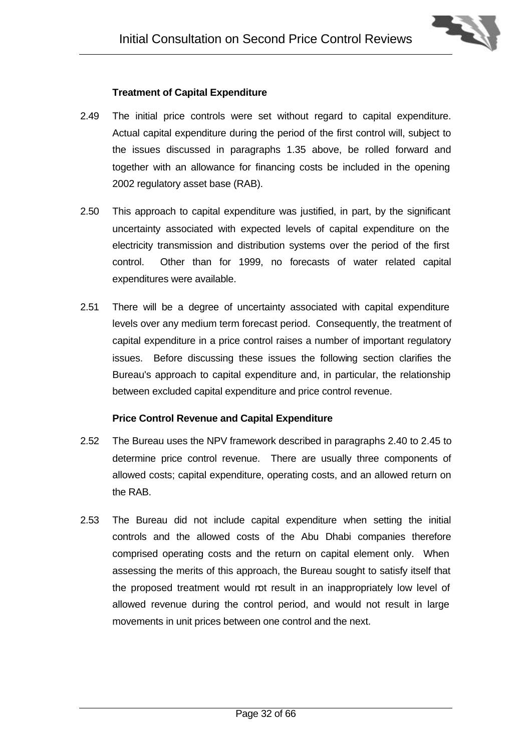### Treatment of Capital Expenditure

2.49 The initial price controls were set without regard to capital expenditure. Actual capital expenditure during the period of the first control will, subject to the issues discussed in paragraphs 1.35 above, be rolled forward and together with an allowance for financing costs be included in the opening 2002 regulatory asset base (RAB).

2.50 This approach to capital expenditure was justified, in part, by the significant uncertainty associated with expected levels of capital expenditure on the electricity transmission and distribution systems over the period of the first control. Other than for 1999, no forecasts of water related capital expenditures were available.

2.51 There will be a degree of uncertainty associated with capital expenditure levels over any medium term forecast period. Consequently, the treatment of capital expenditure in a price control raises a number of important regulatory issues. Before discussing these issues the following section clarifies the Bureau's approach to capital expenditure and, in particular, the relationship between excluded capital expenditure and price control revenue.

### Price Control Revenue and Capital Expenditure

2.52 The Bureau uses the NPV framework described in paragraphs 2.40 to 2.45 to determine price control revenue. There are usually three components of allowed costs; capital expenditure, operating costs, and an allowed return on the RAB.

2.53 The Bureau did not include capital expenditure when setting the initial controls and the allowed costs of the Abu Dhabi companies therefore comprised operating costs and the return on capital element only. When assessing the merits of this approach, the Bureau sought to satisfy itself that the proposed treatment would not result in an inappropriately low level of allowed revenue during the control period, and would not result in large movements in unit prices between one control and the next.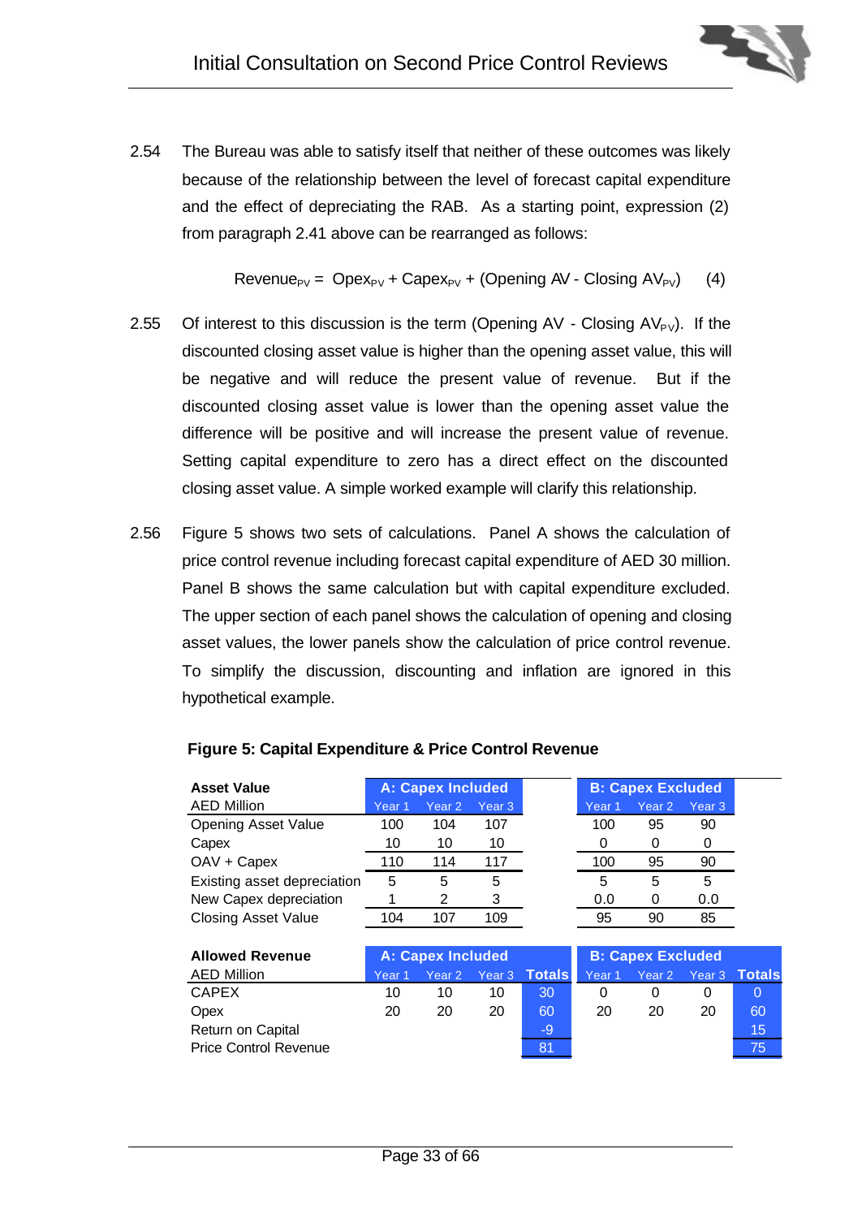2.54 The Bureau was able to satisfy itself that neither of these outcomes was likely because of the relationship between the level of forecast capital expenditure and the effect of depreciating the RAB. As a starting point, expression (2) from paragraph 2.41 above can be rearranged as follows:

$$Revenue_{PV} = Opex_{PV} + Capex_{PV} + (\text{Opening AV} - \text{Closing AV}_{PV}) \qquad (4)$$

2.55 Of interest to this discussion is the term (Opening AV - Closing $AV_{PV}$). If the discounted closing asset value is higher than the opening asset value, this will be negative and will reduce the present value of revenue. But if the discounted closing asset value is lower than the opening asset value the difference will be positive and will increase the present value of revenue. Setting capital expenditure to zero has a direct effect on the discounted closing asset value. A simple worked example will clarify this relationship.

2.56 Figure 5 shows two sets of calculations. Panel A shows the calculation of price control revenue including forecast capital expenditure of AED 30 million. Panel B shows the same calculation but with capital expenditure excluded. The upper section of each panel shows the calculation of opening and closing asset values, the lower panels show the calculation of price control revenue. To simplify the discussion, discounting and inflation are ignored in this hypothetical example.

**Figure 5: Capital Expenditure & Price Control Revenue**

| **Asset Value** | **A: Capex Included** | | | **B: Capex Excluded** | | |
|---|---|---|---|---|---|---|
| AED Million | Year 1 | Year 2 | Year 3 | Year 1 | Year 2 | Year 3 |
| Opening Asset Value | 100 | 104 | 107 | 100 | 95 | 90 |
| Capex | 10 | 10 | 10 | 0 | 0 | 0 |
| OAV + Capex | 110 | 114 | 117 | 100 | 95 | 90 |
| Existing asset depreciation | 5 | 5 | 5 | 5 | 5 | 5 |
| New Capex depreciation | 1 | 2 | 3 | 0.0 | 0 | 0.0 |
| Closing Asset Value | 104 | 107 | 109 | 95 | 90 | 85 |

| **Allowed Revenue** | **A: Capex Included** | | | | **B: Capex Excluded** | | | |
|---|---|---|---|---|---|---|---|---|
| AED Million | Year 1 | Year 2 | Year 3 | Totals | Year 1 | Year 2 | Year 3 | Totals |
| CAPEX | 10 | 10 | 10 | 30 | 0 | 0 | 0 | 0 |
| Opex | 20 | 20 | 20 | 60 | 20 | 20 | 20 | 60 |
| Return on Capital | | | | -9 | | | | 15 |
| Price Control Revenue | | | | 81 | | | | 75 |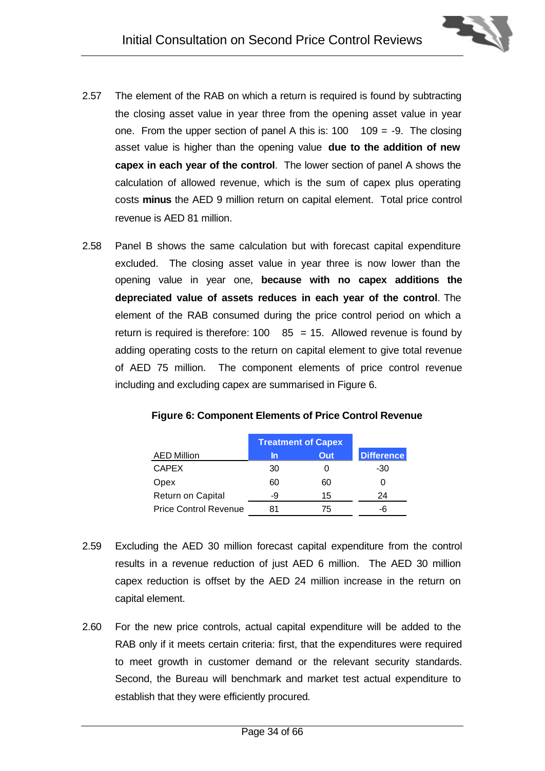2.57 The element of the RAB on which a return is required is found by subtracting the closing asset value in year three from the opening asset value in year one. From the upper section of panel A this is: 100   109 = -9. The closing asset value is higher than the opening value **due to the addition of new capex in each year of the control**. The lower section of panel A shows the calculation of allowed revenue, which is the sum of capex plus operating costs **minus** the AED 9 million return on capital element. Total price control revenue is AED 81 million.

2.58 Panel B shows the same calculation but with forecast capital expenditure excluded. The closing asset value in year three is now lower than the opening value in year one, **because with no capex additions the depreciated value of assets reduces in each year of the control**. The element of the RAB consumed during the price control period on which a return is required is therefore: 100   85 = 15. Allowed revenue is found by adding operating costs to the return on capital element to give total revenue of AED 75 million. The component elements of price control revenue including and excluding capex are summarised in Figure 6.

**Figure 6: Component Elements of Price Control Revenue**

| | Treatment of Capex | | |
|---|---|---|---|
| AED Million | In | Out | Difference |
| CAPEX | 30 | 0 | -30 |
| Opex | 60 | 60 | 0 |
| Return on Capital | -9 | 15 | 24 |
| Price Control Revenue | 81 | 75 | -6 |

2.59 Excluding the AED 30 million forecast capital expenditure from the control results in a revenue reduction of just AED 6 million. The AED 30 million capex reduction is offset by the AED 24 million increase in the return on capital element.

2.60 For the new price controls, actual capital expenditure will be added to the RAB only if it meets certain criteria: first, that the expenditures were required to meet growth in customer demand or the relevant security standards. Second, the Bureau will benchmark and market test actual expenditure to establish that they were efficiently procured.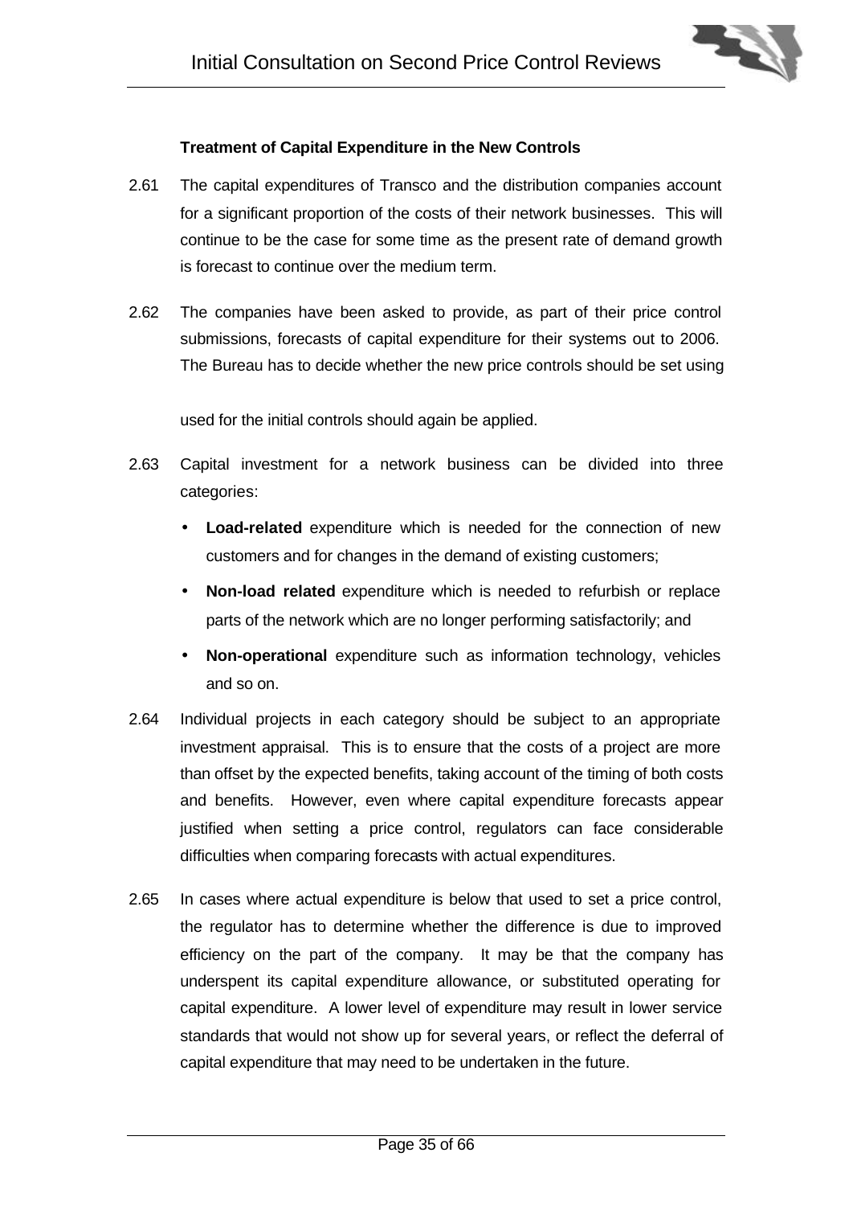**Treatment of Capital Expenditure in the New Controls**

2.61 The capital expenditures of Transco and the distribution companies account for a significant proportion of the costs of their network businesses. This will continue to be the case for some time as the present rate of demand growth is forecast to continue over the medium term.

2.62 The companies have been asked to provide, as part of their price control submissions, forecasts of capital expenditure for their systems out to 2006. The Bureau has to decide whether the new price controls should be set using

used for the initial controls should again be applied.

2.63 Capital investment for a network business can be divided into three categories:

- **Load-related** expenditure which is needed for the connection of new customers and for changes in the demand of existing customers;
- **Non-load related** expenditure which is needed to refurbish or replace parts of the network which are no longer performing satisfactorily; and
- **Non-operational** expenditure such as information technology, vehicles and so on.

2.64 Individual projects in each category should be subject to an appropriate investment appraisal. This is to ensure that the costs of a project are more than offset by the expected benefits, taking account of the timing of both costs and benefits. However, even where capital expenditure forecasts appear justified when setting a price control, regulators can face considerable difficulties when comparing forecasts with actual expenditures.

2.65 In cases where actual expenditure is below that used to set a price control, the regulator has to determine whether the difference is due to improved efficiency on the part of the company. It may be that the company has underspent its capital expenditure allowance, or substituted operating for capital expenditure. A lower level of expenditure may result in lower service standards that would not show up for several years, or reflect the deferral of capital expenditure that may need to be undertaken in the future.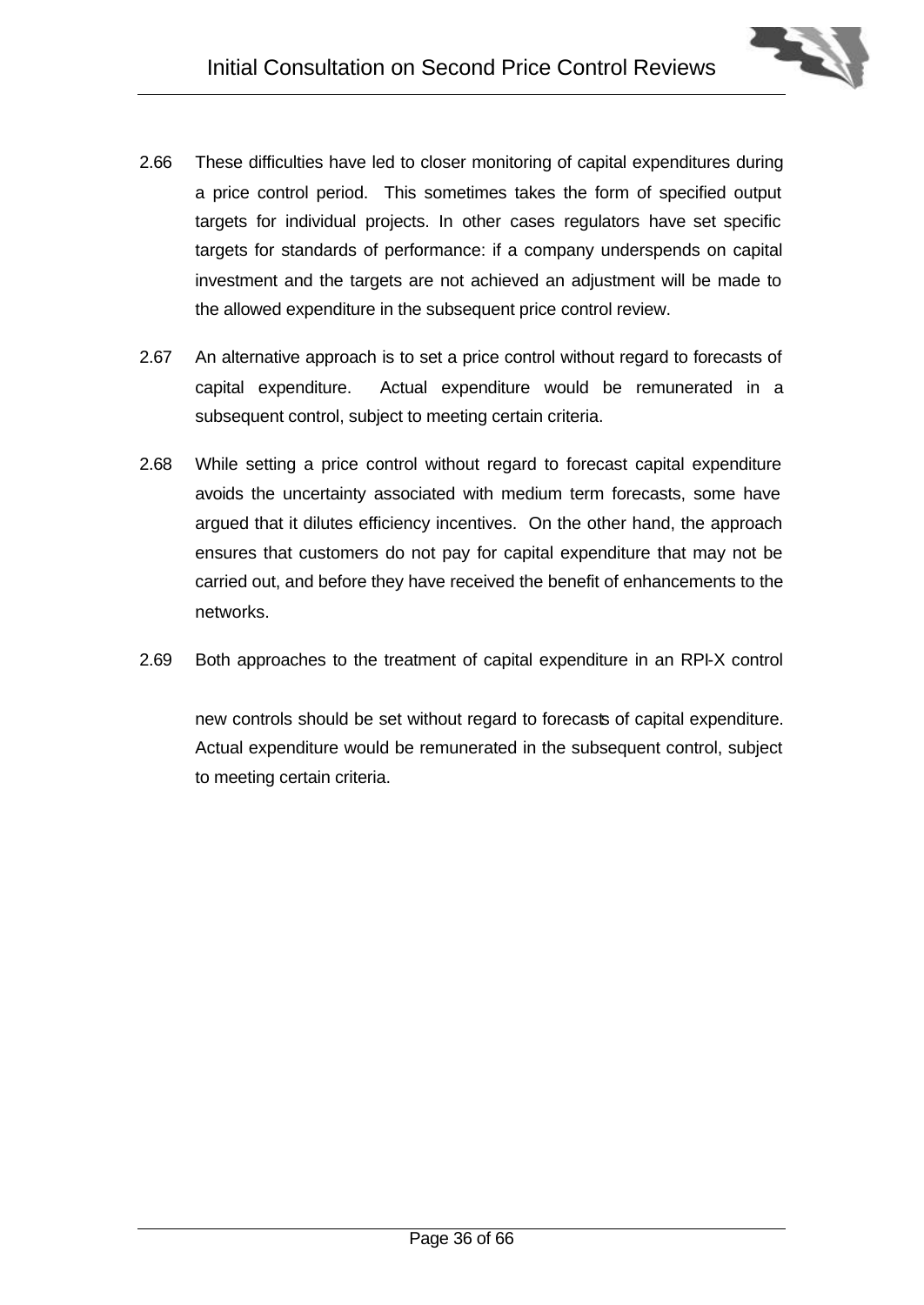2.66 These difficulties have led to closer monitoring of capital expenditures during a price control period. This sometimes takes the form of specified output targets for individual projects. In other cases regulators have set specific targets for standards of performance: if a company underspends on capital investment and the targets are not achieved an adjustment will be made to the allowed expenditure in the subsequent price control review.

2.67 An alternative approach is to set a price control without regard to forecasts of capital expenditure. Actual expenditure would be remunerated in a subsequent control, subject to meeting certain criteria.

2.68 While setting a price control without regard to forecast capital expenditure avoids the uncertainty associated with medium term forecasts, some have argued that it dilutes efficiency incentives. On the other hand, the approach ensures that customers do not pay for capital expenditure that may not be carried out, and before they have received the benefit of enhancements to the networks.

2.69 Both approaches to the treatment of capital expenditure in an RPI-X control

new controls should be set without regard to forecasts of capital expenditure. Actual expenditure would be remunerated in the subsequent control, subject to meeting certain criteria.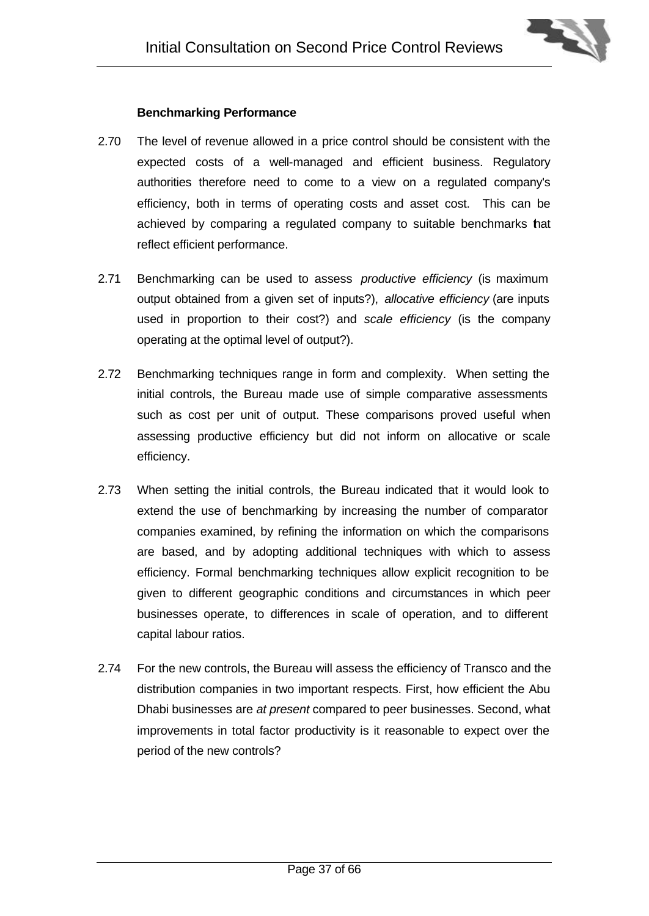### Benchmarking Performance

2.70 The level of revenue allowed in a price control should be consistent with the expected costs of a well-managed and efficient business. Regulatory authorities therefore need to come to a view on a regulated company's efficiency, both in terms of operating costs and asset cost. This can be achieved by comparing a regulated company to suitable benchmarks that reflect efficient performance.

2.71 Benchmarking can be used to assess *productive efficiency* (is maximum output obtained from a given set of inputs?), *allocative efficiency* (are inputs used in proportion to their cost?) and *scale efficiency* (is the company operating at the optimal level of output?).

2.72 Benchmarking techniques range in form and complexity. When setting the initial controls, the Bureau made use of simple comparative assessments such as cost per unit of output. These comparisons proved useful when assessing productive efficiency but did not inform on allocative or scale efficiency.

2.73 When setting the initial controls, the Bureau indicated that it would look to extend the use of benchmarking by increasing the number of comparator companies examined, by refining the information on which the comparisons are based, and by adopting additional techniques with which to assess efficiency. Formal benchmarking techniques allow explicit recognition to be given to different geographic conditions and circumstances in which peer businesses operate, to differences in scale of operation, and to different capital labour ratios.

2.74 For the new controls, the Bureau will assess the efficiency of Transco and the distribution companies in two important respects. First, how efficient the Abu Dhabi businesses are *at present* compared to peer businesses. Second, what improvements in total factor productivity is it reasonable to expect over the period of the new controls?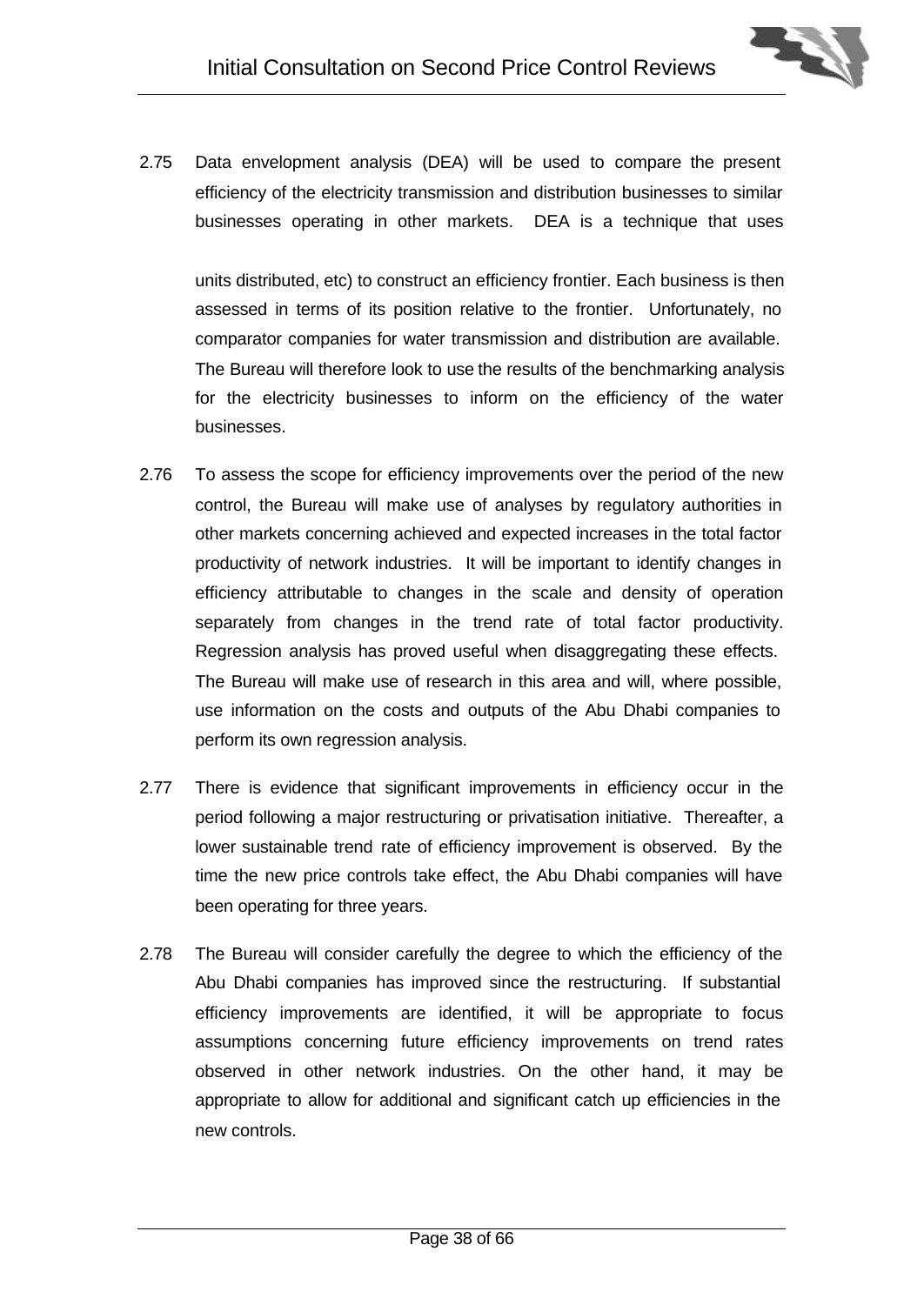2.75 Data envelopment analysis (DEA) will be used to compare the present efficiency of the electricity transmission and distribution businesses to similar businesses operating in other markets. DEA is a technique that uses

units distributed, etc) to construct an efficiency frontier. Each business is then assessed in terms of its position relative to the frontier. Unfortunately, no comparator companies for water transmission and distribution are available. The Bureau will therefore look to use the results of the benchmarking analysis for the electricity businesses to inform on the efficiency of the water businesses.

2.76 To assess the scope for efficiency improvements over the period of the new control, the Bureau will make use of analyses by regulatory authorities in other markets concerning achieved and expected increases in the total factor productivity of network industries. It will be important to identify changes in efficiency attributable to changes in the scale and density of operation separately from changes in the trend rate of total factor productivity. Regression analysis has proved useful when disaggregating these effects. The Bureau will make use of research in this area and will, where possible, use information on the costs and outputs of the Abu Dhabi companies to perform its own regression analysis.

2.77 There is evidence that significant improvements in efficiency occur in the period following a major restructuring or privatisation initiative. Thereafter, a lower sustainable trend rate of efficiency improvement is observed. By the time the new price controls take effect, the Abu Dhabi companies will have been operating for three years.

2.78 The Bureau will consider carefully the degree to which the efficiency of the Abu Dhabi companies has improved since the restructuring. If substantial efficiency improvements are identified, it will be appropriate to focus assumptions concerning future efficiency improvements on trend rates observed in other network industries. On the other hand, it may be appropriate to allow for additional and significant catch up efficiencies in the new controls.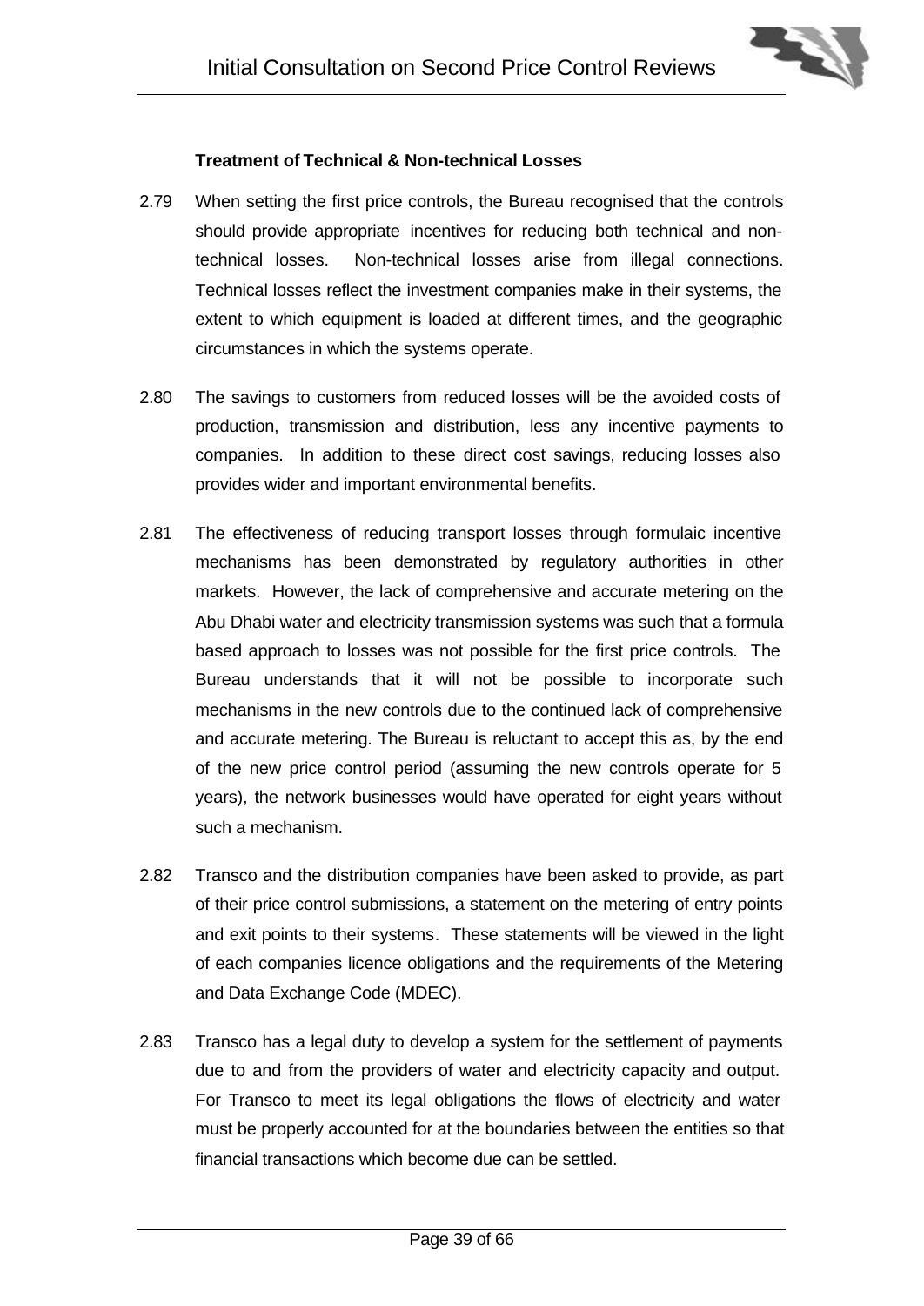### Treatment of Technical & Non-technical Losses

2.79 When setting the first price controls, the Bureau recognised that the controls should provide appropriate incentives for reducing both technical and non-technical losses. Non-technical losses arise from illegal connections. Technical losses reflect the investment companies make in their systems, the extent to which equipment is loaded at different times, and the geographic circumstances in which the systems operate.

2.80 The savings to customers from reduced losses will be the avoided costs of production, transmission and distribution, less any incentive payments to companies. In addition to these direct cost savings, reducing losses also provides wider and important environmental benefits.

2.81 The effectiveness of reducing transport losses through formulaic incentive mechanisms has been demonstrated by regulatory authorities in other markets. However, the lack of comprehensive and accurate metering on the Abu Dhabi water and electricity transmission systems was such that a formula based approach to losses was not possible for the first price controls. The Bureau understands that it will not be possible to incorporate such mechanisms in the new controls due to the continued lack of comprehensive and accurate metering. The Bureau is reluctant to accept this as, by the end of the new price control period (assuming the new controls operate for 5 years), the network businesses would have operated for eight years without such a mechanism.

2.82 Transco and the distribution companies have been asked to provide, as part of their price control submissions, a statement on the metering of entry points and exit points to their systems. These statements will be viewed in the light of each companies licence obligations and the requirements of the Metering and Data Exchange Code (MDEC).

2.83 Transco has a legal duty to develop a system for the settlement of payments due to and from the providers of water and electricity capacity and output. For Transco to meet its legal obligations the flows of electricity and water must be properly accounted for at the boundaries between the entities so that financial transactions which become due can be settled.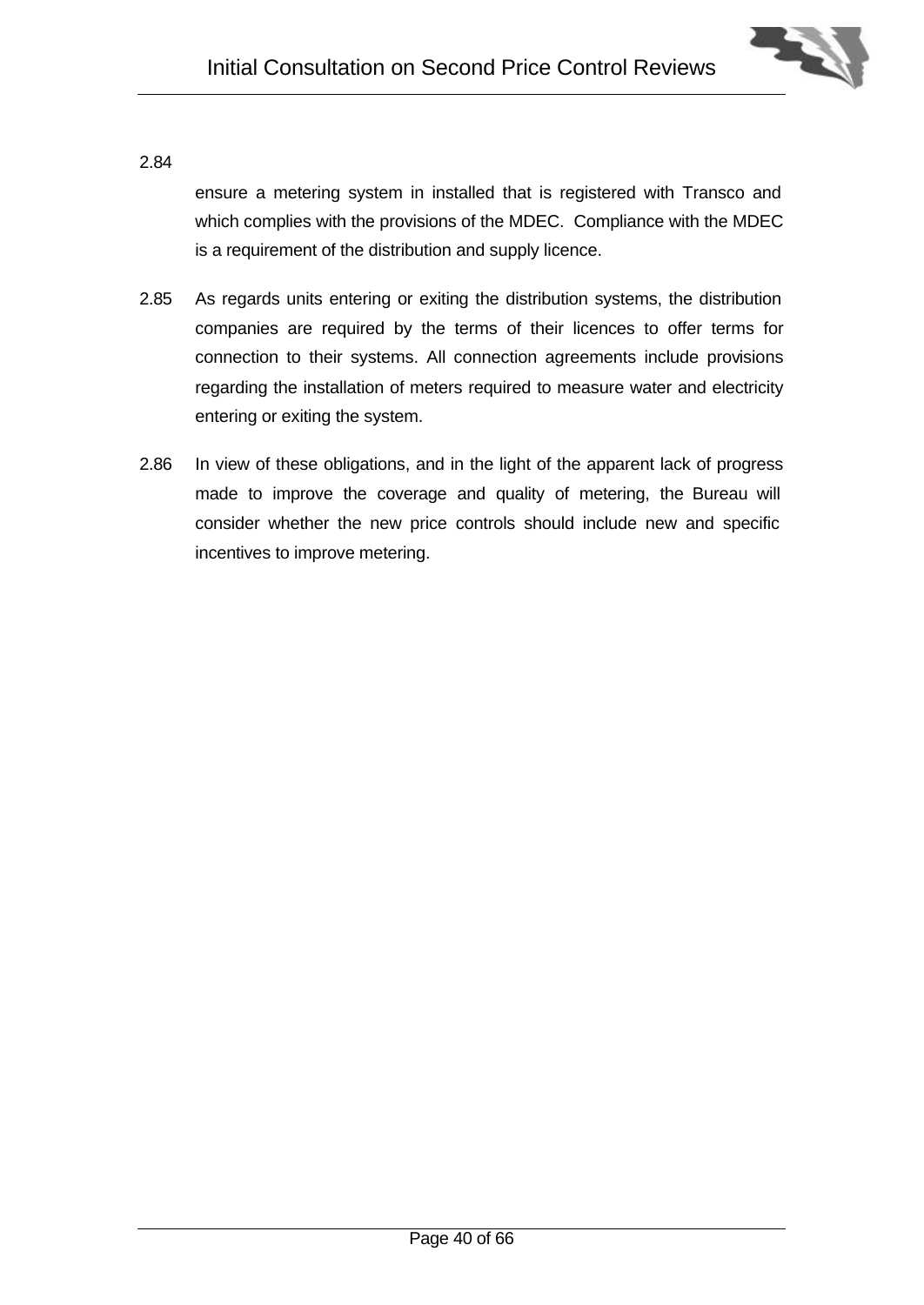2.84

ensure a metering system in installed that is registered with Transco and which complies with the provisions of the MDEC. Compliance with the MDEC is a requirement of the distribution and supply licence.

2.85 As regards units entering or exiting the distribution systems, the distribution companies are required by the terms of their licences to offer terms for connection to their systems. All connection agreements include provisions regarding the installation of meters required to measure water and electricity entering or exiting the system.

2.86 In view of these obligations, and in the light of the apparent lack of progress made to improve the coverage and quality of metering, the Bureau will consider whether the new price controls should include new and specific incentives to improve metering.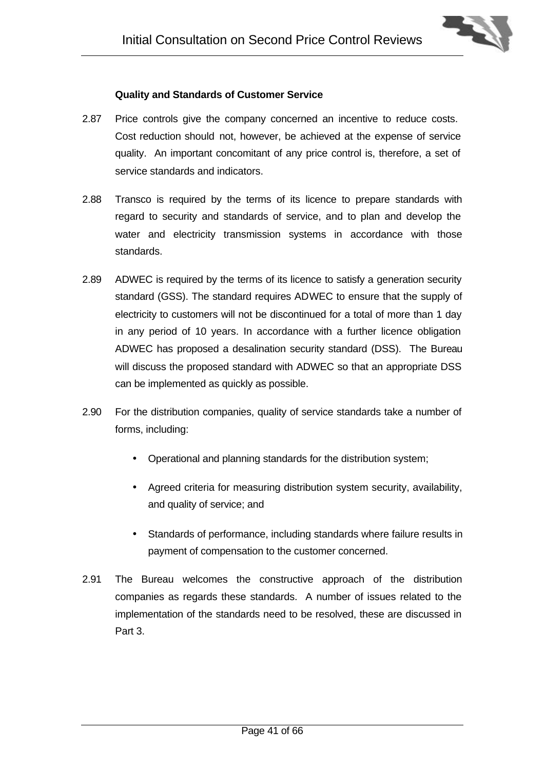### Quality and Standards of Customer Service

2.87 Price controls give the company concerned an incentive to reduce costs. Cost reduction should not, however, be achieved at the expense of service quality. An important concomitant of any price control is, therefore, a set of service standards and indicators.

2.88 Transco is required by the terms of its licence to prepare standards with regard to security and standards of service, and to plan and develop the water and electricity transmission systems in accordance with those standards.

2.89 ADWEC is required by the terms of its licence to satisfy a generation security standard (GSS). The standard requires ADWEC to ensure that the supply of electricity to customers will not be discontinued for a total of more than 1 day in any period of 10 years. In accordance with a further licence obligation ADWEC has proposed a desalination security standard (DSS). The Bureau will discuss the proposed standard with ADWEC so that an appropriate DSS can be implemented as quickly as possible.

2.90 For the distribution companies, quality of service standards take a number of forms, including:

- Operational and planning standards for the distribution system;
- Agreed criteria for measuring distribution system security, availability, and quality of service; and
- Standards of performance, including standards where failure results in payment of compensation to the customer concerned.

2.91 The Bureau welcomes the constructive approach of the distribution companies as regards these standards. A number of issues related to the implementation of the standards need to be resolved, these are discussed in Part 3.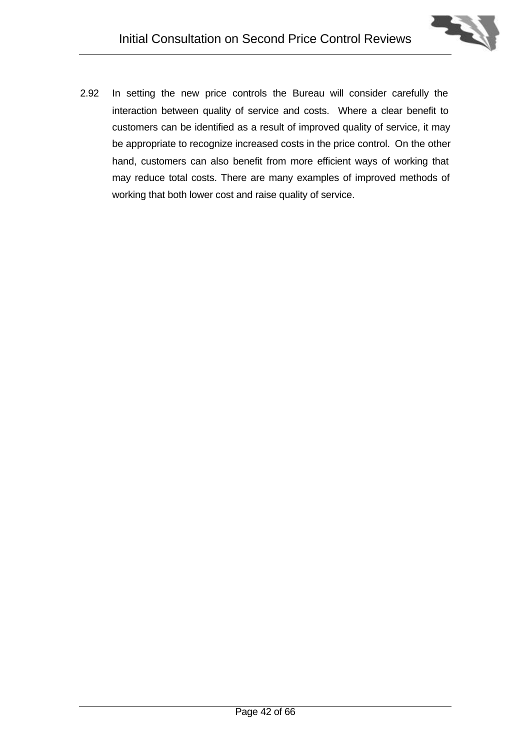2.92 In setting the new price controls the Bureau will consider carefully the interaction between quality of service and costs. Where a clear benefit to customers can be identified as a result of improved quality of service, it may be appropriate to recognize increased costs in the price control. On the other hand, customers can also benefit from more efficient ways of working that may reduce total costs. There are many examples of improved methods of working that both lower cost and raise quality of service.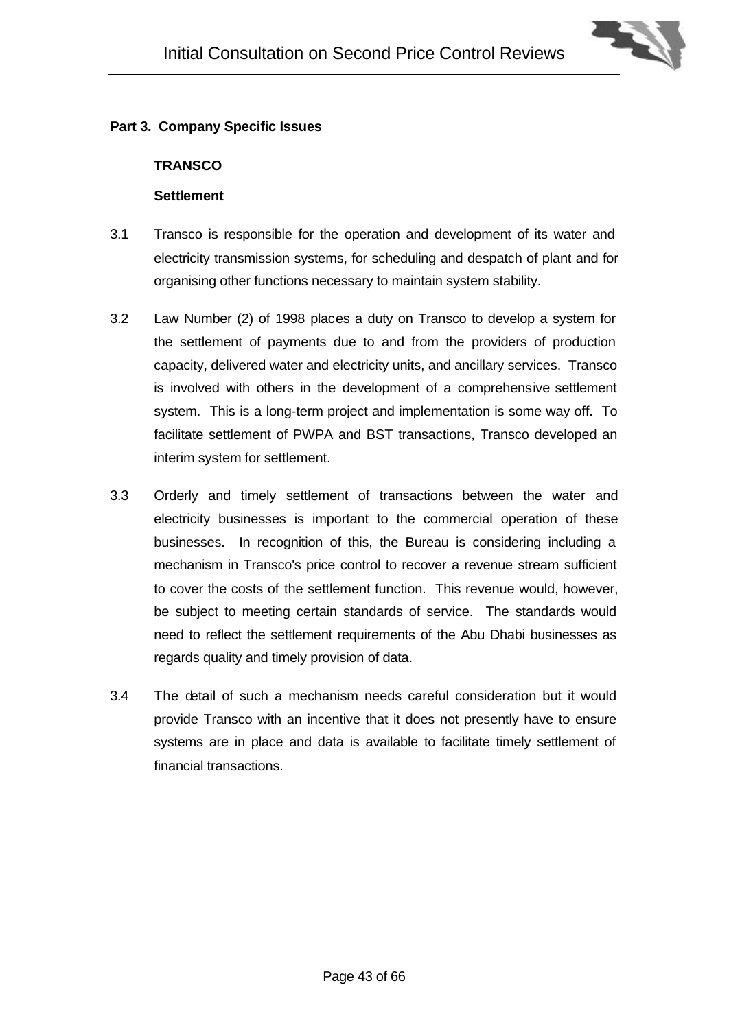**Part 3. Company Specific Issues**

**TRANSCO**

**Settlement**

3.1 Transco is responsible for the operation and development of its water and electricity transmission systems, for scheduling and despatch of plant and for organising other functions necessary to maintain system stability.

3.2 Law Number (2) of 1998 places a duty on Transco to develop a system for the settlement of payments due to and from the providers of production capacity, delivered water and electricity units, and ancillary services. Transco is involved with others in the development of a comprehensive settlement system. This is a long-term project and implementation is some way off. To facilitate settlement of PWPA and BST transactions, Transco developed an interim system for settlement.

3.3 Orderly and timely settlement of transactions between the water and electricity businesses is important to the commercial operation of these businesses. In recognition of this, the Bureau is considering including a mechanism in Transco's price control to recover a revenue stream sufficient to cover the costs of the settlement function. This revenue would, however, be subject to meeting certain standards of service. The standards would need to reflect the settlement requirements of the Abu Dhabi businesses as regards quality and timely provision of data.

3.4 The detail of such a mechanism needs careful consideration but it would provide Transco with an incentive that it does not presently have to ensure systems are in place and data is available to facilitate timely settlement of financial transactions.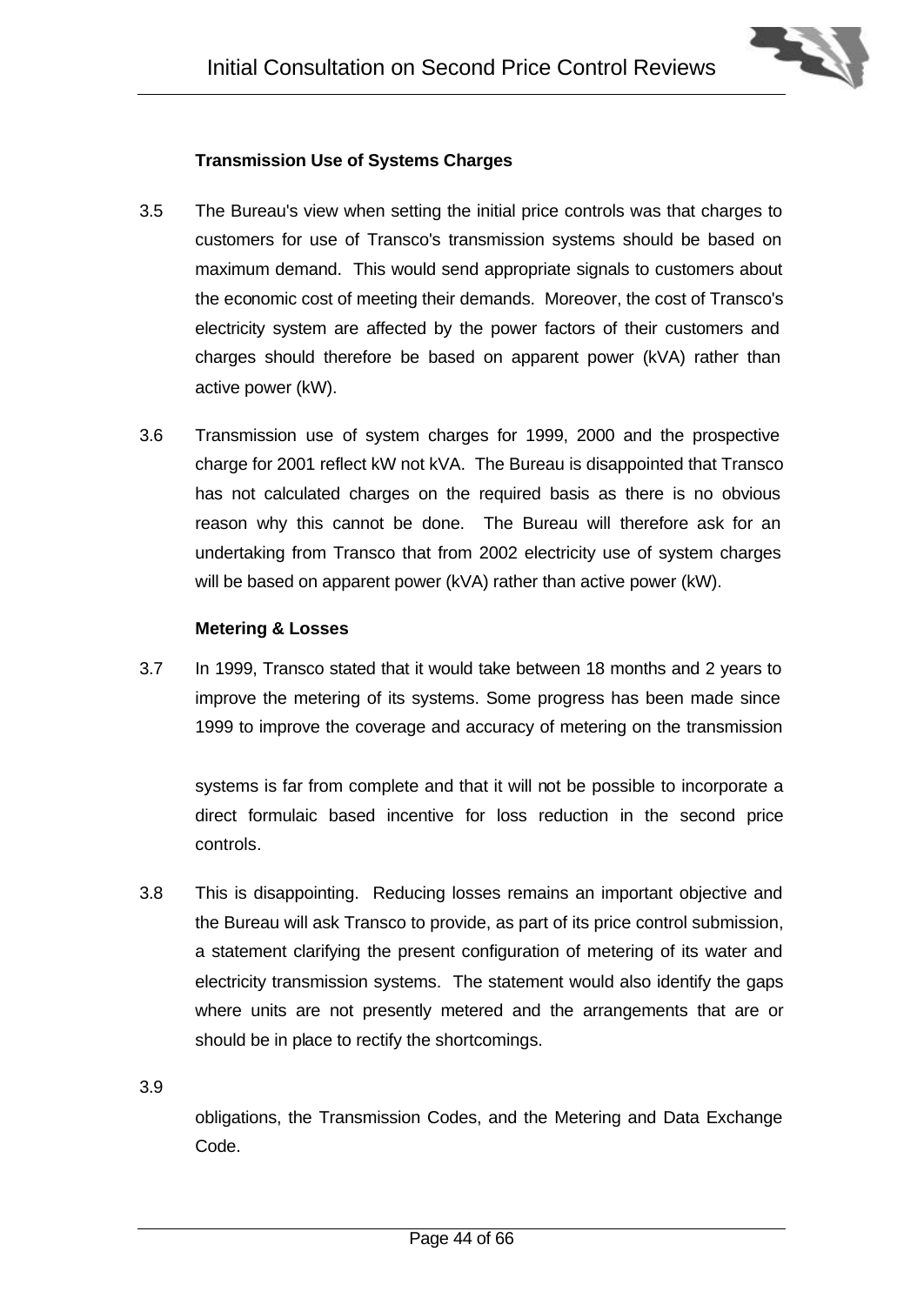### Transmission Use of Systems Charges

3.5 The Bureau's view when setting the initial price controls was that charges to customers for use of Transco's transmission systems should be based on maximum demand. This would send appropriate signals to customers about the economic cost of meeting their demands. Moreover, the cost of Transco's electricity system are affected by the power factors of their customers and charges should therefore be based on apparent power (kVA) rather than active power (kW).

3.6 Transmission use of system charges for 1999, 2000 and the prospective charge for 2001 reflect kW not kVA. The Bureau is disappointed that Transco has not calculated charges on the required basis as there is no obvious reason why this cannot be done. The Bureau will therefore ask for an undertaking from Transco that from 2002 electricity use of system charges will be based on apparent power (kVA) rather than active power (kW).

### Metering & Losses

3.7 In 1999, Transco stated that it would take between 18 months and 2 years to improve the metering of its systems. Some progress has been made since 1999 to improve the coverage and accuracy of metering on the transmission

systems is far from complete and that it will not be possible to incorporate a direct formulaic based incentive for loss reduction in the second price controls.

3.8 This is disappointing. Reducing losses remains an important objective and the Bureau will ask Transco to provide, as part of its price control submission, a statement clarifying the present configuration of metering of its water and electricity transmission systems. The statement would also identify the gaps where units are not presently metered and the arrangements that are or should be in place to rectify the shortcomings.

3.9

obligations, the Transmission Codes, and the Metering and Data Exchange Code.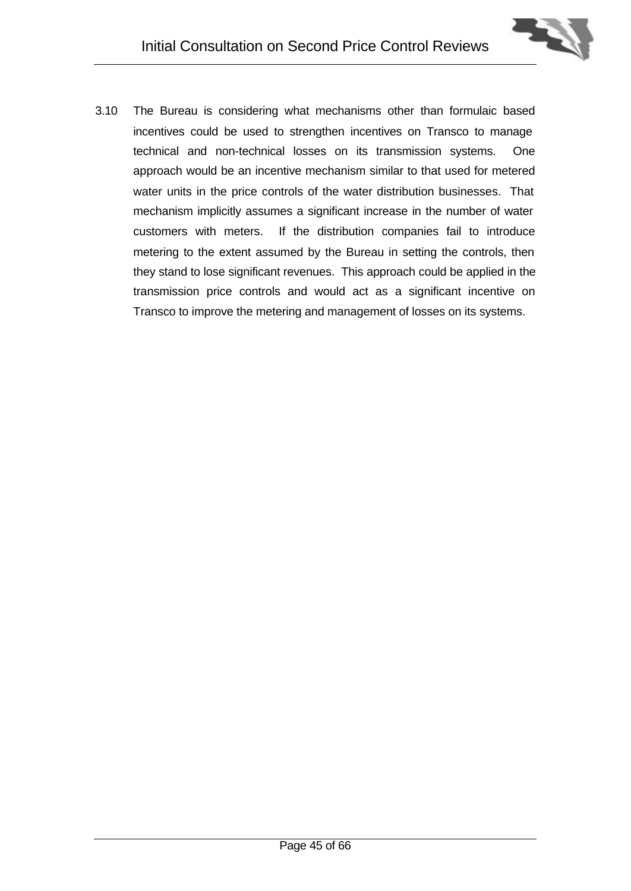3.10 The Bureau is considering what mechanisms other than formulaic based incentives could be used to strengthen incentives on Transco to manage technical and non-technical losses on its transmission systems. One approach would be an incentive mechanism similar to that used for metered water units in the price controls of the water distribution businesses. That mechanism implicitly assumes a significant increase in the number of water customers with meters. If the distribution companies fail to introduce metering to the extent assumed by the Bureau in setting the controls, then they stand to lose significant revenues. This approach could be applied in the transmission price controls and would act as a significant incentive on Transco to improve the metering and management of losses on its systems.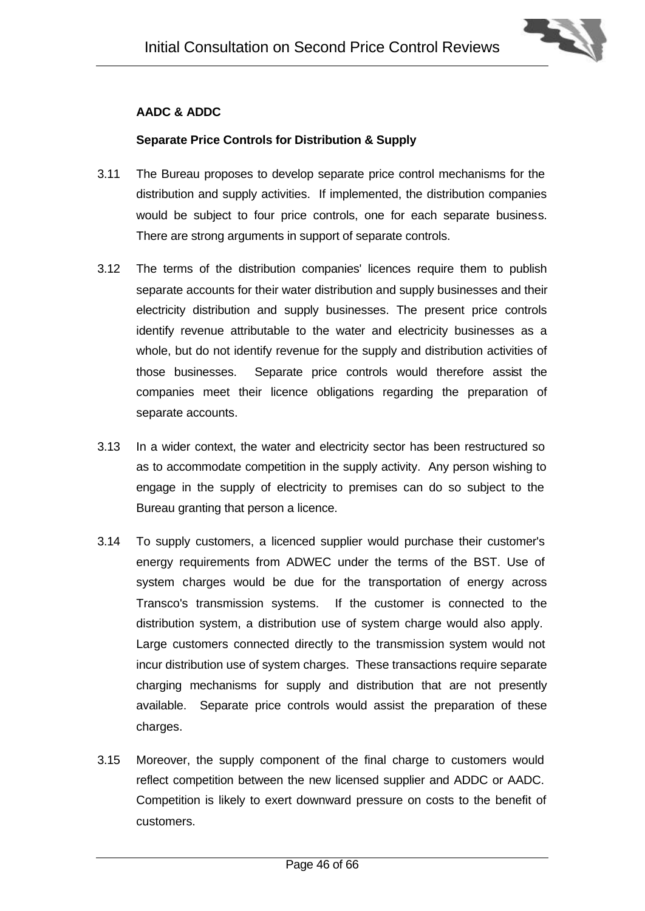**AADC & ADDC**

**Separate Price Controls for Distribution & Supply**

3.11 The Bureau proposes to develop separate price control mechanisms for the distribution and supply activities. If implemented, the distribution companies would be subject to four price controls, one for each separate business. There are strong arguments in support of separate controls.

3.12 The terms of the distribution companies' licences require them to publish separate accounts for their water distribution and supply businesses and their electricity distribution and supply businesses. The present price controls identify revenue attributable to the water and electricity businesses as a whole, but do not identify revenue for the supply and distribution activities of those businesses. Separate price controls would therefore assist the companies meet their licence obligations regarding the preparation of separate accounts.

3.13 In a wider context, the water and electricity sector has been restructured so as to accommodate competition in the supply activity. Any person wishing to engage in the supply of electricity to premises can do so subject to the Bureau granting that person a licence.

3.14 To supply customers, a licenced supplier would purchase their customer's energy requirements from ADWEC under the terms of the BST. Use of system charges would be due for the transportation of energy across Transco's transmission systems. If the customer is connected to the distribution system, a distribution use of system charge would also apply. Large customers connected directly to the transmission system would not incur distribution use of system charges. These transactions require separate charging mechanisms for supply and distribution that are not presently available. Separate price controls would assist the preparation of these charges.

3.15 Moreover, the supply component of the final charge to customers would reflect competition between the new licensed supplier and ADDC or AADC. Competition is likely to exert downward pressure on costs to the benefit of customers.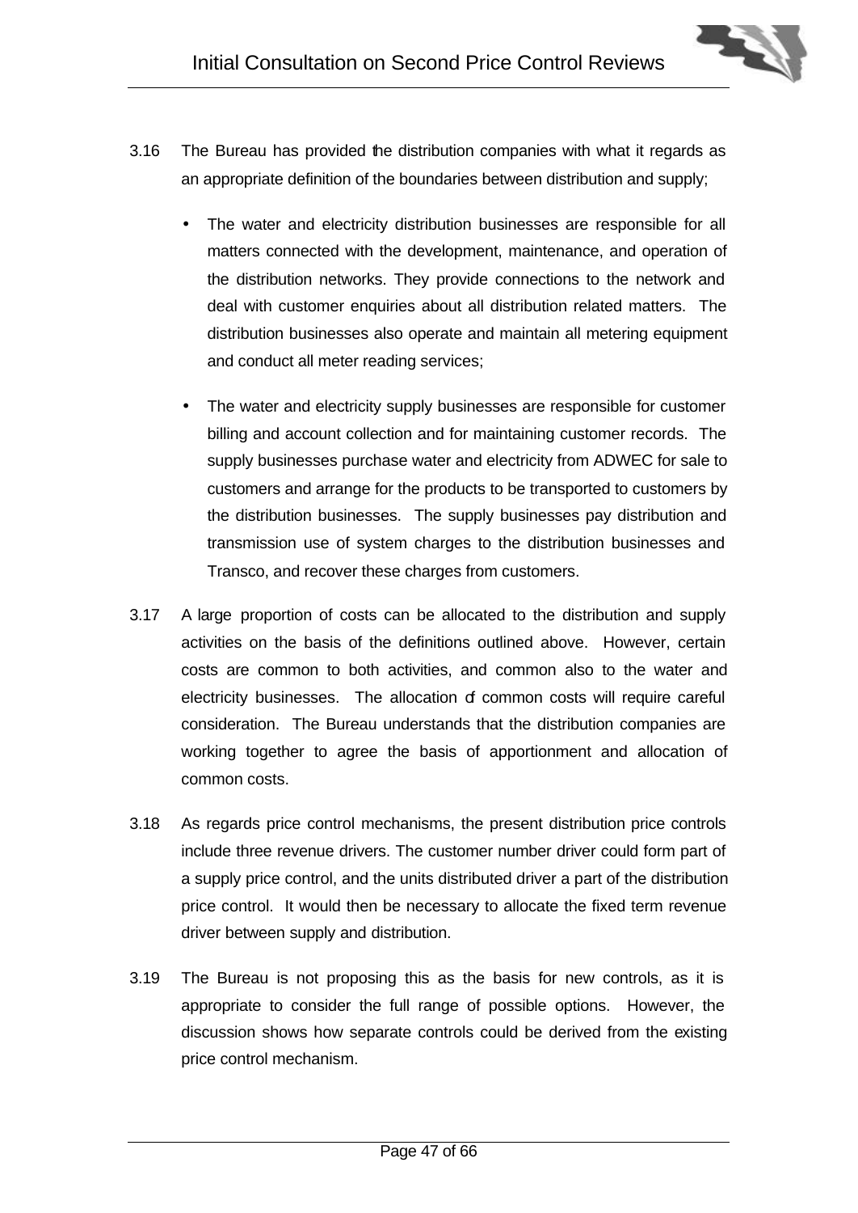3.16 The Bureau has provided the distribution companies with what it regards as an appropriate definition of the boundaries between distribution and supply;

- The water and electricity distribution businesses are responsible for all matters connected with the development, maintenance, and operation of the distribution networks. They provide connections to the network and deal with customer enquiries about all distribution related matters. The distribution businesses also operate and maintain all metering equipment and conduct all meter reading services;

- The water and electricity supply businesses are responsible for customer billing and account collection and for maintaining customer records. The supply businesses purchase water and electricity from ADWEC for sale to customers and arrange for the products to be transported to customers by the distribution businesses. The supply businesses pay distribution and transmission use of system charges to the distribution businesses and Transco, and recover these charges from customers.

3.17 A large proportion of costs can be allocated to the distribution and supply activities on the basis of the definitions outlined above. However, certain costs are common to both activities, and common also to the water and electricity businesses. The allocation of common costs will require careful consideration. The Bureau understands that the distribution companies are working together to agree the basis of apportionment and allocation of common costs.

3.18 As regards price control mechanisms, the present distribution price controls include three revenue drivers. The customer number driver could form part of a supply price control, and the units distributed driver a part of the distribution price control. It would then be necessary to allocate the fixed term revenue driver between supply and distribution.

3.19 The Bureau is not proposing this as the basis for new controls, as it is appropriate to consider the full range of possible options. However, the discussion shows how separate controls could be derived from the existing price control mechanism.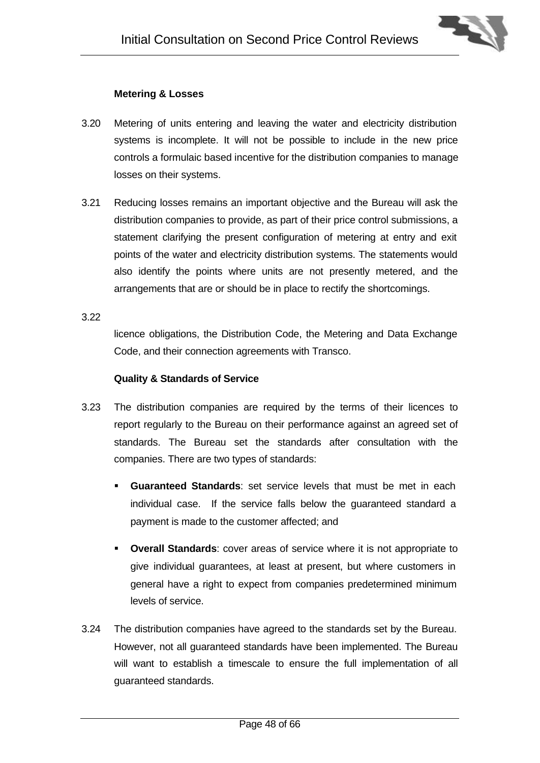**Metering & Losses**

3.20 Metering of units entering and leaving the water and electricity distribution systems is incomplete. It will not be possible to include in the new price controls a formulaic based incentive for the distribution companies to manage losses on their systems.

3.21 Reducing losses remains an important objective and the Bureau will ask the distribution companies to provide, as part of their price control submissions, a statement clarifying the present configuration of metering at entry and exit points of the water and electricity distribution systems. The statements would also identify the points where units are not presently metered, and the arrangements that are or should be in place to rectify the shortcomings.

3.22

licence obligations, the Distribution Code, the Metering and Data Exchange Code, and their connection agreements with Transco.

**Quality & Standards of Service**

3.23 The distribution companies are required by the terms of their licences to report regularly to the Bureau on their performance against an agreed set of standards. The Bureau set the standards after consultation with the companies. There are two types of standards:

- **Guaranteed Standards**: set service levels that must be met in each individual case. If the service falls below the guaranteed standard a payment is made to the customer affected; and
- **Overall Standards**: cover areas of service where it is not appropriate to give individual guarantees, at least at present, but where customers in general have a right to expect from companies predetermined minimum levels of service.

3.24 The distribution companies have agreed to the standards set by the Bureau. However, not all guaranteed standards have been implemented. The Bureau will want to establish a timescale to ensure the full implementation of all guaranteed standards.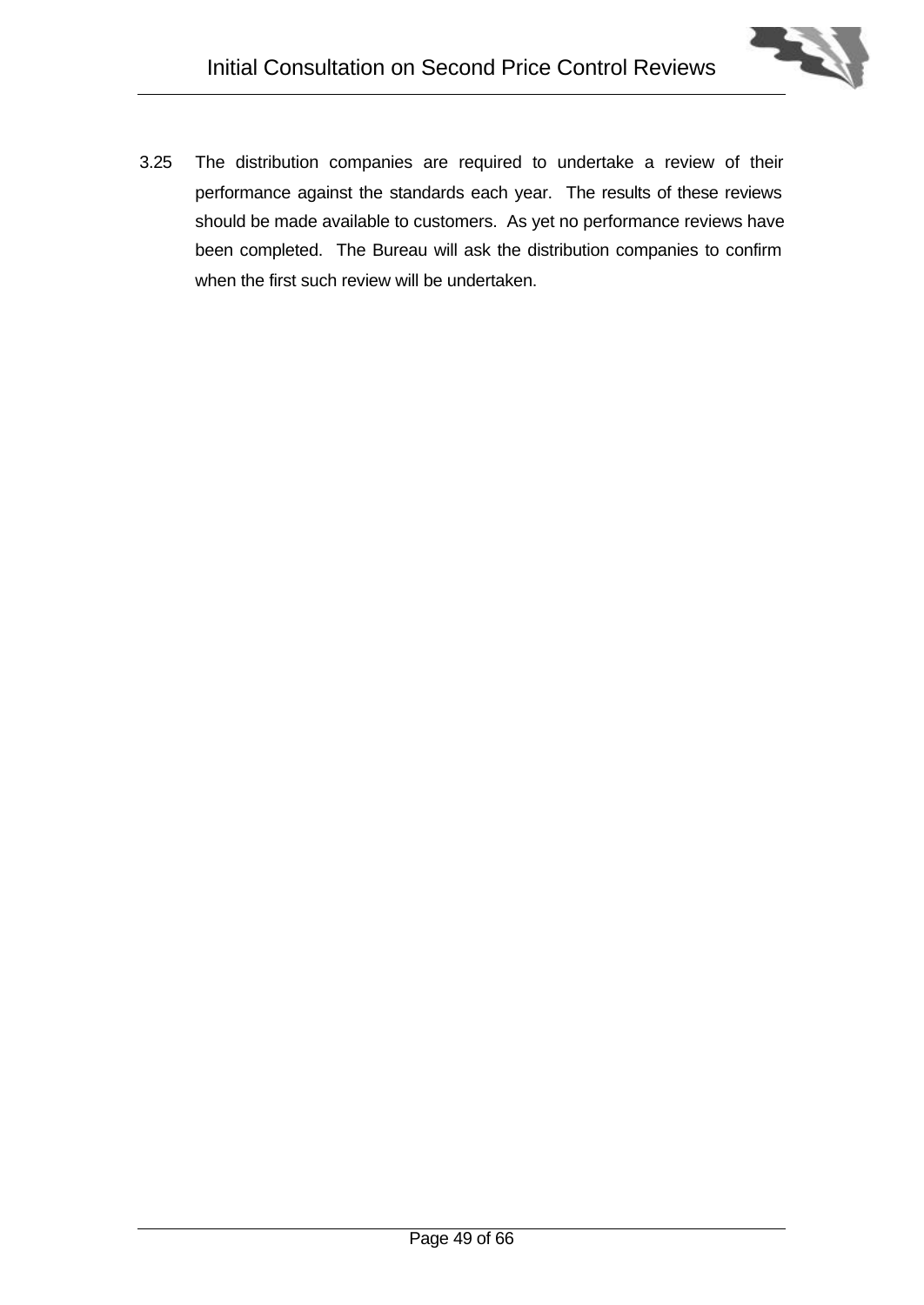3.25 The distribution companies are required to undertake a review of their performance against the standards each year. The results of these reviews should be made available to customers. As yet no performance reviews have been completed. The Bureau will ask the distribution companies to confirm when the first such review will be undertaken.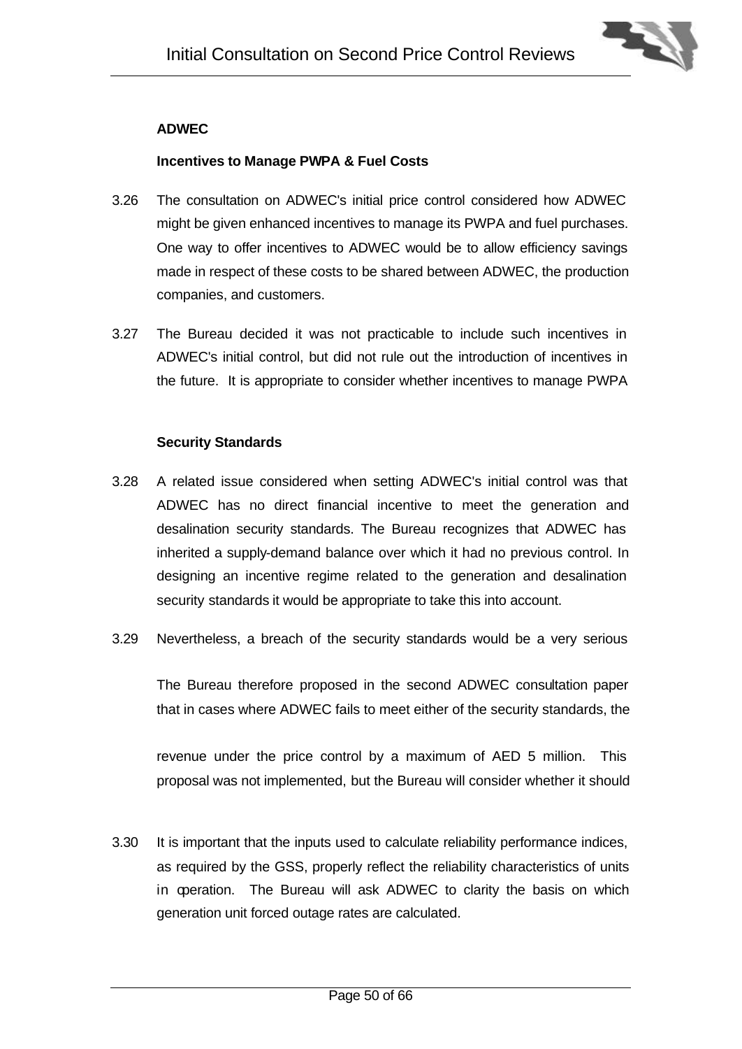**ADWEC**

**Incentives to Manage PWPA & Fuel Costs**

3.26 The consultation on ADWEC's initial price control considered how ADWEC might be given enhanced incentives to manage its PWPA and fuel purchases. One way to offer incentives to ADWEC would be to allow efficiency savings made in respect of these costs to be shared between ADWEC, the production companies, and customers.

3.27 The Bureau decided it was not practicable to include such incentives in ADWEC's initial control, but did not rule out the introduction of incentives in the future. It is appropriate to consider whether incentives to manage PWPA

**Security Standards**

3.28 A related issue considered when setting ADWEC's initial control was that ADWEC has no direct financial incentive to meet the generation and desalination security standards. The Bureau recognizes that ADWEC has inherited a supply-demand balance over which it had no previous control. In designing an incentive regime related to the generation and desalination security standards it would be appropriate to take this into account.

3.29 Nevertheless, a breach of the security standards would be a very serious

The Bureau therefore proposed in the second ADWEC consultation paper that in cases where ADWEC fails to meet either of the security standards, the

revenue under the price control by a maximum of AED 5 million. This proposal was not implemented, but the Bureau will consider whether it should

3.30 It is important that the inputs used to calculate reliability performance indices, as required by the GSS, properly reflect the reliability characteristics of units in operation. The Bureau will ask ADWEC to clarity the basis on which generation unit forced outage rates are calculated.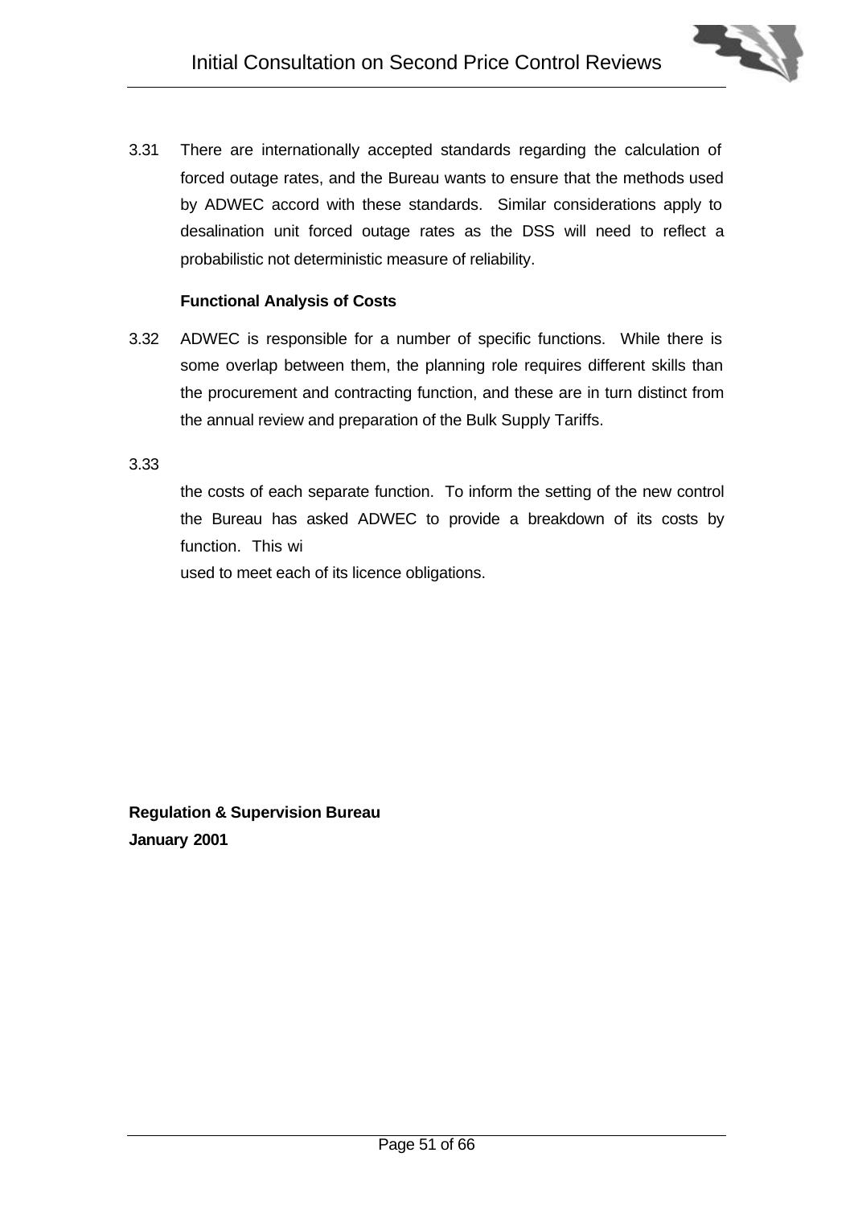3.31 There are internationally accepted standards regarding the calculation of forced outage rates, and the Bureau wants to ensure that the methods used by ADWEC accord with these standards. Similar considerations apply to desalination unit forced outage rates as the DSS will need to reflect a probabilistic not deterministic measure of reliability.

**Functional Analysis of Costs**

3.32 ADWEC is responsible for a number of specific functions. While there is some overlap between them, the planning role requires different skills than the procurement and contracting function, and these are in turn distinct from the annual review and preparation of the Bulk Supply Tariffs.

3.33

the costs of each separate function. To inform the setting of the new control the Bureau has asked ADWEC to provide a breakdown of its costs by function. This wi

used to meet each of its licence obligations.

**Regulation & Supervision Bureau**
**January 2001**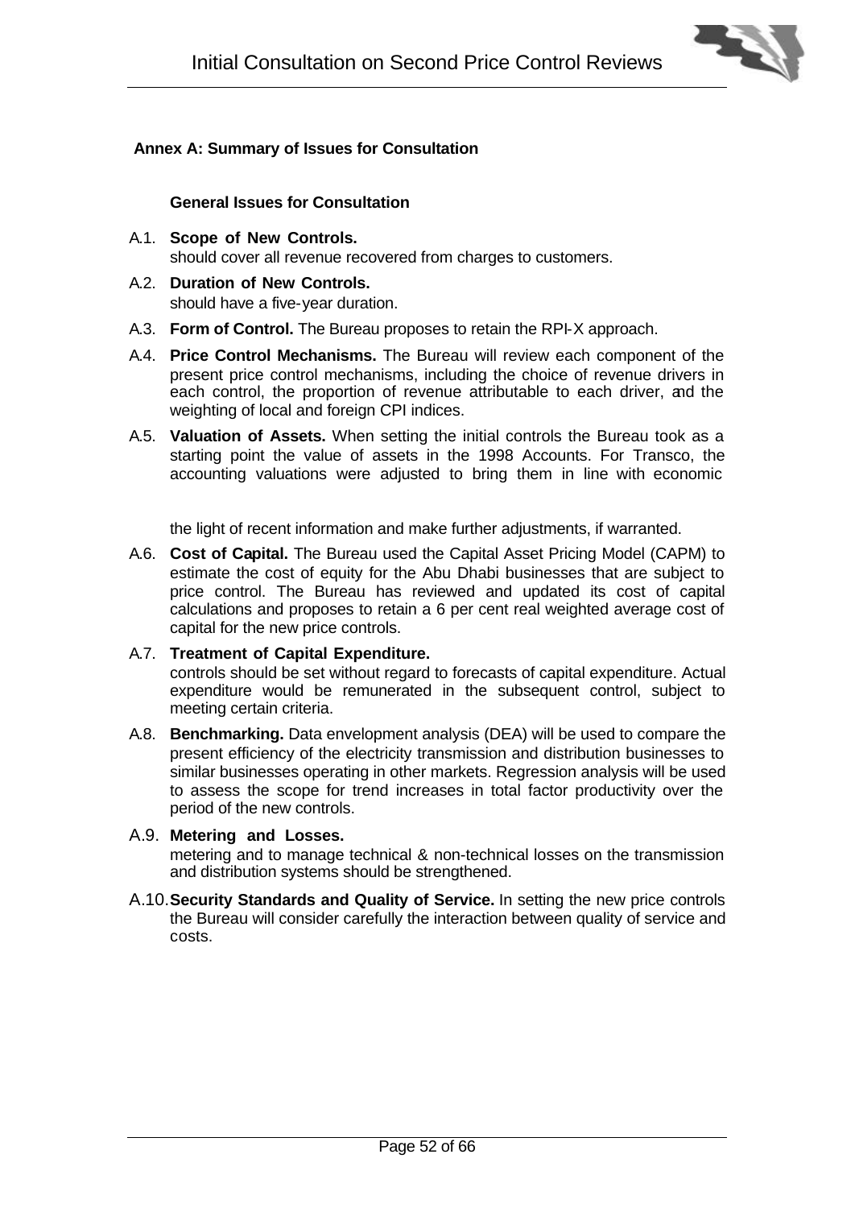### Annex A: Summary of Issues for Consultation

#### General Issues for Consultation

A.1. **Scope of New Controls.**
should cover all revenue recovered from charges to customers.

A.2. **Duration of New Controls.**
should have a five-year duration.

A.3. **Form of Control.** The Bureau proposes to retain the RPI-X approach.

A.4. **Price Control Mechanisms.** The Bureau will review each component of the present price control mechanisms, including the choice of revenue drivers in each control, the proportion of revenue attributable to each driver, and the weighting of local and foreign CPI indices.

A.5. **Valuation of Assets.** When setting the initial controls the Bureau took as a starting point the value of assets in the 1998 Accounts. For Transco, the accounting valuations were adjusted to bring them in line with economic

the light of recent information and make further adjustments, if warranted.

A.6. **Cost of Capital.** The Bureau used the Capital Asset Pricing Model (CAPM) to estimate the cost of equity for the Abu Dhabi businesses that are subject to price control. The Bureau has reviewed and updated its cost of capital calculations and proposes to retain a 6 per cent real weighted average cost of capital for the new price controls.

A.7. **Treatment of Capital Expenditure.**
controls should be set without regard to forecasts of capital expenditure. Actual expenditure would be remunerated in the subsequent control, subject to meeting certain criteria.

A.8. **Benchmarking.** Data envelopment analysis (DEA) will be used to compare the present efficiency of the electricity transmission and distribution businesses to similar businesses operating in other markets. Regression analysis will be used to assess the scope for trend increases in total factor productivity over the period of the new controls.

A.9. **Metering and Losses.**
metering and to manage technical & non-technical losses on the transmission and distribution systems should be strengthened.

A.10. **Security Standards and Quality of Service.** In setting the new price controls the Bureau will consider carefully the interaction between quality of service and costs.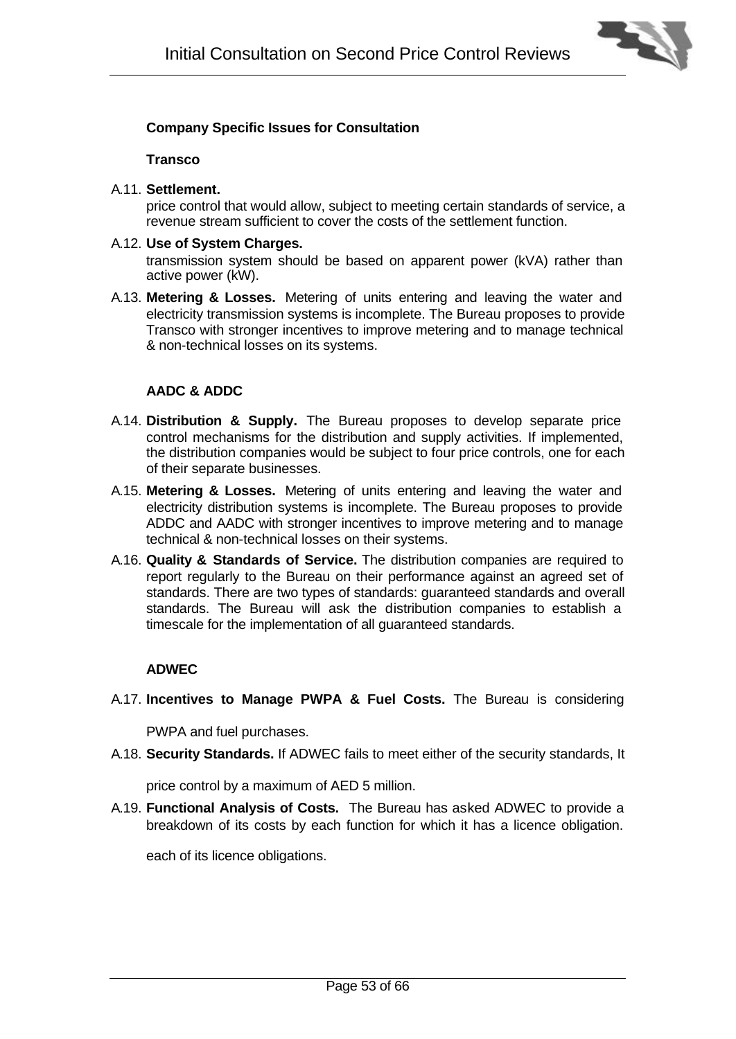**Company Specific Issues for Consultation**

**Transco**

A.11. **Settlement.**
price control that would allow, subject to meeting certain standards of service, a revenue stream sufficient to cover the costs of the settlement function.

A.12. **Use of System Charges.**
transmission system should be based on apparent power (kVA) rather than active power (kW).

A.13. **Metering & Losses.** Metering of units entering and leaving the water and electricity transmission systems is incomplete. The Bureau proposes to provide Transco with stronger incentives to improve metering and to manage technical & non-technical losses on its systems.

**AADC & ADDC**

A.14. **Distribution & Supply.** The Bureau proposes to develop separate price control mechanisms for the distribution and supply activities. If implemented, the distribution companies would be subject to four price controls, one for each of their separate businesses.

A.15. **Metering & Losses.** Metering of units entering and leaving the water and electricity distribution systems is incomplete. The Bureau proposes to provide ADDC and AADC with stronger incentives to improve metering and to manage technical & non-technical losses on their systems.

A.16. **Quality & Standards of Service.** The distribution companies are required to report regularly to the Bureau on their performance against an agreed set of standards. There are two types of standards: guaranteed standards and overall standards. The Bureau will ask the distribution companies to establish a timescale for the implementation of all guaranteed standards.

**ADWEC**

A.17. **Incentives to Manage PWPA & Fuel Costs.** The Bureau is considering

PWPA and fuel purchases.

A.18. **Security Standards.** If ADWEC fails to meet either of the security standards, It

price control by a maximum of AED 5 million.

A.19. **Functional Analysis of Costs.** The Bureau has asked ADWEC to provide a breakdown of its costs by each function for which it has a licence obligation.

each of its licence obligations.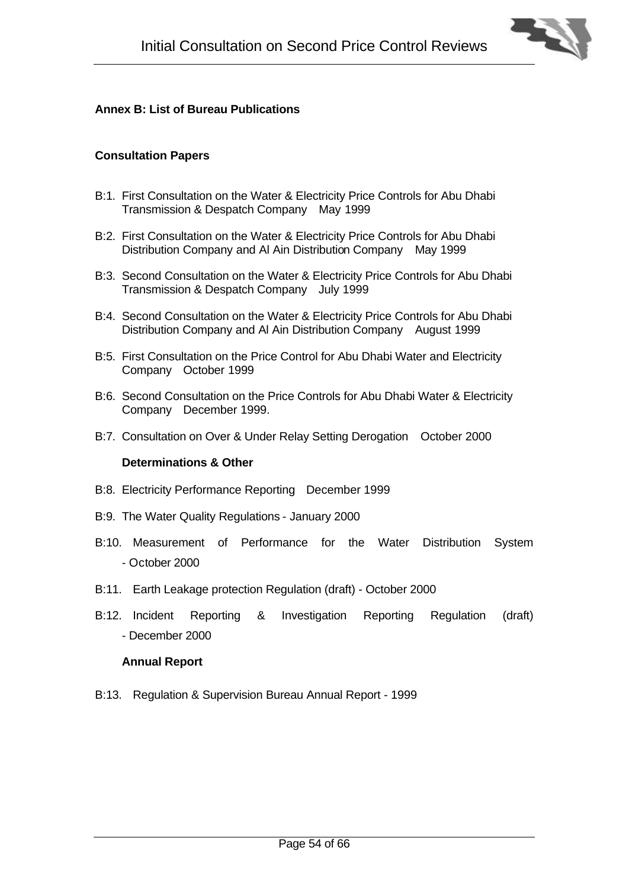## Annex B: List of Bureau Publications

### Consultation Papers

B:1. First Consultation on the Water & Electricity Price Controls for Abu Dhabi Transmission & Despatch Company May 1999

B:2. First Consultation on the Water & Electricity Price Controls for Abu Dhabi Distribution Company and Al Ain Distribution Company May 1999

B:3. Second Consultation on the Water & Electricity Price Controls for Abu Dhabi Transmission & Despatch Company July 1999

B:4. Second Consultation on the Water & Electricity Price Controls for Abu Dhabi Distribution Company and Al Ain Distribution Company August 1999

B:5. First Consultation on the Price Control for Abu Dhabi Water and Electricity Company October 1999

B:6. Second Consultation on the Price Controls for Abu Dhabi Water & Electricity Company December 1999.

B:7. Consultation on Over & Under Relay Setting Derogation October 2000

### Determinations & Other

B:8. Electricity Performance Reporting December 1999

B:9. The Water Quality Regulations - January 2000

B:10. Measurement of Performance for the Water Distribution System - October 2000

B:11. Earth Leakage protection Regulation (draft) - October 2000

B:12. Incident Reporting & Investigation Reporting Regulation (draft) - December 2000

### Annual Report

B:13. Regulation & Supervision Bureau Annual Report - 1999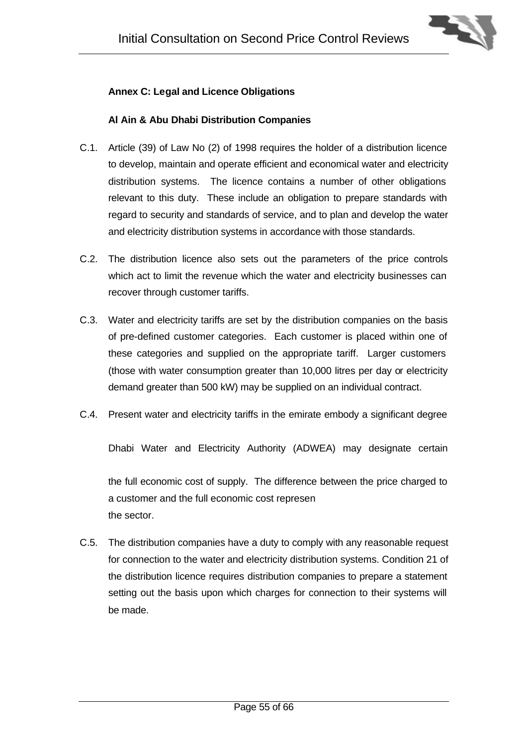**Annex C: Legal and Licence Obligations**

**Al Ain & Abu Dhabi Distribution Companies**

C.1. Article (39) of Law No (2) of 1998 requires the holder of a distribution licence to develop, maintain and operate efficient and economical water and electricity distribution systems. The licence contains a number of other obligations relevant to this duty. These include an obligation to prepare standards with regard to security and standards of service, and to plan and develop the water and electricity distribution systems in accordance with those standards.

C.2. The distribution licence also sets out the parameters of the price controls which act to limit the revenue which the water and electricity businesses can recover through customer tariffs.

C.3. Water and electricity tariffs are set by the distribution companies on the basis of pre-defined customer categories. Each customer is placed within one of these categories and supplied on the appropriate tariff. Larger customers (those with water consumption greater than 10,000 litres per day or electricity demand greater than 500 kW) may be supplied on an individual contract.

C.4. Present water and electricity tariffs in the emirate embody a significant degree

Dhabi Water and Electricity Authority (ADWEA) may designate certain

the full economic cost of supply. The difference between the price charged to a customer and the full economic cost represen
the sector.

C.5. The distribution companies have a duty to comply with any reasonable request for connection to the water and electricity distribution systems. Condition 21 of the distribution licence requires distribution companies to prepare a statement setting out the basis upon which charges for connection to their systems will be made.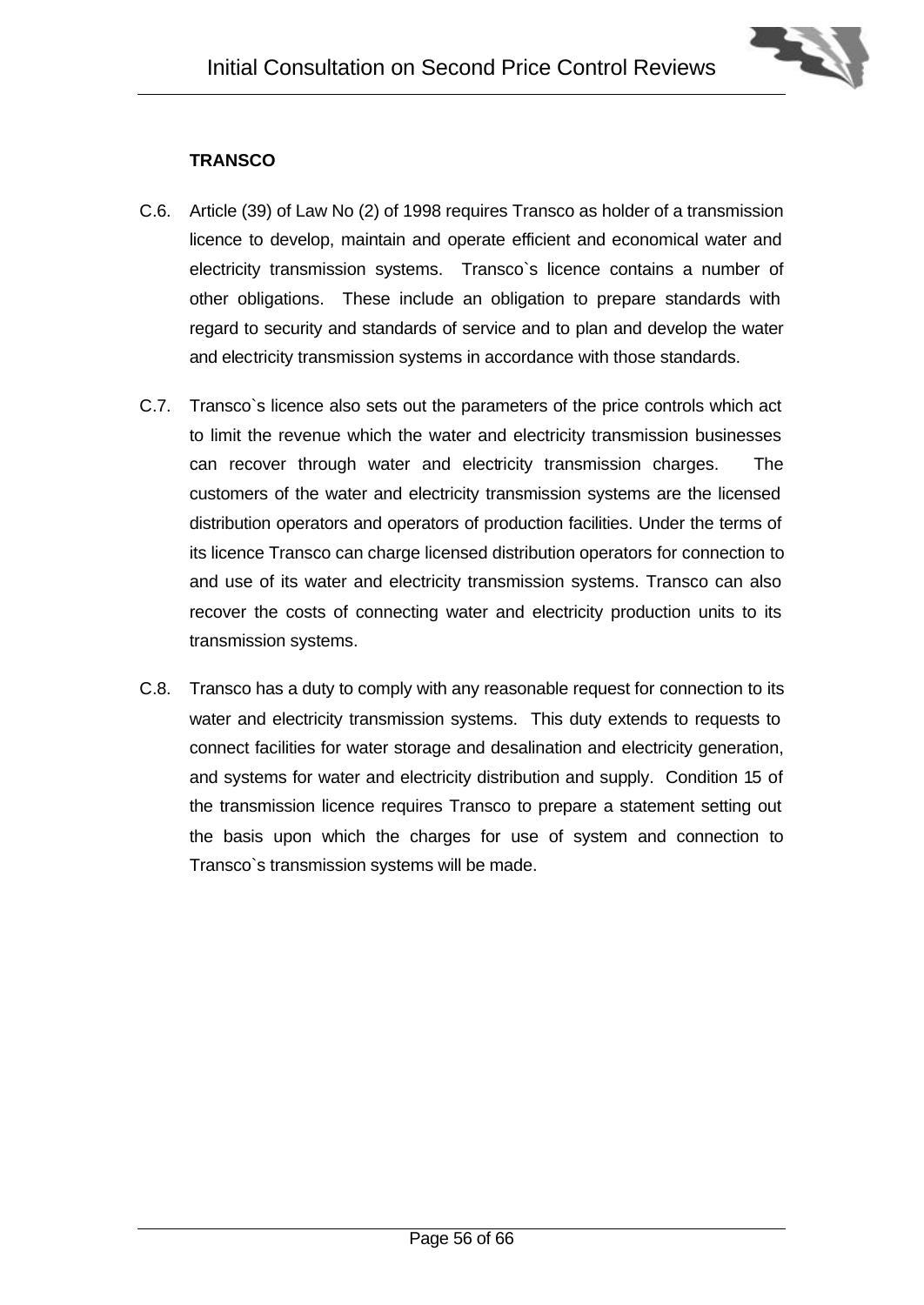**TRANSCO**

C.6. Article (39) of Law No (2) of 1998 requires Transco as holder of a transmission licence to develop, maintain and operate efficient and economical water and electricity transmission systems. Transco`s licence contains a number of other obligations. These include an obligation to prepare standards with regard to security and standards of service and to plan and develop the water and electricity transmission systems in accordance with those standards.

C.7. Transco`s licence also sets out the parameters of the price controls which act to limit the revenue which the water and electricity transmission businesses can recover through water and electricity transmission charges. The customers of the water and electricity transmission systems are the licensed distribution operators and operators of production facilities. Under the terms of its licence Transco can charge licensed distribution operators for connection to and use of its water and electricity transmission systems. Transco can also recover the costs of connecting water and electricity production units to its transmission systems.

C.8. Transco has a duty to comply with any reasonable request for connection to its water and electricity transmission systems. This duty extends to requests to connect facilities for water storage and desalination and electricity generation, and systems for water and electricity distribution and supply. Condition 15 of the transmission licence requires Transco to prepare a statement setting out the basis upon which the charges for use of system and connection to Transco`s transmission systems will be made.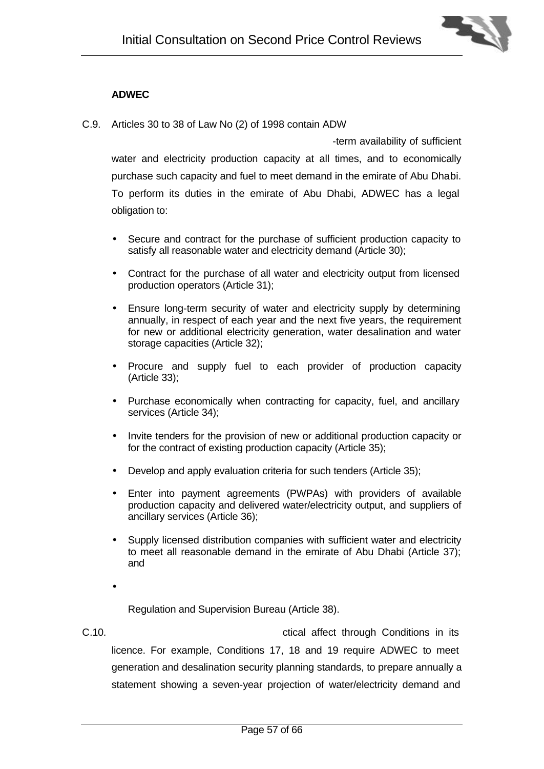**ADWEC**

C.9. Articles 30 to 38 of Law No (2) of 1998 contain ADW

-term availability of sufficient water and electricity production capacity at all times, and to economically purchase such capacity and fuel to meet demand in the emirate of Abu Dhabi. To perform its duties in the emirate of Abu Dhabi, ADWEC has a legal obligation to:

- Secure and contract for the purchase of sufficient production capacity to satisfy all reasonable water and electricity demand (Article 30);
- Contract for the purchase of all water and electricity output from licensed production operators (Article 31);
- Ensure long-term security of water and electricity supply by determining annually, in respect of each year and the next five years, the requirement for new or additional electricity generation, water desalination and water storage capacities (Article 32);
- Procure and supply fuel to each provider of production capacity (Article 33);
- Purchase economically when contracting for capacity, fuel, and ancillary services (Article 34);
- Invite tenders for the provision of new or additional production capacity or for the contract of existing production capacity (Article 35);
- Develop and apply evaluation criteria for such tenders (Article 35);
- Enter into payment agreements (PWPAs) with providers of available production capacity and delivered water/electricity output, and suppliers of ancillary services (Article 36);
- Supply licensed distribution companies with sufficient water and electricity to meet all reasonable demand in the emirate of Abu Dhabi (Article 37); and
- 

  Regulation and Supervision Bureau (Article 38).

C.10. ctical affect through Conditions in its licence. For example, Conditions 17, 18 and 19 require ADWEC to meet generation and desalination security planning standards, to prepare annually a statement showing a seven-year projection of water/electricity demand and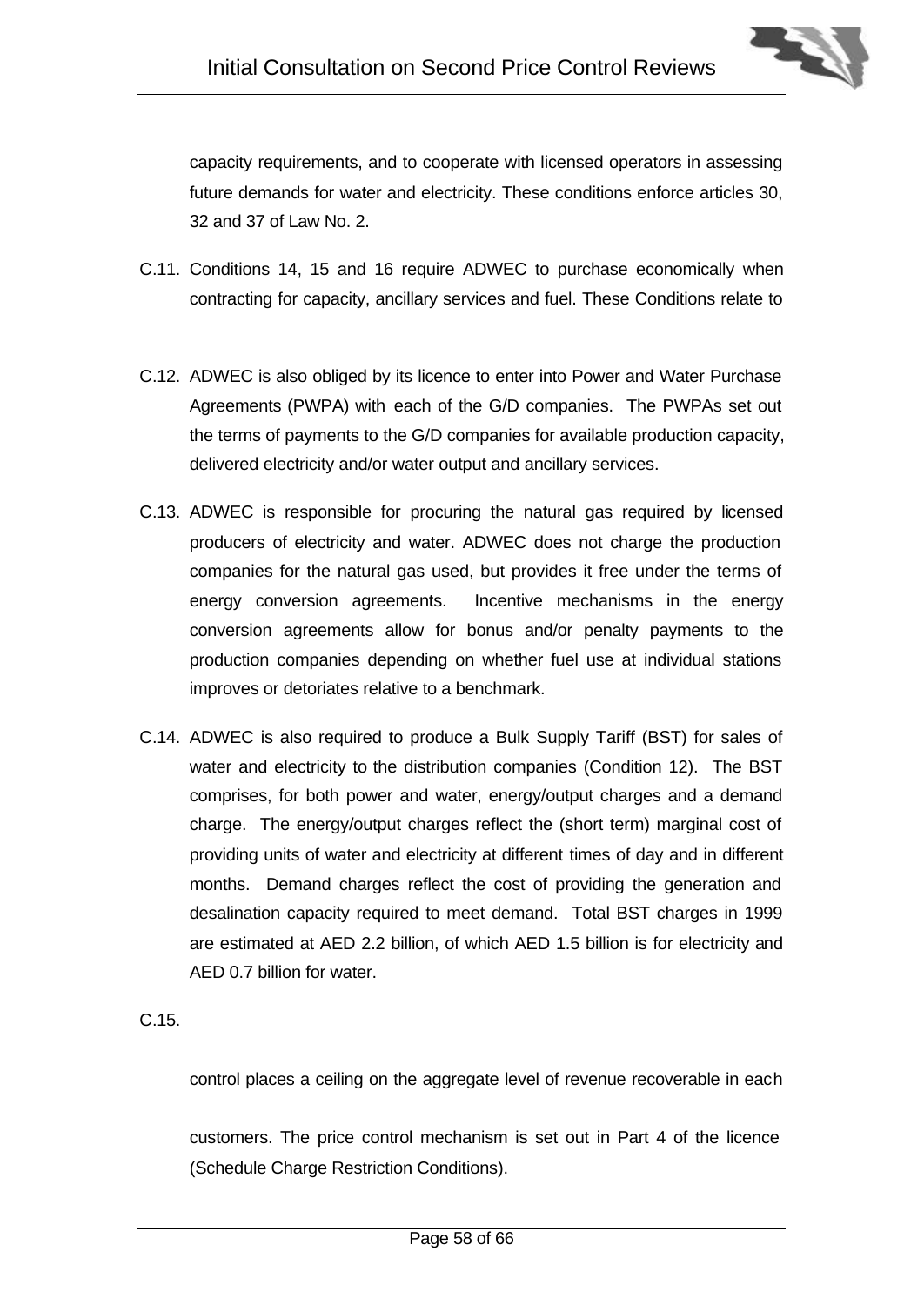capacity requirements, and to cooperate with licensed operators in assessing future demands for water and electricity. These conditions enforce articles 30, 32 and 37 of Law No. 2.

C.11. Conditions 14, 15 and 16 require ADWEC to purchase economically when contracting for capacity, ancillary services and fuel. These Conditions relate to

C.12. ADWEC is also obliged by its licence to enter into Power and Water Purchase Agreements (PWPA) with each of the G/D companies. The PWPAs set out the terms of payments to the G/D companies for available production capacity, delivered electricity and/or water output and ancillary services.

C.13. ADWEC is responsible for procuring the natural gas required by licensed producers of electricity and water. ADWEC does not charge the production companies for the natural gas used, but provides it free under the terms of energy conversion agreements. Incentive mechanisms in the energy conversion agreements allow for bonus and/or penalty payments to the production companies depending on whether fuel use at individual stations improves or detoriates relative to a benchmark.

C.14. ADWEC is also required to produce a Bulk Supply Tariff (BST) for sales of water and electricity to the distribution companies (Condition 12). The BST comprises, for both power and water, energy/output charges and a demand charge. The energy/output charges reflect the (short term) marginal cost of providing units of water and electricity at different times of day and in different months. Demand charges reflect the cost of providing the generation and desalination capacity required to meet demand. Total BST charges in 1999 are estimated at AED 2.2 billion, of which AED 1.5 billion is for electricity and AED 0.7 billion for water.

C.15.

control places a ceiling on the aggregate level of revenue recoverable in each

customers. The price control mechanism is set out in Part 4 of the licence (Schedule Charge Restriction Conditions).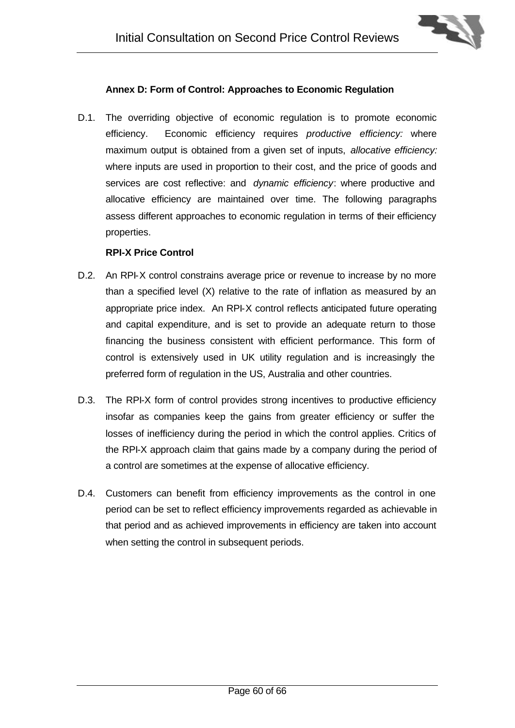## Annex D: Form of Control: Approaches to Economic Regulation

D.1. The overriding objective of economic regulation is to promote economic efficiency. Economic efficiency requires *productive efficiency:* where maximum output is obtained from a given set of inputs, *allocative efficiency:* where inputs are used in proportion to their cost, and the price of goods and services are cost reflective: and *dynamic efficiency*: where productive and allocative efficiency are maintained over time. The following paragraphs assess different approaches to economic regulation in terms of their efficiency properties.

### RPI-X Price Control

D.2. An RPI-X control constrains average price or revenue to increase by no more than a specified level (X) relative to the rate of inflation as measured by an appropriate price index. An RPI-X control reflects anticipated future operating and capital expenditure, and is set to provide an adequate return to those financing the business consistent with efficient performance. This form of control is extensively used in UK utility regulation and is increasingly the preferred form of regulation in the US, Australia and other countries.

D.3. The RPI-X form of control provides strong incentives to productive efficiency insofar as companies keep the gains from greater efficiency or suffer the losses of inefficiency during the period in which the control applies. Critics of the RPI-X approach claim that gains made by a company during the period of a control are sometimes at the expense of allocative efficiency.

D.4. Customers can benefit from efficiency improvements as the control in one period can be set to reflect efficiency improvements regarded as achievable in that period and as achieved improvements in efficiency are taken into account when setting the control in subsequent periods.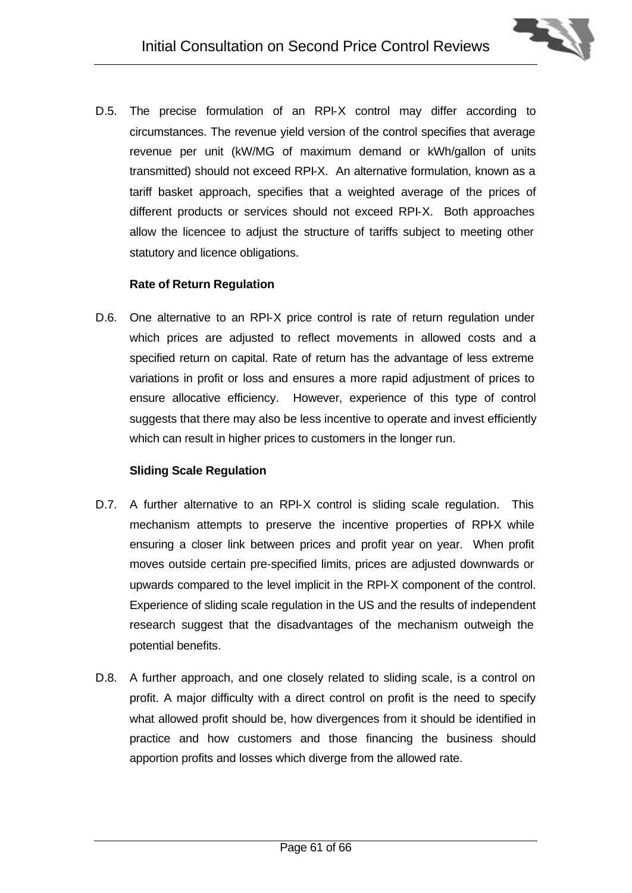D.5. The precise formulation of an RPI-X control may differ according to circumstances. The revenue yield version of the control specifies that average revenue per unit (kW/MG of maximum demand or kWh/gallon of units transmitted) should not exceed RPI-X. An alternative formulation, known as a tariff basket approach, specifies that a weighted average of the prices of different products or services should not exceed RPI-X. Both approaches allow the licencee to adjust the structure of tariffs subject to meeting other statutory and licence obligations.

**Rate of Return Regulation**

D.6. One alternative to an RPI-X price control is rate of return regulation under which prices are adjusted to reflect movements in allowed costs and a specified return on capital. Rate of return has the advantage of less extreme variations in profit or loss and ensures a more rapid adjustment of prices to ensure allocative efficiency. However, experience of this type of control suggests that there may also be less incentive to operate and invest efficiently which can result in higher prices to customers in the longer run.

**Sliding Scale Regulation**

D.7. A further alternative to an RPI-X control is sliding scale regulation. This mechanism attempts to preserve the incentive properties of RPI-X while ensuring a closer link between prices and profit year on year. When profit moves outside certain pre-specified limits, prices are adjusted downwards or upwards compared to the level implicit in the RPI-X component of the control. Experience of sliding scale regulation in the US and the results of independent research suggest that the disadvantages of the mechanism outweigh the potential benefits.

D.8. A further approach, and one closely related to sliding scale, is a control on profit. A major difficulty with a direct control on profit is the need to specify what allowed profit should be, how divergences from it should be identified in practice and how customers and those financing the business should apportion profits and losses which diverge from the allowed rate.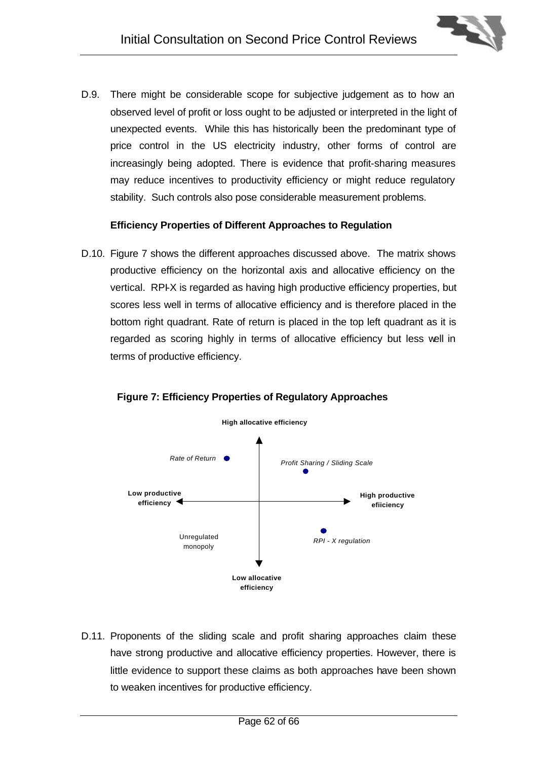D.9. There might be considerable scope for subjective judgement as to how an observed level of profit or loss ought to be adjusted or interpreted in the light of unexpected events. While this has historically been the predominant type of price control in the US electricity industry, other forms of control are increasingly being adopted. There is evidence that profit-sharing measures may reduce incentives to productivity efficiency or might reduce regulatory stability. Such controls also pose considerable measurement problems.

**Efficiency Properties of Different Approaches to Regulation**

D.10. Figure 7 shows the different approaches discussed above. The matrix shows productive efficiency on the horizontal axis and allocative efficiency on the vertical. RPI-X is regarded as having high productive efficiency properties, but scores less well in terms of allocative efficiency and is therefore placed in the bottom right quadrant. Rate of return is placed in the top left quadrant as it is regarded as scoring highly in terms of allocative efficiency but less well in terms of productive efficiency.

**Figure 7: Efficiency Properties of Regulatory Approaches**

High allocative efficiency

*Rate of Return*

*Profit Sharing / Sliding Scale*

Low productive efficiency

High productive efiiciency

Unregulated monopoly

*RPI - X regulation*

Low allocative efficiency

D.11. Proponents of the sliding scale and profit sharing approaches claim these have strong productive and allocative efficiency properties. However, there is little evidence to support these claims as both approaches have been shown to weaken incentives for productive efficiency.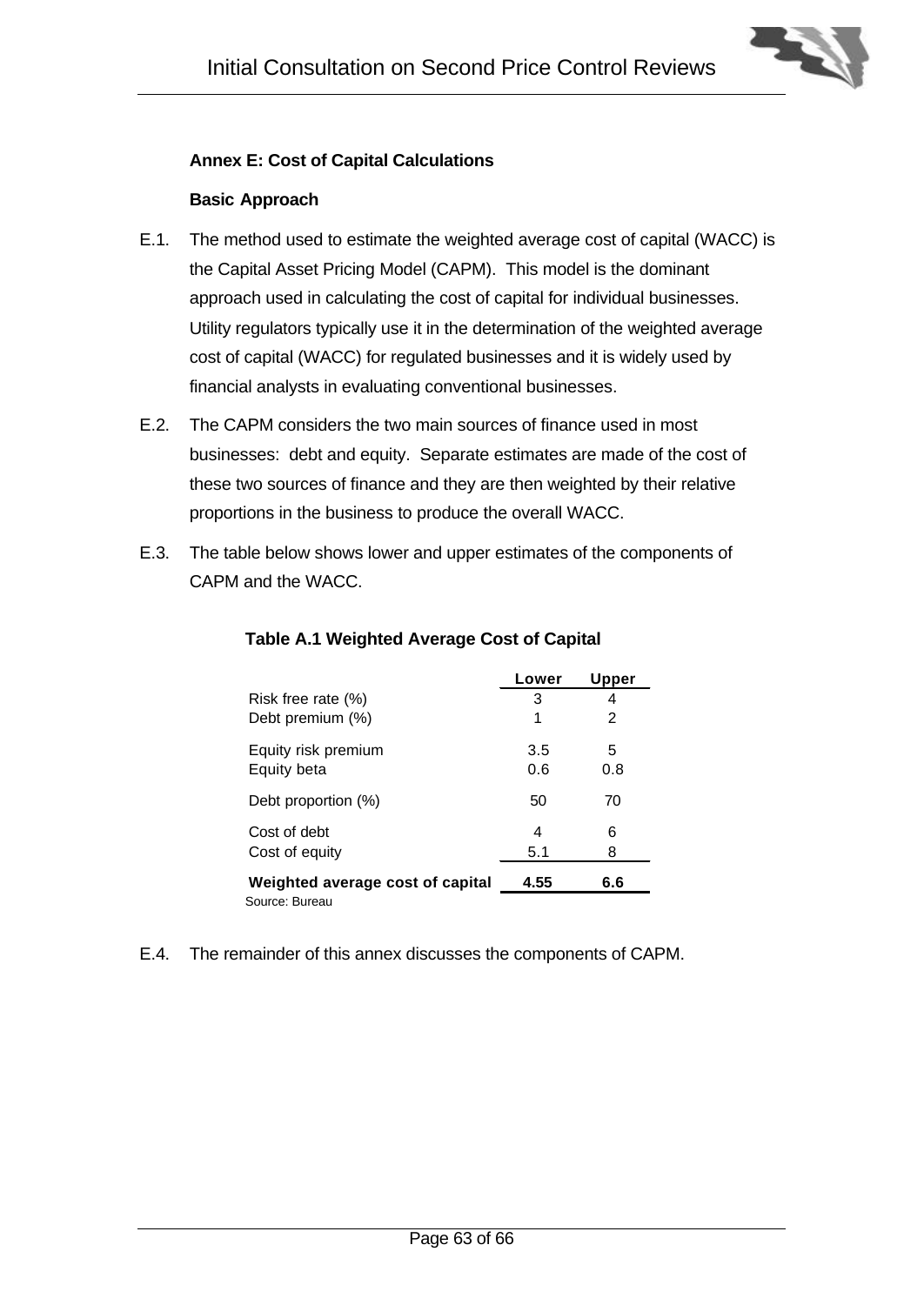**Annex E: Cost of Capital Calculations**

**Basic Approach**

E.1. The method used to estimate the weighted average cost of capital (WACC) is the Capital Asset Pricing Model (CAPM). This model is the dominant approach used in calculating the cost of capital for individual businesses. Utility regulators typically use it in the determination of the weighted average cost of capital (WACC) for regulated businesses and it is widely used by financial analysts in evaluating conventional businesses.

E.2. The CAPM considers the two main sources of finance used in most businesses: debt and equity. Separate estimates are made of the cost of these two sources of finance and they are then weighted by their relative proportions in the business to produce the overall WACC.

E.3. The table below shows lower and upper estimates of the components of CAPM and the WACC.

**Table A.1 Weighted Average Cost of Capital**

| | Lower | Upper |
|---|---|---|
| Risk free rate (%) | 3 | 4 |
| Debt premium (%) | 1 | 2 |
| Equity risk premium | 3.5 | 5 |
| Equity beta | 0.6 | 0.8 |
| Debt proportion (%) | 50 | 70 |
| Cost of debt | 4 | 6 |
| Cost of equity | 5.1 | 8 |
| **Weighted average cost of capital** | **4.55** | **6.6** |

Source: Bureau

E.4. The remainder of this annex discusses the components of CAPM.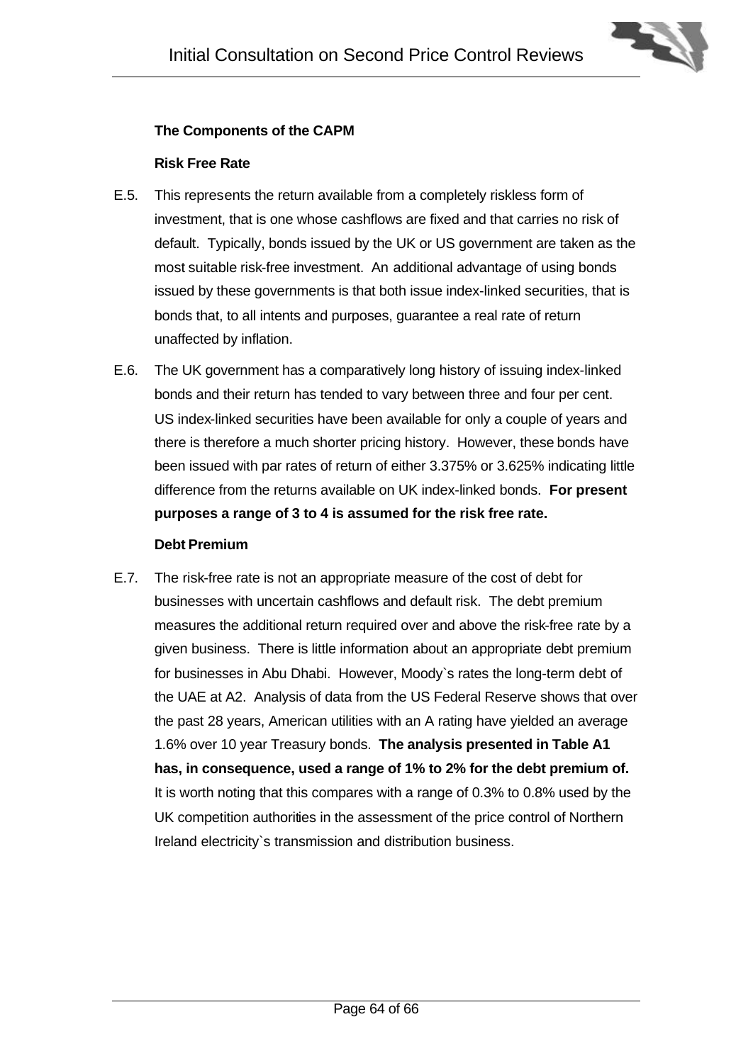### The Components of the CAPM

#### Risk Free Rate

E.5. This represents the return available from a completely riskless form of investment, that is one whose cashflows are fixed and that carries no risk of default. Typically, bonds issued by the UK or US government are taken as the most suitable risk-free investment. An additional advantage of using bonds issued by these governments is that both issue index-linked securities, that is bonds that, to all intents and purposes, guarantee a real rate of return unaffected by inflation.

E.6. The UK government has a comparatively long history of issuing index-linked bonds and their return has tended to vary between three and four per cent. US index-linked securities have been available for only a couple of years and there is therefore a much shorter pricing history. However, these bonds have been issued with par rates of return of either 3.375% or 3.625% indicating little difference from the returns available on UK index-linked bonds. **For present purposes a range of 3 to 4 is assumed for the risk free rate.**

#### Debt Premium

E.7. The risk-free rate is not an appropriate measure of the cost of debt for businesses with uncertain cashflows and default risk. The debt premium measures the additional return required over and above the risk-free rate by a given business. There is little information about an appropriate debt premium for businesses in Abu Dhabi. However, Moody`s rates the long-term debt of the UAE at A2. Analysis of data from the US Federal Reserve shows that over the past 28 years, American utilities with an A rating have yielded an average 1.6% over 10 year Treasury bonds. **The analysis presented in Table A1 has, in consequence, used a range of 1% to 2% for the debt premium of.** It is worth noting that this compares with a range of 0.3% to 0.8% used by the UK competition authorities in the assessment of the price control of Northern Ireland electricity`s transmission and distribution business.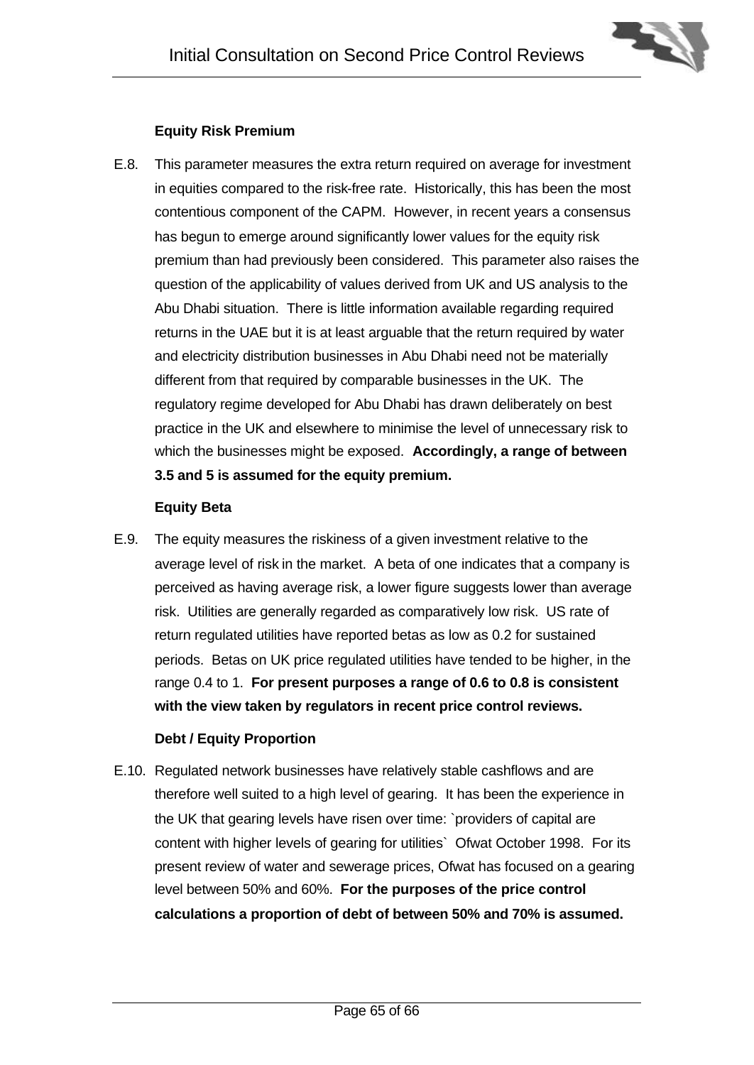**Equity Risk Premium**

E.8. This parameter measures the extra return required on average for investment in equities compared to the risk-free rate. Historically, this has been the most contentious component of the CAPM. However, in recent years a consensus has begun to emerge around significantly lower values for the equity risk premium than had previously been considered. This parameter also raises the question of the applicability of values derived from UK and US analysis to the Abu Dhabi situation. There is little information available regarding required returns in the UAE but it is at least arguable that the return required by water and electricity distribution businesses in Abu Dhabi need not be materially different from that required by comparable businesses in the UK. The regulatory regime developed for Abu Dhabi has drawn deliberately on best practice in the UK and elsewhere to minimise the level of unnecessary risk to which the businesses might be exposed. **Accordingly, a range of between 3.5 and 5 is assumed for the equity premium.**

**Equity Beta**

E.9. The equity measures the riskiness of a given investment relative to the average level of risk in the market. A beta of one indicates that a company is perceived as having average risk, a lower figure suggests lower than average risk. Utilities are generally regarded as comparatively low risk. US rate of return regulated utilities have reported betas as low as 0.2 for sustained periods. Betas on UK price regulated utilities have tended to be higher, in the range 0.4 to 1. **For present purposes a range of 0.6 to 0.8 is consistent with the view taken by regulators in recent price control reviews.**

**Debt / Equity Proportion**

E.10. Regulated network businesses have relatively stable cashflows and are therefore well suited to a high level of gearing. It has been the experience in the UK that gearing levels have risen over time: `providers of capital are content with higher levels of gearing for utilities` Ofwat October 1998. For its present review of water and sewerage prices, Ofwat has focused on a gearing level between 50% and 60%. **For the purposes of the price control calculations a proportion of debt of between 50% and 70% is assumed.**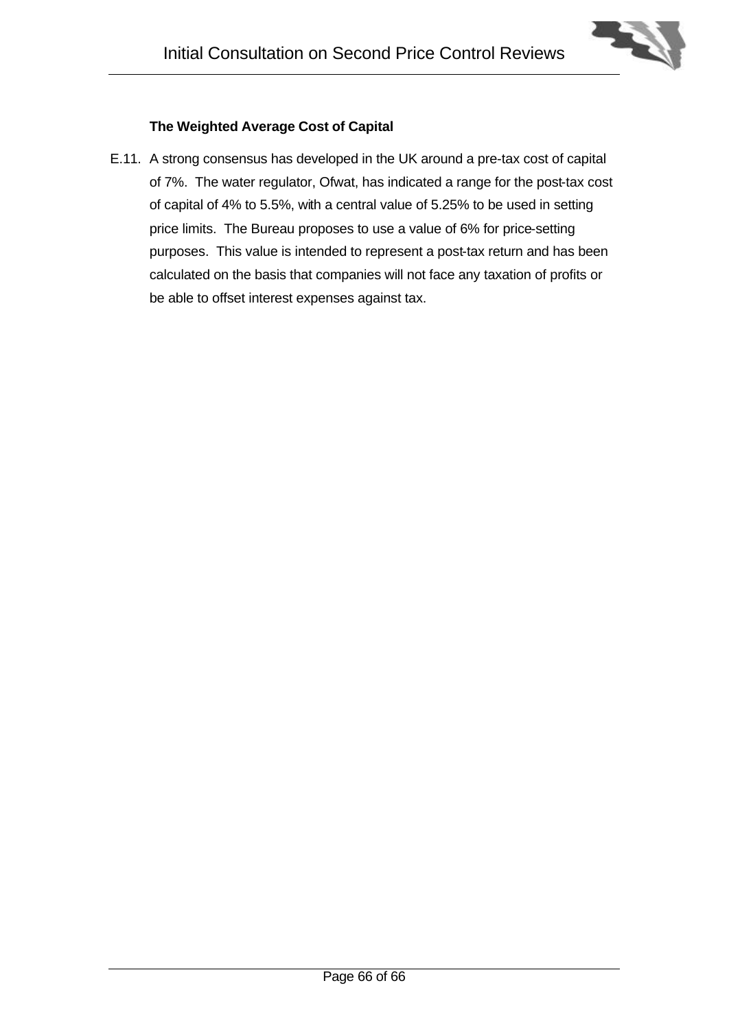### The Weighted Average Cost of Capital

E.11. A strong consensus has developed in the UK around a pre-tax cost of capital of 7%. The water regulator, Ofwat, has indicated a range for the post-tax cost of capital of 4% to 5.5%, with a central value of 5.25% to be used in setting price limits. The Bureau proposes to use a value of 6% for price-setting purposes. This value is intended to represent a post-tax return and has been calculated on the basis that companies will not face any taxation of profits or be able to offset interest expenses against tax.